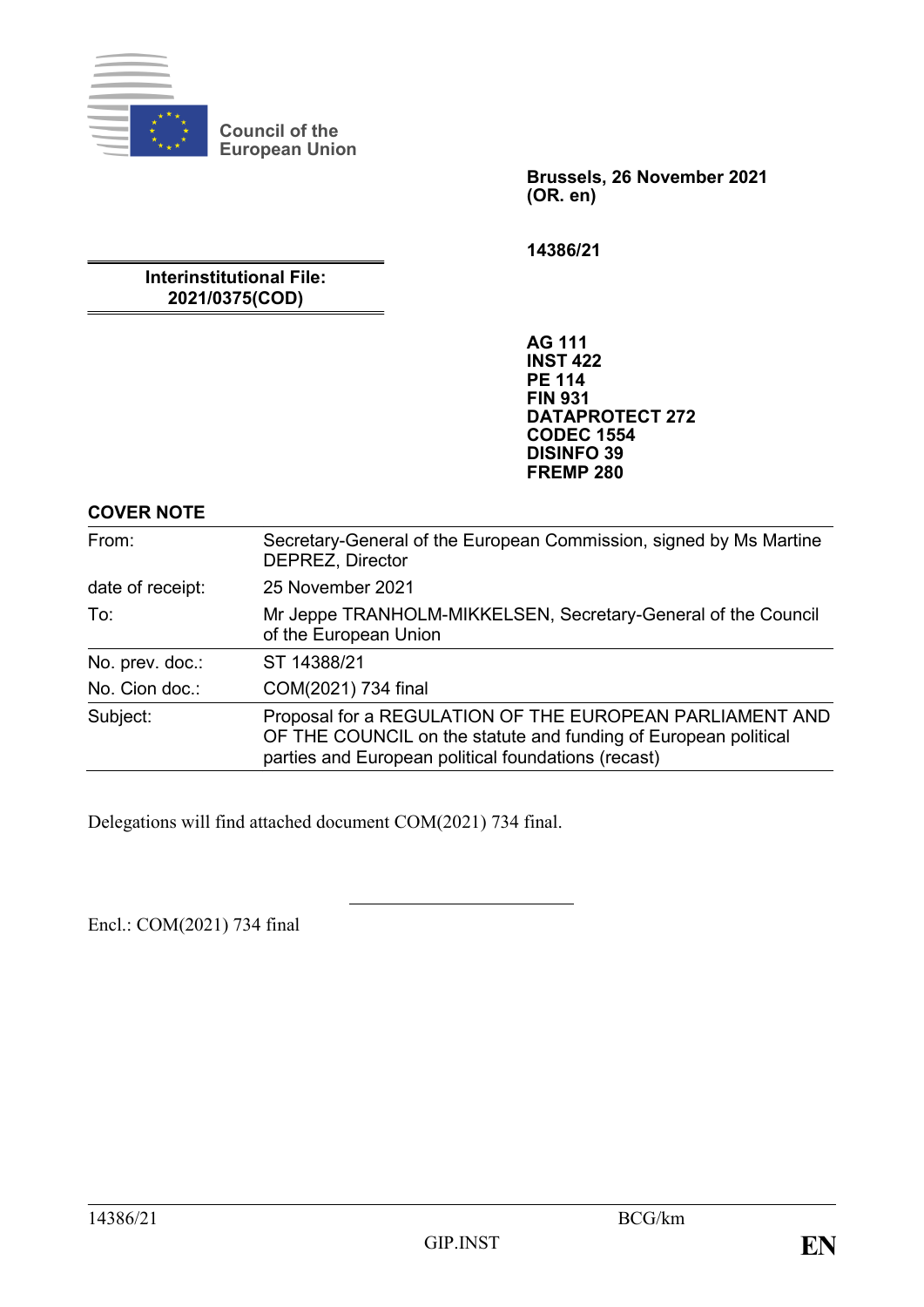Council of the European Union

**Brussels, 26 November 2021 (OR. en)**

**14386/21**

**Interinstitutional File: 2021/0375(COD)**

**AG 111**
**INST 422**
**PE 114**
**FIN 931**
**DATAPROTECT 272**
**CODEC 1554**
**DISINFO 39**
**FREMP 280**

**COVER NOTE**

| | |
|---|---|
| From: | Secretary-General of the European Commission, signed by Ms Martine DEPREZ, Director |
| date of receipt: | 25 November 2021 |
| To: | Mr Jeppe TRANHOLM-MIKKELSEN, Secretary-General of the Council of the European Union |
| No. prev. doc.: | ST 14388/21 |
| No. Cion doc.: | COM(2021) 734 final |
| Subject: | Proposal for a REGULATION OF THE EUROPEAN PARLIAMENT AND OF THE COUNCIL on the statute and funding of European political parties and European political foundations (recast) |

Delegations will find attached document COM(2021) 734 final.

---

Encl.: COM(2021) 734 final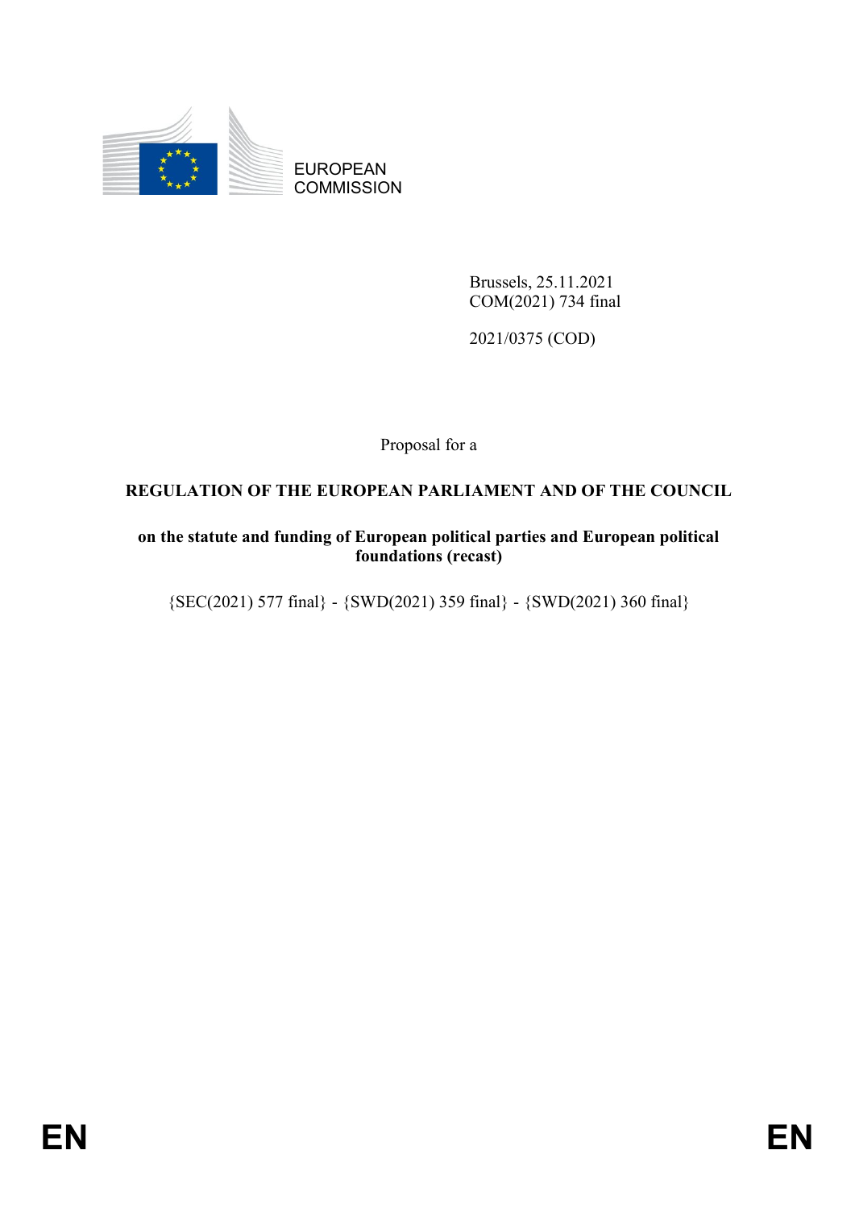EUROPEAN COMMISSION

Brussels, 25.11.2021
COM(2021) 734 final

2021/0375 (COD)

Proposal for a

**REGULATION OF THE EUROPEAN PARLIAMENT AND OF THE COUNCIL**

**on the statute and funding of European political parties and European political foundations (recast)**

{SEC(2021) 577 final} - {SWD(2021) 359 final} - {SWD(2021) 360 final}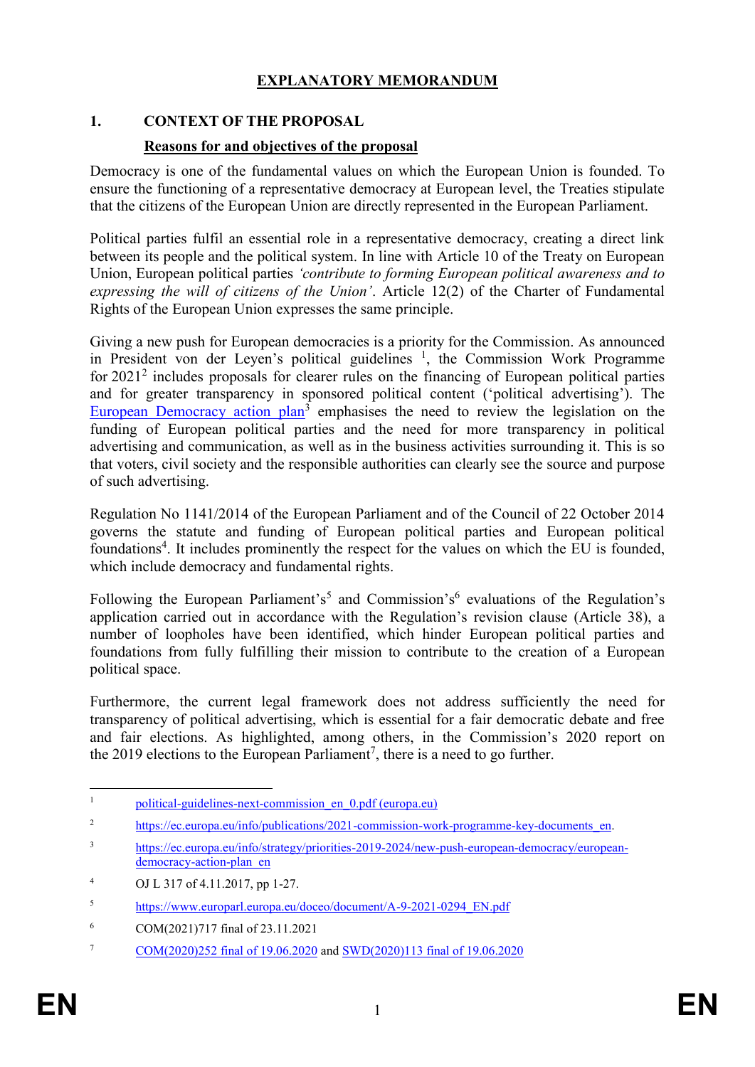# EXPLANATORY MEMORANDUM

## 1. CONTEXT OF THE PROPOSAL

### Reasons for and objectives of the proposal

Democracy is one of the fundamental values on which the European Union is founded. To ensure the functioning of a representative democracy at European level, the Treaties stipulate that the citizens of the European Union are directly represented in the European Parliament.

Political parties fulfil an essential role in a representative democracy, creating a direct link between its people and the political system. In line with Article 10 of the Treaty on European Union, European political parties *'contribute to forming European political awareness and to expressing the will of citizens of the Union'*. Article 12(2) of the Charter of Fundamental Rights of the European Union expresses the same principle.

Giving a new push for European democracies is a priority for the Commission. As announced in President von der Leyen's political guidelines [1], the Commission Work Programme for 2021[2] includes proposals for clearer rules on the financing of European political parties and for greater transparency in sponsored political content ('political advertising'). The European Democracy action plan[3] emphasises the need to review the legislation on the funding of European political parties and the need for more transparency in political advertising and communication, as well as in the business activities surrounding it. This is so that voters, civil society and the responsible authorities can clearly see the source and purpose of such advertising.

Regulation No 1141/2014 of the European Parliament and of the Council of 22 October 2014 governs the statute and funding of European political parties and European political foundations[4]. It includes prominently the respect for the values on which the EU is founded, which include democracy and fundamental rights.

Following the European Parliament's[5] and Commission's[6] evaluations of the Regulation's application carried out in accordance with the Regulation's revision clause (Article 38), a number of loopholes have been identified, which hinder European political parties and foundations from fully fulfilling their mission to contribute to the creation of a European political space.

Furthermore, the current legal framework does not address sufficiently the need for transparency of political advertising, which is essential for a fair democratic debate and free and fair elections. As highlighted, among others, in the Commission's 2020 report on the 2019 elections to the European Parliament[7], there is a need to go further.

---

[1] political-guidelines-next-commission_en_0.pdf (europa.eu)

[2] https://ec.europa.eu/info/publications/2021-commission-work-programme-key-documents_en.

[3] https://ec.europa.eu/info/strategy/priorities-2019-2024/new-push-european-democracy/european-democracy-action-plan_en

[4] OJ L 317 of 4.11.2017, pp 1-27.

[5] https://www.europarl.europa.eu/doceo/document/A-9-2021-0294_EN.pdf

[6] COM(2021)717 final of 23.11.2021

[7] COM(2020)252 final of 19.06.2020 and SWD(2020)113 final of 19.06.2020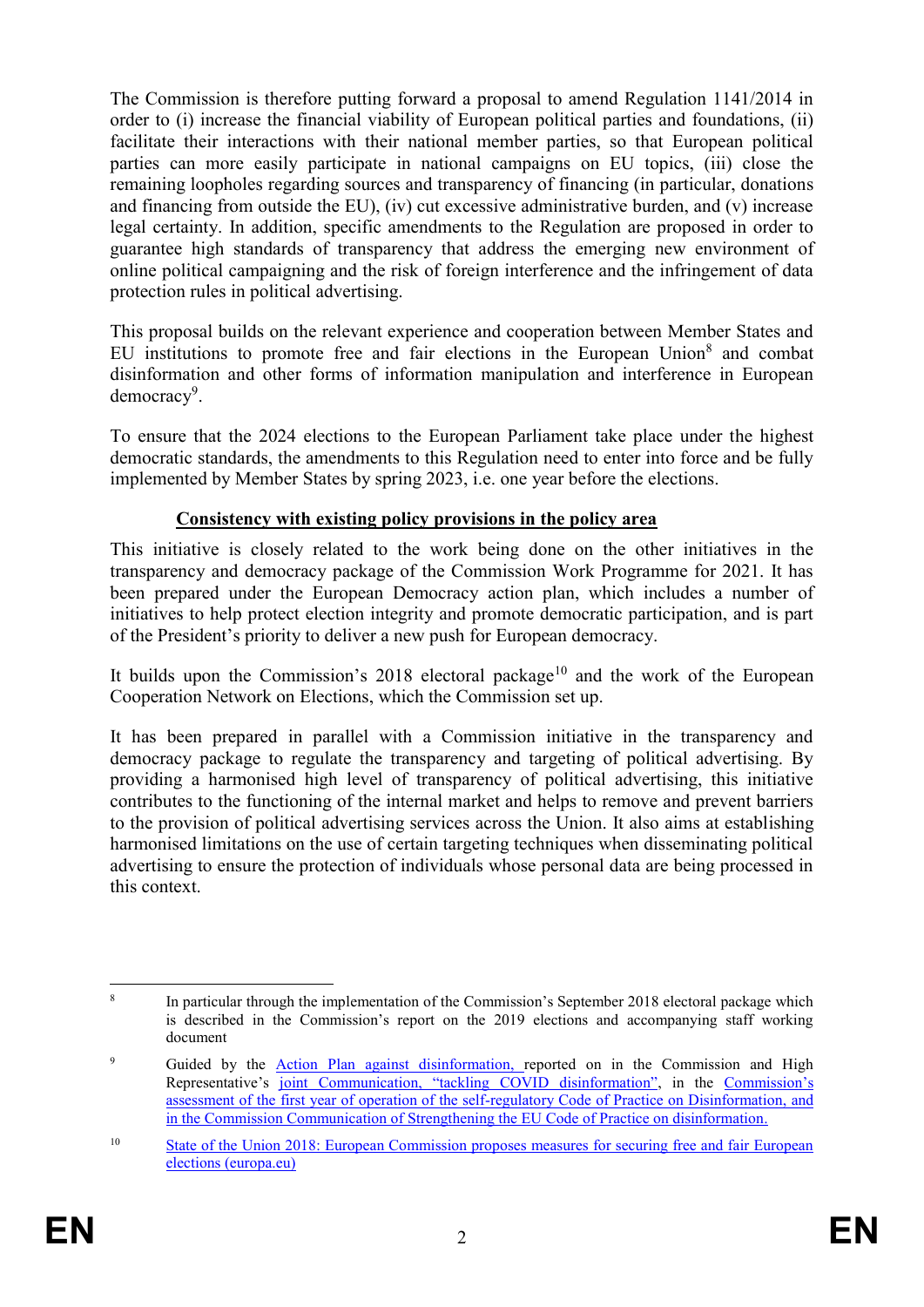The Commission is therefore putting forward a proposal to amend Regulation 1141/2014 in order to (i) increase the financial viability of European political parties and foundations, (ii) facilitate their interactions with their national member parties, so that European political parties can more easily participate in national campaigns on EU topics, (iii) close the remaining loopholes regarding sources and transparency of financing (in particular, donations and financing from outside the EU), (iv) cut excessive administrative burden, and (v) increase legal certainty. In addition, specific amendments to the Regulation are proposed in order to guarantee high standards of transparency that address the emerging new environment of online political campaigning and the risk of foreign interference and the infringement of data protection rules in political advertising.

This proposal builds on the relevant experience and cooperation between Member States and EU institutions to promote free and fair elections in the European Union[8] and combat disinformation and other forms of information manipulation and interference in European democracy[9].

To ensure that the 2024 elections to the European Parliament take place under the highest democratic standards, the amendments to this Regulation need to enter into force and be fully implemented by Member States by spring 2023, i.e. one year before the elections.

**Consistency with existing policy provisions in the policy area**

This initiative is closely related to the work being done on the other initiatives in the transparency and democracy package of the Commission Work Programme for 2021. It has been prepared under the European Democracy action plan, which includes a number of initiatives to help protect election integrity and promote democratic participation, and is part of the President's priority to deliver a new push for European democracy.

It builds upon the Commission's 2018 electoral package[10] and the work of the European Cooperation Network on Elections, which the Commission set up.

It has been prepared in parallel with a Commission initiative in the transparency and democracy package to regulate the transparency and targeting of political advertising. By providing a harmonised high level of transparency of political advertising, this initiative contributes to the functioning of the internal market and helps to remove and prevent barriers to the provision of political advertising services across the Union. It also aims at establishing harmonised limitations on the use of certain targeting techniques when disseminating political advertising to ensure the protection of individuals whose personal data are being processed in this context.

---

[8] In particular through the implementation of the Commission's September 2018 electoral package which is described in the Commission's report on the 2019 elections and accompanying staff working document

[9] Guided by the Action Plan against disinformation, reported on in the Commission and High Representative's joint Communication, "tackling COVID disinformation", in the Commission's assessment of the first year of operation of the self-regulatory Code of Practice on Disinformation, and in the Commission Communication of Strengthening the EU Code of Practice on disinformation.

[10] State of the Union 2018: European Commission proposes measures for securing free and fair European elections (europa.eu)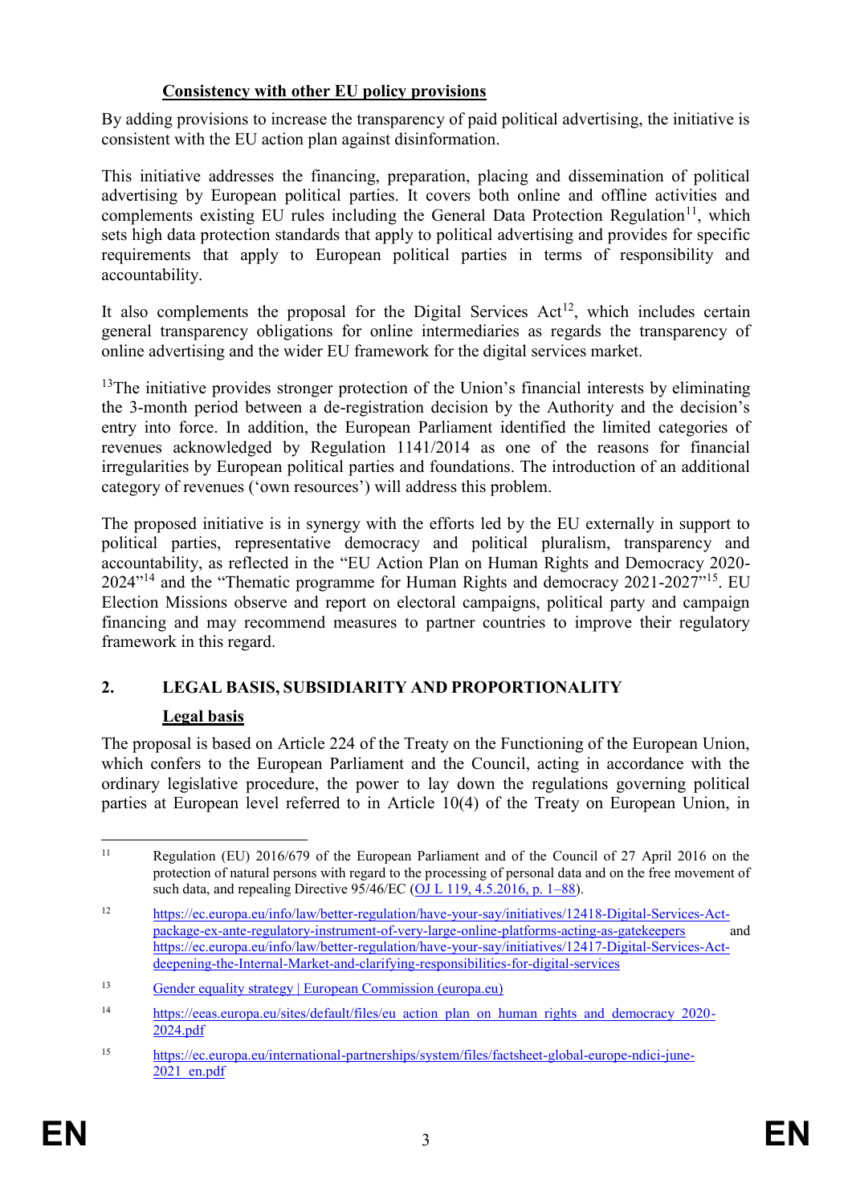### Consistency with other EU policy provisions

By adding provisions to increase the transparency of paid political advertising, the initiative is consistent with the EU action plan against disinformation.

This initiative addresses the financing, preparation, placing and dissemination of political advertising by European political parties. It covers both online and offline activities and complements existing EU rules including the General Data Protection Regulation[11], which sets high data protection standards that apply to political advertising and provides for specific requirements that apply to European political parties in terms of responsibility and accountability.

It also complements the proposal for the Digital Services Act[12], which includes certain general transparency obligations for online intermediaries as regards the transparency of online advertising and the wider EU framework for the digital services market.

[13]The initiative provides stronger protection of the Union's financial interests by eliminating the 3-month period between a de-registration decision by the Authority and the decision's entry into force. In addition, the European Parliament identified the limited categories of revenues acknowledged by Regulation 1141/2014 as one of the reasons for financial irregularities by European political parties and foundations. The introduction of an additional category of revenues ('own resources') will address this problem.

The proposed initiative is in synergy with the efforts led by the EU externally in support to political parties, representative democracy and political pluralism, transparency and accountability, as reflected in the "EU Action Plan on Human Rights and Democracy 2020-2024"[14] and the "Thematic programme for Human Rights and democracy 2021-2027"[15]. EU Election Missions observe and report on electoral campaigns, political party and campaign financing and may recommend measures to partner countries to improve their regulatory framework in this regard.

## 2. LEGAL BASIS, SUBSIDIARITY AND PROPORTIONALITY

### Legal basis

The proposal is based on Article 224 of the Treaty on the Functioning of the European Union, which confers to the European Parliament and the Council, acting in accordance with the ordinary legislative procedure, the power to lay down the regulations governing political parties at European level referred to in Article 10(4) of the Treaty on European Union, in

---

[11] Regulation (EU) 2016/679 of the European Parliament and of the Council of 27 April 2016 on the protection of natural persons with regard to the processing of personal data and on the free movement of such data, and repealing Directive 95/46/EC (OJ L 119, 4.5.2016, p. 1–88).

[12] https://ec.europa.eu/info/law/better-regulation/have-your-say/initiatives/12418-Digital-Services-Act-package-ex-ante-regulatory-instrument-of-very-large-online-platforms-acting-as-gatekeepers and https://ec.europa.eu/info/law/better-regulation/have-your-say/initiatives/12417-Digital-Services-Act-deepening-the-Internal-Market-and-clarifying-responsibilities-for-digital-services

[13] Gender equality strategy | European Commission (europa.eu)

[14] https://eeas.europa.eu/sites/default/files/eu_action_plan_on_human_rights_and_democracy_2020-2024.pdf

[15] https://ec.europa.eu/international-partnerships/system/files/factsheet-global-europe-ndici-june-2021_en.pdf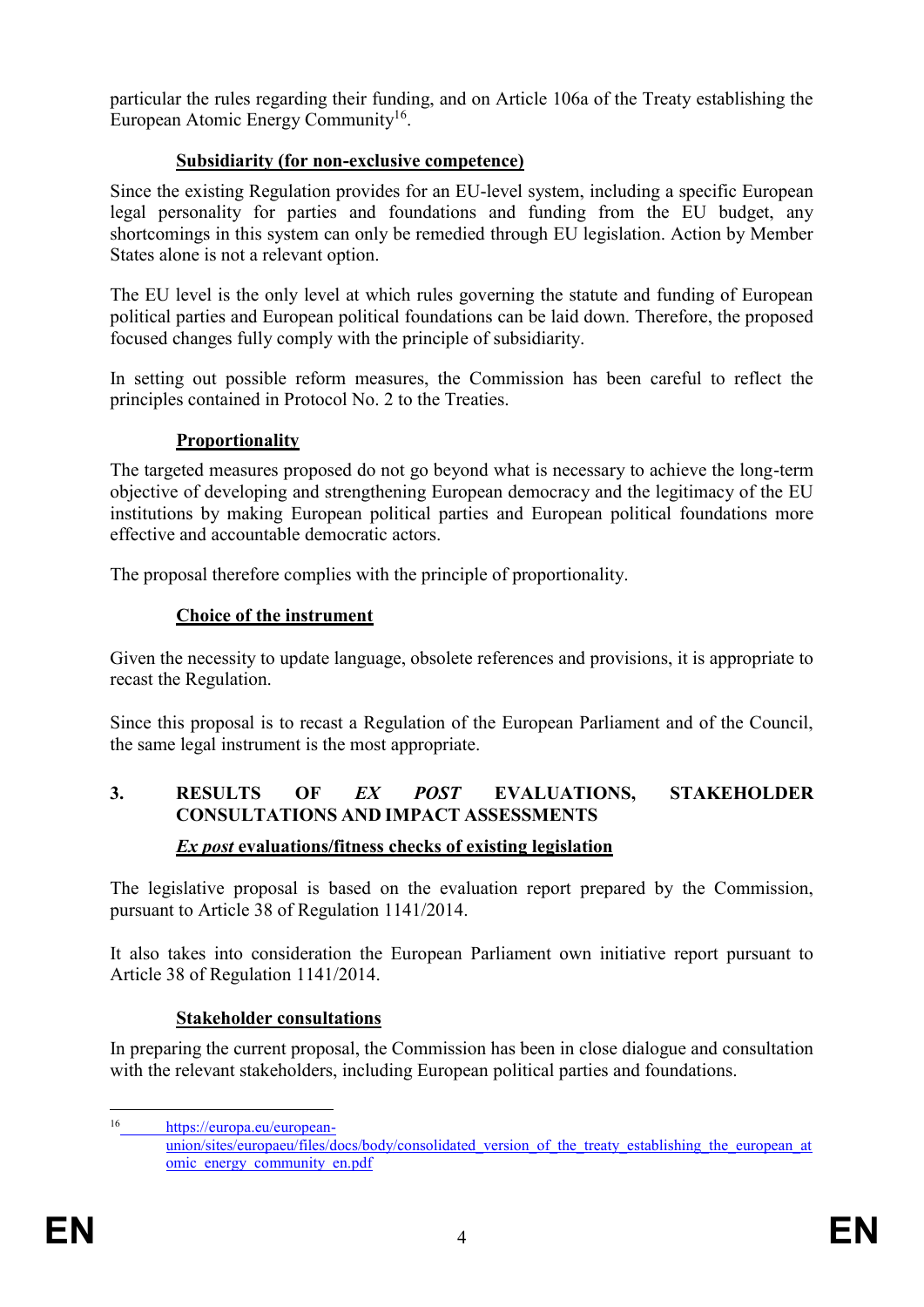particular the rules regarding their funding, and on Article 106a of the Treaty establishing the European Atomic Energy Community[16].

### Subsidiarity (for non-exclusive competence)

Since the existing Regulation provides for an EU-level system, including a specific European legal personality for parties and foundations and funding from the EU budget, any shortcomings in this system can only be remedied through EU legislation. Action by Member States alone is not a relevant option.

The EU level is the only level at which rules governing the statute and funding of European political parties and European political foundations can be laid down. Therefore, the proposed focused changes fully comply with the principle of subsidiarity.

In setting out possible reform measures, the Commission has been careful to reflect the principles contained in Protocol No. 2 to the Treaties.

### Proportionality

The targeted measures proposed do not go beyond what is necessary to achieve the long-term objective of developing and strengthening European democracy and the legitimacy of the EU institutions by making European political parties and European political foundations more effective and accountable democratic actors.

The proposal therefore complies with the principle of proportionality.

### Choice of the instrument

Given the necessity to update language, obsolete references and provisions, it is appropriate to recast the Regulation.

Since this proposal is to recast a Regulation of the European Parliament and of the Council, the same legal instrument is the most appropriate.

## 3. RESULTS OF *EX POST* EVALUATIONS, STAKEHOLDER CONSULTATIONS AND IMPACT ASSESSMENTS

### *Ex post* evaluations/fitness checks of existing legislation

The legislative proposal is based on the evaluation report prepared by the Commission, pursuant to Article 38 of Regulation 1141/2014.

It also takes into consideration the European Parliament own initiative report pursuant to Article 38 of Regulation 1141/2014.

### Stakeholder consultations

In preparing the current proposal, the Commission has been in close dialogue and consultation with the relevant stakeholders, including European political parties and foundations.

---

[16] https://europa.eu/european-union/sites/europaeu/files/docs/body/consolidated_version_of_the_treaty_establishing_the_european_atomic_energy_community_en.pdf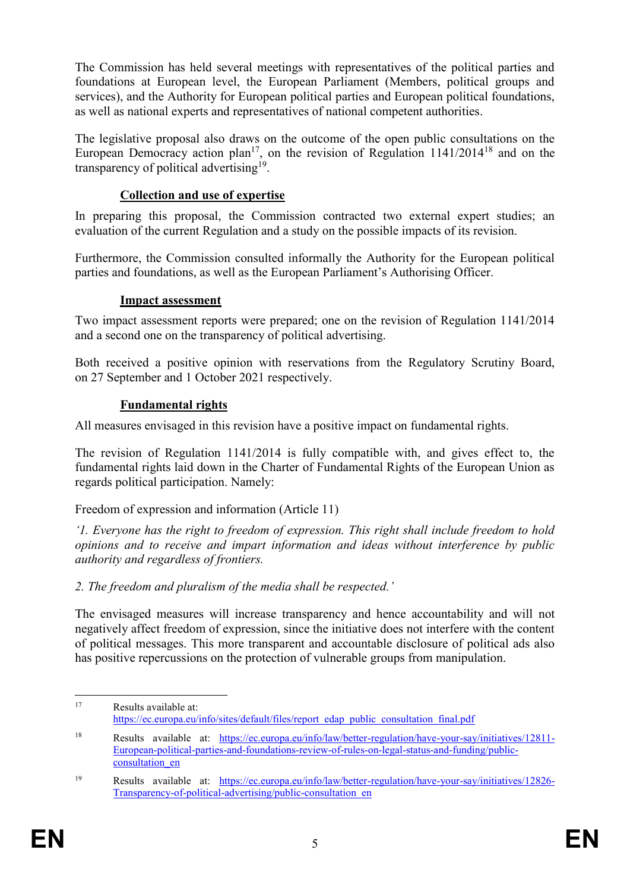The Commission has held several meetings with representatives of the political parties and foundations at European level, the European Parliament (Members, political groups and services), and the Authority for European political parties and European political foundations, as well as national experts and representatives of national competent authorities.

The legislative proposal also draws on the outcome of the open public consultations on the European Democracy action plan[17], on the revision of Regulation 1141/2014[18] and on the transparency of political advertising[19].

### Collection and use of expertise

In preparing this proposal, the Commission contracted two external expert studies; an evaluation of the current Regulation and a study on the possible impacts of its revision.

Furthermore, the Commission consulted informally the Authority for the European political parties and foundations, as well as the European Parliament's Authorising Officer.

### Impact assessment

Two impact assessment reports were prepared; one on the revision of Regulation 1141/2014 and a second one on the transparency of political advertising.

Both received a positive opinion with reservations from the Regulatory Scrutiny Board, on 27 September and 1 October 2021 respectively.

### Fundamental rights

All measures envisaged in this revision have a positive impact on fundamental rights.

The revision of Regulation 1141/2014 is fully compatible with, and gives effect to, the fundamental rights laid down in the Charter of Fundamental Rights of the European Union as regards political participation. Namely:

Freedom of expression and information (Article 11)

*'1. Everyone has the right to freedom of expression. This right shall include freedom to hold opinions and to receive and impart information and ideas without interference by public authority and regardless of frontiers.*

*2. The freedom and pluralism of the media shall be respected.'*

The envisaged measures will increase transparency and hence accountability and will not negatively affect freedom of expression, since the initiative does not interfere with the content of political messages. This more transparent and accountable disclosure of political ads also has positive repercussions on the protection of vulnerable groups from manipulation.

---

[17] Results available at: https://ec.europa.eu/info/sites/default/files/report_edap_public_consultation_final.pdf

[18] Results available at: https://ec.europa.eu/info/law/better-regulation/have-your-say/initiatives/12811-European-political-parties-and-foundations-review-of-rules-on-legal-status-and-funding/public-consultation_en

[19] Results available at: https://ec.europa.eu/info/law/better-regulation/have-your-say/initiatives/12826-Transparency-of-political-advertising/public-consultation_en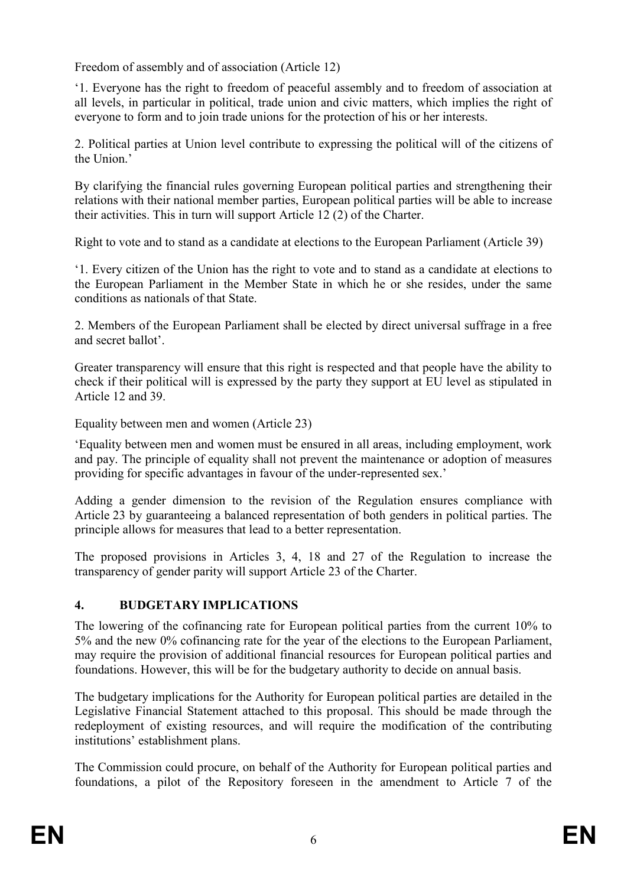Freedom of assembly and of association (Article 12)

'1. Everyone has the right to freedom of peaceful assembly and to freedom of association at all levels, in particular in political, trade union and civic matters, which implies the right of everyone to form and to join trade unions for the protection of his or her interests.

2. Political parties at Union level contribute to expressing the political will of the citizens of the Union.'

By clarifying the financial rules governing European political parties and strengthening their relations with their national member parties, European political parties will be able to increase their activities. This in turn will support Article 12 (2) of the Charter.

Right to vote and to stand as a candidate at elections to the European Parliament (Article 39)

'1. Every citizen of the Union has the right to vote and to stand as a candidate at elections to the European Parliament in the Member State in which he or she resides, under the same conditions as nationals of that State.

2. Members of the European Parliament shall be elected by direct universal suffrage in a free and secret ballot'.

Greater transparency will ensure that this right is respected and that people have the ability to check if their political will is expressed by the party they support at EU level as stipulated in Article 12 and 39.

Equality between men and women (Article 23)

'Equality between men and women must be ensured in all areas, including employment, work and pay. The principle of equality shall not prevent the maintenance or adoption of measures providing for specific advantages in favour of the under-represented sex.'

Adding a gender dimension to the revision of the Regulation ensures compliance with Article 23 by guaranteeing a balanced representation of both genders in political parties. The principle allows for measures that lead to a better representation.

The proposed provisions in Articles 3, 4, 18 and 27 of the Regulation to increase the transparency of gender parity will support Article 23 of the Charter.

## 4. BUDGETARY IMPLICATIONS

The lowering of the cofinancing rate for European political parties from the current 10% to 5% and the new 0% cofinancing rate for the year of the elections to the European Parliament, may require the provision of additional financial resources for European political parties and foundations. However, this will be for the budgetary authority to decide on annual basis.

The budgetary implications for the Authority for European political parties are detailed in the Legislative Financial Statement attached to this proposal. This should be made through the redeployment of existing resources, and will require the modification of the contributing institutions' establishment plans.

The Commission could procure, on behalf of the Authority for European political parties and foundations, a pilot of the Repository foreseen in the amendment to Article 7 of the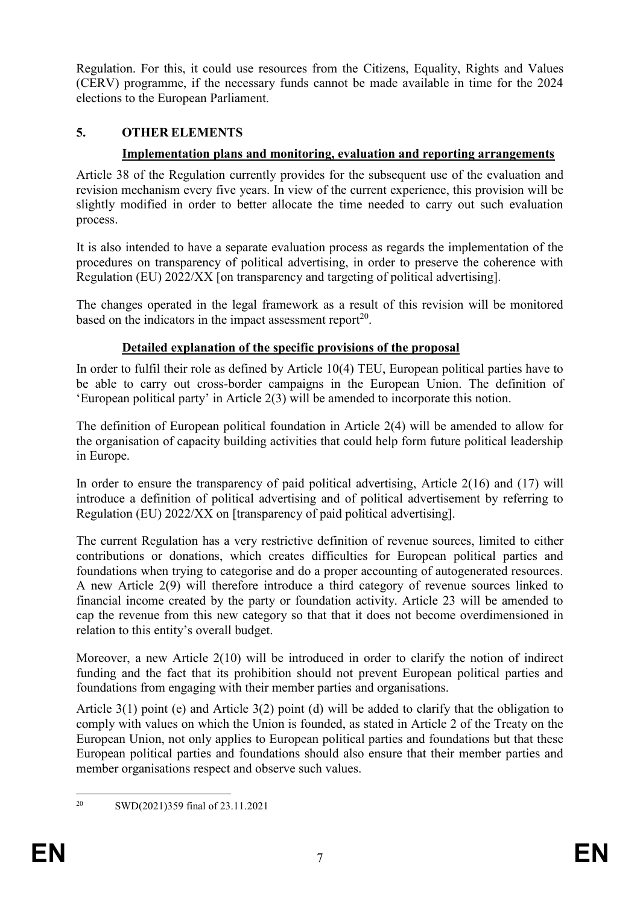Regulation. For this, it could use resources from the Citizens, Equality, Rights and Values (CERV) programme, if the necessary funds cannot be made available in time for the 2024 elections to the European Parliament.

## 5. OTHER ELEMENTS

### Implementation plans and monitoring, evaluation and reporting arrangements

Article 38 of the Regulation currently provides for the subsequent use of the evaluation and revision mechanism every five years. In view of the current experience, this provision will be slightly modified in order to better allocate the time needed to carry out such evaluation process.

It is also intended to have a separate evaluation process as regards the implementation of the procedures on transparency of political advertising, in order to preserve the coherence with Regulation (EU) 2022/XX [on transparency and targeting of political advertising].

The changes operated in the legal framework as a result of this revision will be monitored based on the indicators in the impact assessment report[20].

### Detailed explanation of the specific provisions of the proposal

In order to fulfil their role as defined by Article 10(4) TEU, European political parties have to be able to carry out cross-border campaigns in the European Union. The definition of 'European political party' in Article 2(3) will be amended to incorporate this notion.

The definition of European political foundation in Article 2(4) will be amended to allow for the organisation of capacity building activities that could help form future political leadership in Europe.

In order to ensure the transparency of paid political advertising, Article 2(16) and (17) will introduce a definition of political advertising and of political advertisement by referring to Regulation (EU) 2022/XX on [transparency of paid political advertising].

The current Regulation has a very restrictive definition of revenue sources, limited to either contributions or donations, which creates difficulties for European political parties and foundations when trying to categorise and do a proper accounting of autogenerated resources. A new Article 2(9) will therefore introduce a third category of revenue sources linked to financial income created by the party or foundation activity. Article 23 will be amended to cap the revenue from this new category so that that it does not become overdimensioned in relation to this entity's overall budget.

Moreover, a new Article 2(10) will be introduced in order to clarify the notion of indirect funding and the fact that its prohibition should not prevent European political parties and foundations from engaging with their member parties and organisations.

Article 3(1) point (e) and Article 3(2) point (d) will be added to clarify that the obligation to comply with values on which the Union is founded, as stated in Article 2 of the Treaty on the European Union, not only applies to European political parties and foundations but that these European political parties and foundations should also ensure that their member parties and member organisations respect and observe such values.

---

[20] SWD(2021)359 final of 23.11.2021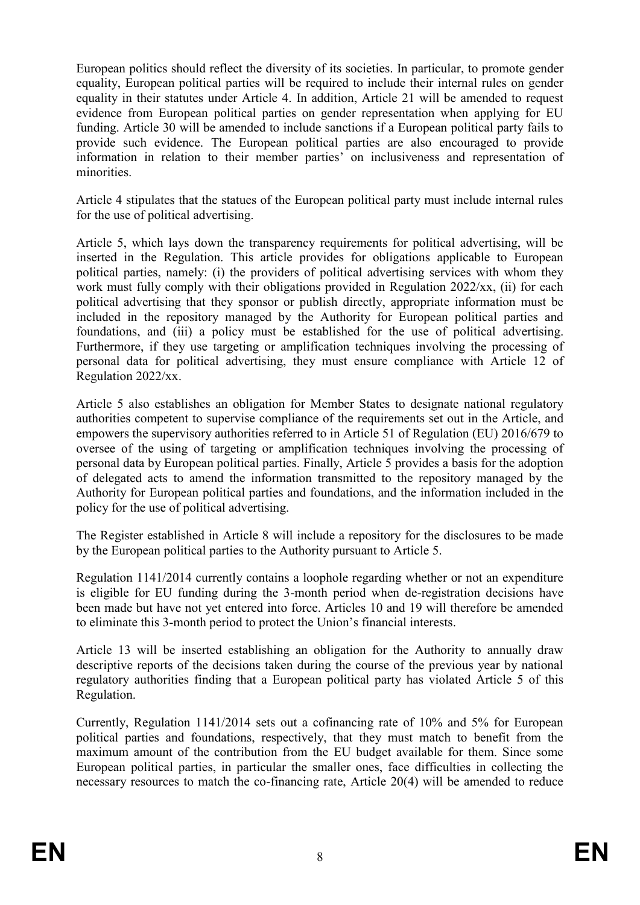European politics should reflect the diversity of its societies. In particular, to promote gender equality, European political parties will be required to include their internal rules on gender equality in their statutes under Article 4. In addition, Article 21 will be amended to request evidence from European political parties on gender representation when applying for EU funding. Article 30 will be amended to include sanctions if a European political party fails to provide such evidence. The European political parties are also encouraged to provide information in relation to their member parties' on inclusiveness and representation of minorities.

Article 4 stipulates that the statues of the European political party must include internal rules for the use of political advertising.

Article 5, which lays down the transparency requirements for political advertising, will be inserted in the Regulation. This article provides for obligations applicable to European political parties, namely: (i) the providers of political advertising services with whom they work must fully comply with their obligations provided in Regulation 2022/xx, (ii) for each political advertising that they sponsor or publish directly, appropriate information must be included in the repository managed by the Authority for European political parties and foundations, and (iii) a policy must be established for the use of political advertising. Furthermore, if they use targeting or amplification techniques involving the processing of personal data for political advertising, they must ensure compliance with Article 12 of Regulation 2022/xx.

Article 5 also establishes an obligation for Member States to designate national regulatory authorities competent to supervise compliance of the requirements set out in the Article, and empowers the supervisory authorities referred to in Article 51 of Regulation (EU) 2016/679 to oversee of the using of targeting or amplification techniques involving the processing of personal data by European political parties. Finally, Article 5 provides a basis for the adoption of delegated acts to amend the information transmitted to the repository managed by the Authority for European political parties and foundations, and the information included in the policy for the use of political advertising.

The Register established in Article 8 will include a repository for the disclosures to be made by the European political parties to the Authority pursuant to Article 5.

Regulation 1141/2014 currently contains a loophole regarding whether or not an expenditure is eligible for EU funding during the 3-month period when de-registration decisions have been made but have not yet entered into force. Articles 10 and 19 will therefore be amended to eliminate this 3-month period to protect the Union's financial interests.

Article 13 will be inserted establishing an obligation for the Authority to annually draw descriptive reports of the decisions taken during the course of the previous year by national regulatory authorities finding that a European political party has violated Article 5 of this Regulation.

Currently, Regulation 1141/2014 sets out a cofinancing rate of 10% and 5% for European political parties and foundations, respectively, that they must match to benefit from the maximum amount of the contribution from the EU budget available for them. Since some European political parties, in particular the smaller ones, face difficulties in collecting the necessary resources to match the co-financing rate, Article 20(4) will be amended to reduce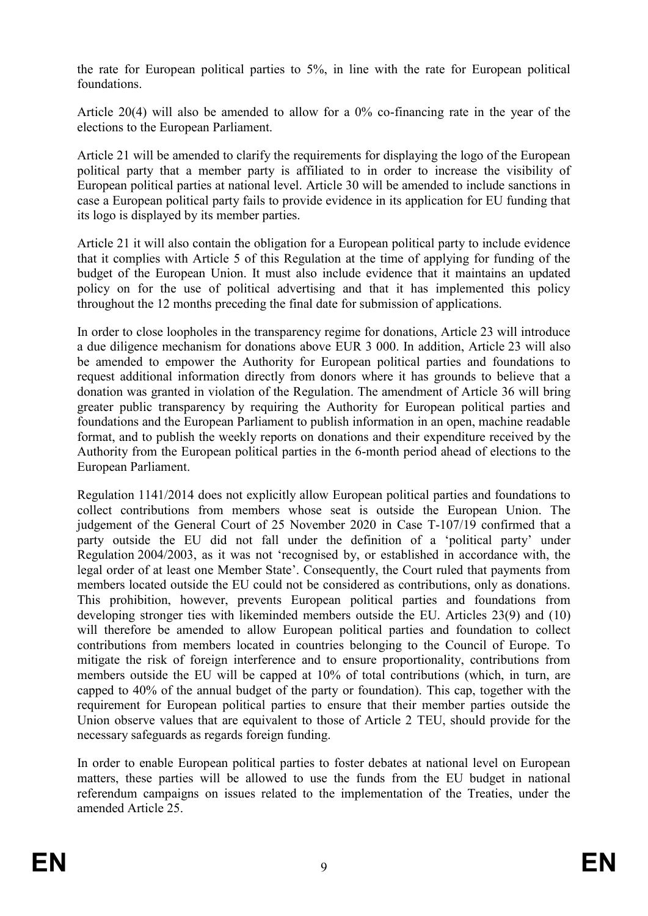the rate for European political parties to 5%, in line with the rate for European political foundations.

Article 20(4) will also be amended to allow for a 0% co-financing rate in the year of the elections to the European Parliament.

Article 21 will be amended to clarify the requirements for displaying the logo of the European political party that a member party is affiliated to in order to increase the visibility of European political parties at national level. Article 30 will be amended to include sanctions in case a European political party fails to provide evidence in its application for EU funding that its logo is displayed by its member parties.

Article 21 it will also contain the obligation for a European political party to include evidence that it complies with Article 5 of this Regulation at the time of applying for funding of the budget of the European Union. It must also include evidence that it maintains an updated policy on for the use of political advertising and that it has implemented this policy throughout the 12 months preceding the final date for submission of applications.

In order to close loopholes in the transparency regime for donations, Article 23 will introduce a due diligence mechanism for donations above EUR 3 000. In addition, Article 23 will also be amended to empower the Authority for European political parties and foundations to request additional information directly from donors where it has grounds to believe that a donation was granted in violation of the Regulation. The amendment of Article 36 will bring greater public transparency by requiring the Authority for European political parties and foundations and the European Parliament to publish information in an open, machine readable format, and to publish the weekly reports on donations and their expenditure received by the Authority from the European political parties in the 6-month period ahead of elections to the European Parliament.

Regulation 1141/2014 does not explicitly allow European political parties and foundations to collect contributions from members whose seat is outside the European Union. The judgement of the General Court of 25 November 2020 in Case T-107/19 confirmed that a party outside the EU did not fall under the definition of a 'political party' under Regulation 2004/2003, as it was not 'recognised by, or established in accordance with, the legal order of at least one Member State'. Consequently, the Court ruled that payments from members located outside the EU could not be considered as contributions, only as donations. This prohibition, however, prevents European political parties and foundations from developing stronger ties with likeminded members outside the EU. Articles 23(9) and (10) will therefore be amended to allow European political parties and foundation to collect contributions from members located in countries belonging to the Council of Europe. To mitigate the risk of foreign interference and to ensure proportionality, contributions from members outside the EU will be capped at 10% of total contributions (which, in turn, are capped to 40% of the annual budget of the party or foundation). This cap, together with the requirement for European political parties to ensure that their member parties outside the Union observe values that are equivalent to those of Article 2 TEU, should provide for the necessary safeguards as regards foreign funding.

In order to enable European political parties to foster debates at national level on European matters, these parties will be allowed to use the funds from the EU budget in national referendum campaigns on issues related to the implementation of the Treaties, under the amended Article 25.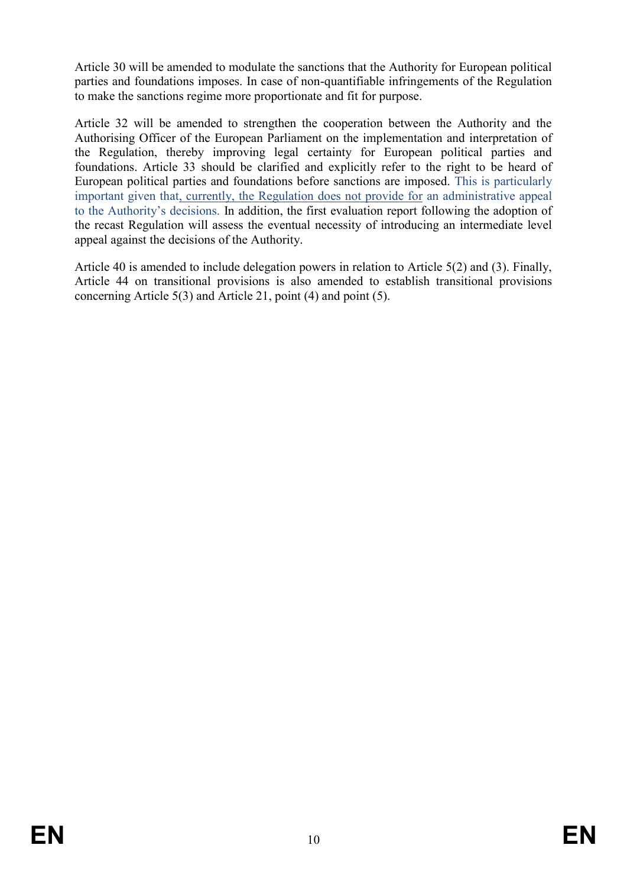Article 30 will be amended to modulate the sanctions that the Authority for European political parties and foundations imposes. In case of non-quantifiable infringements of the Regulation to make the sanctions regime more proportionate and fit for purpose.

Article 32 will be amended to strengthen the cooperation between the Authority and the Authorising Officer of the European Parliament on the implementation and interpretation of the Regulation, thereby improving legal certainty for European political parties and foundations. Article 33 should be clarified and explicitly refer to the right to be heard of European political parties and foundations before sanctions are imposed. This is particularly important given that, currently, the Regulation does not provide for an administrative appeal to the Authority's decisions. In addition, the first evaluation report following the adoption of the recast Regulation will assess the eventual necessity of introducing an intermediate level appeal against the decisions of the Authority.

Article 40 is amended to include delegation powers in relation to Article 5(2) and (3). Finally, Article 44 on transitional provisions is also amended to establish transitional provisions concerning Article 5(3) and Article 21, point (4) and point (5).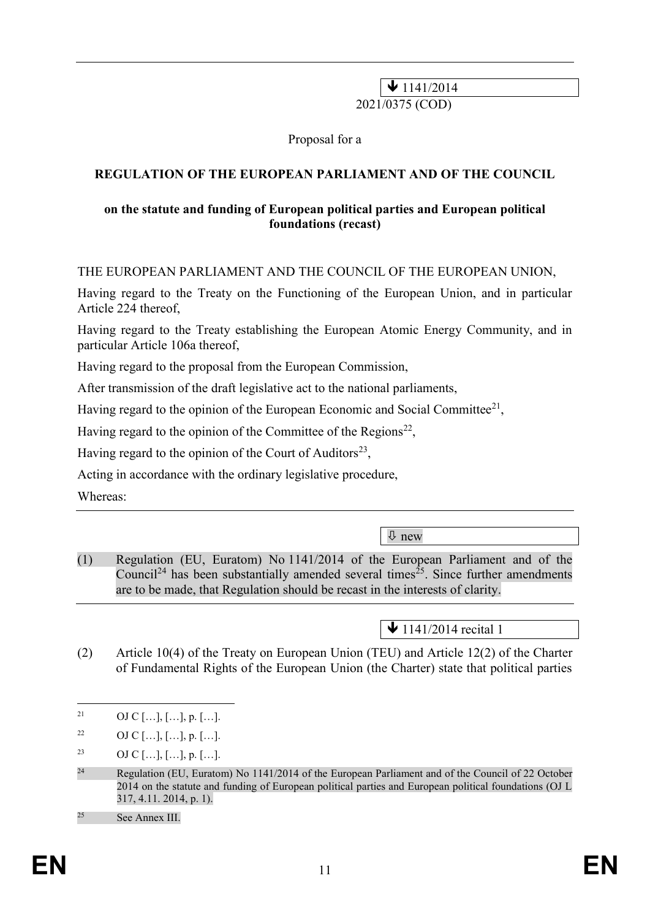⬇ 1141/2014

2021/0375 (COD)

Proposal for a

**REGULATION OF THE EUROPEAN PARLIAMENT AND OF THE COUNCIL**

**on the statute and funding of European political parties and European political foundations (recast)**

THE EUROPEAN PARLIAMENT AND THE COUNCIL OF THE EUROPEAN UNION,

Having regard to the Treaty on the Functioning of the European Union, and in particular Article 224 thereof,

Having regard to the Treaty establishing the European Atomic Energy Community, and in particular Article 106a thereof,

Having regard to the proposal from the European Commission,

After transmission of the draft legislative act to the national parliaments,

Having regard to the opinion of the European Economic and Social Committee[21],

Having regard to the opinion of the Committee of the Regions[22],

Having regard to the opinion of the Court of Auditors[23],

Acting in accordance with the ordinary legislative procedure,

Whereas:

⇩ new

(1) Regulation (EU, Euratom) No 1141/2014 of the European Parliament and of the Council[24] has been substantially amended several times[25]. Since further amendments are to be made, that Regulation should be recast in the interests of clarity.

⬇ 1141/2014 recital 1

(2) Article 10(4) of the Treaty on European Union (TEU) and Article 12(2) of the Charter of Fundamental Rights of the European Union (the Charter) state that political parties

---

[21] OJ C […], […], p. […].

[22] OJ C […], […], p. […].

[23] OJ C […], […], p. […].

[24] Regulation (EU, Euratom) No 1141/2014 of the European Parliament and of the Council of 22 October 2014 on the statute and funding of European political parties and European political foundations (OJ L 317, 4.11. 2014, p. 1).

[25] See Annex III.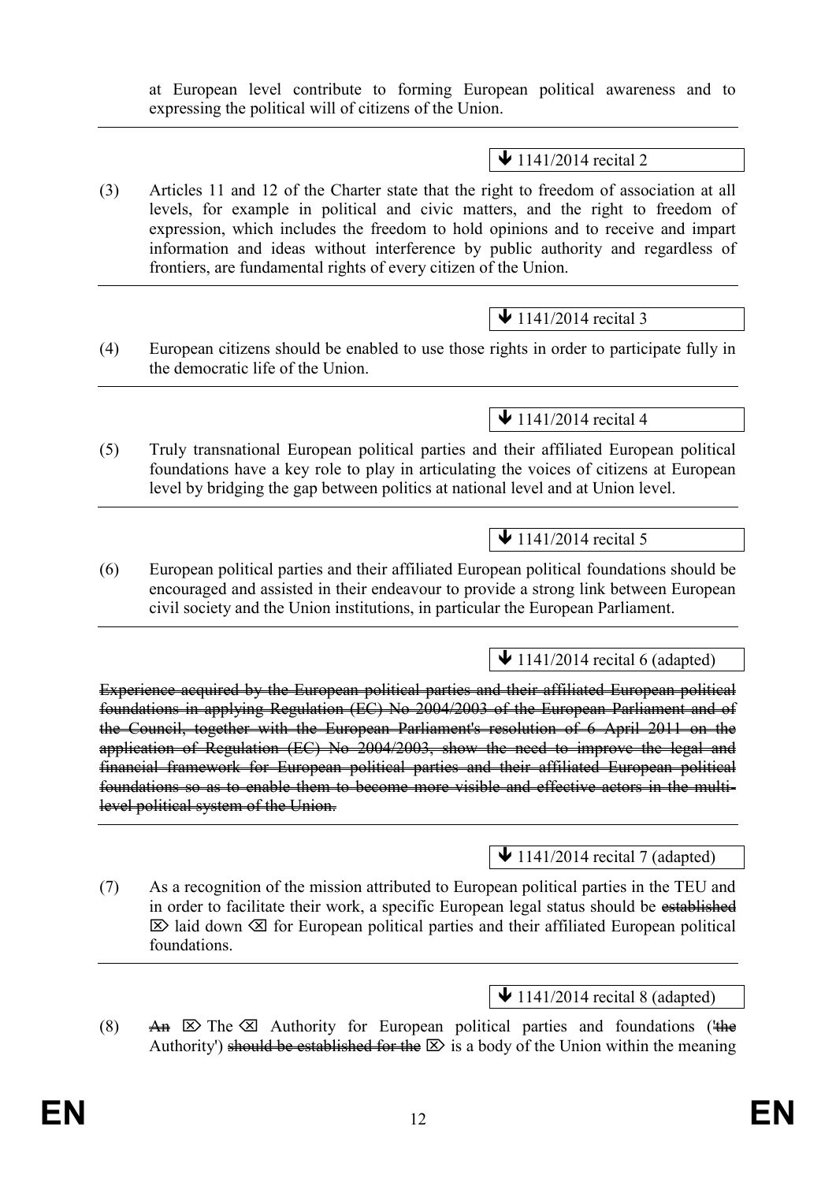at European level contribute to forming European political awareness and to expressing the political will of citizens of the Union.

---

↓ 1141/2014 recital 2

(3) Articles 11 and 12 of the Charter state that the right to freedom of association at all levels, for example in political and civic matters, and the right to freedom of expression, which includes the freedom to hold opinions and to receive and impart information and ideas without interference by public authority and regardless of frontiers, are fundamental rights of every citizen of the Union.

---

↓ 1141/2014 recital 3

(4) European citizens should be enabled to use those rights in order to participate fully in the democratic life of the Union.

---

↓ 1141/2014 recital 4

(5) Truly transnational European political parties and their affiliated European political foundations have a key role to play in articulating the voices of citizens at European level by bridging the gap between politics at national level and at Union level.

---

↓ 1141/2014 recital 5

(6) European political parties and their affiliated European political foundations should be encouraged and assisted in their endeavour to provide a strong link between European civil society and the Union institutions, in particular the European Parliament.

---

↓ 1141/2014 recital 6 (adapted)

~~Experience acquired by the European political parties and their affiliated European political foundations in applying Regulation (EC) No 2004/2003 of the European Parliament and of the Council, together with the European Parliament's resolution of 6 April 2011 on the application of Regulation (EC) No 2004/2003, show the need to improve the legal and financial framework for European political parties and their affiliated European political foundations so as to enable them to become more visible and effective actors in the multi-level political system of the Union.~~

---

↓ 1141/2014 recital 7 (adapted)

(7) As a recognition of the mission attributed to European political parties in the TEU and in order to facilitate their work, a specific European legal status should be ~~established~~ ⌦ laid down ⌫ for European political parties and their affiliated European political foundations.

---

↓ 1141/2014 recital 8 (adapted)

(8) ~~An~~ ⌦ The ⌫ Authority for European political parties and foundations (~~'the~~ Authority') ~~should be established for the~~ ⌦ is a body of the Union within the meaning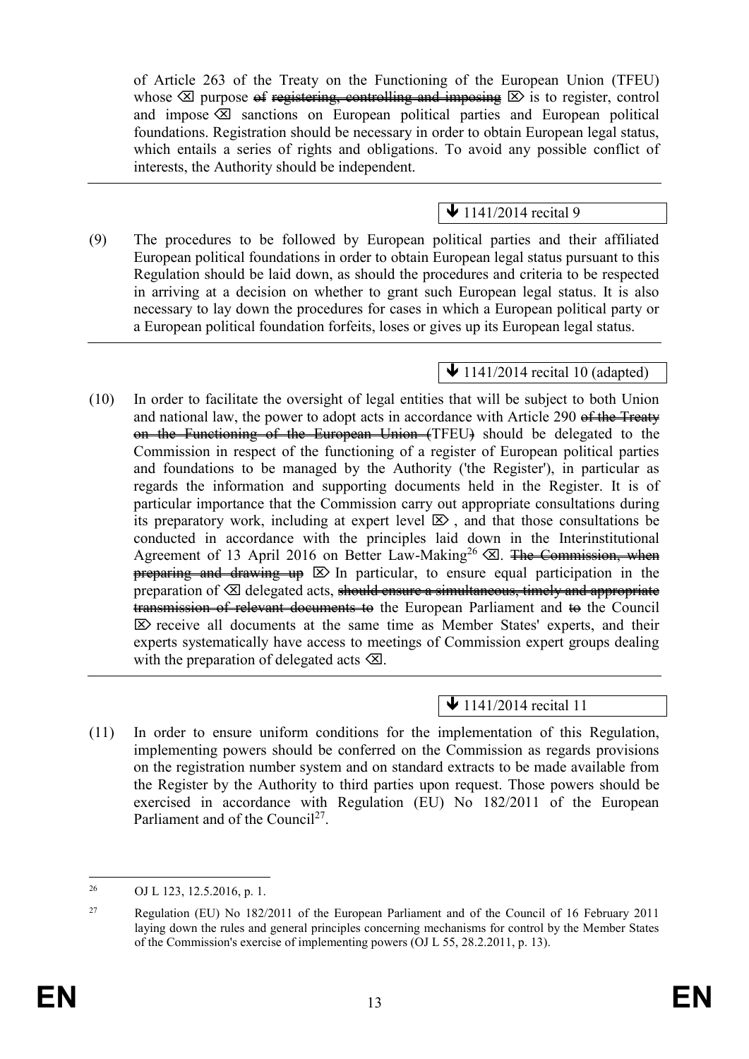of Article 263 of the Treaty on the Functioning of the European Union (TFEU) whose ⌫ purpose ~~of registering, controlling and imposing~~ ⌦ is to register, control and impose ⌫ sanctions on European political parties and European political foundations. Registration should be necessary in order to obtain European legal status, which entails a series of rights and obligations. To avoid any possible conflict of interests, the Authority should be independent.

---

🡻 1141/2014 recital 9

(9) The procedures to be followed by European political parties and their affiliated European political foundations in order to obtain European legal status pursuant to this Regulation should be laid down, as should the procedures and criteria to be respected in arriving at a decision on whether to grant such European legal status. It is also necessary to lay down the procedures for cases in which a European political party or a European political foundation forfeits, loses or gives up its European legal status.

---

🡻 1141/2014 recital 10 (adapted)

(10) In order to facilitate the oversight of legal entities that will be subject to both Union and national law, the power to adopt acts in accordance with Article 290 ~~of the Treaty on the Functioning of the European Union (~~TFEU~~)~~ should be delegated to the Commission in respect of the functioning of a register of European political parties and foundations to be managed by the Authority ('the Register'), in particular as regards the information and supporting documents held in the Register. It is of particular importance that the Commission carry out appropriate consultations during its preparatory work, including at expert level ⌦ , and that those consultations be conducted in accordance with the principles laid down in the Interinstitutional Agreement of 13 April 2016 on Better Law-Making[26] ⌫. ~~The Commission, when preparing and drawing up~~ ⌦ In particular, to ensure equal participation in the preparation of ⌫ delegated acts, ~~should ensure a simultaneous, timely and appropriate transmission of relevant documents to~~ the European Parliament and ~~to~~ the Council ⌦ receive all documents at the same time as Member States' experts, and their experts systematically have access to meetings of Commission expert groups dealing with the preparation of delegated acts ⌫.

---

🡻 1141/2014 recital 11

(11) In order to ensure uniform conditions for the implementation of this Regulation, implementing powers should be conferred on the Commission as regards provisions on the registration number system and on standard extracts to be made available from the Register by the Authority to third parties upon request. Those powers should be exercised in accordance with Regulation (EU) No 182/2011 of the European Parliament and of the Council[27].

---

[26] OJ L 123, 12.5.2016, p. 1.

[27] Regulation (EU) No 182/2011 of the European Parliament and of the Council of 16 February 2011 laying down the rules and general principles concerning mechanisms for control by the Member States of the Commission's exercise of implementing powers (OJ L 55, 28.2.2011, p. 13).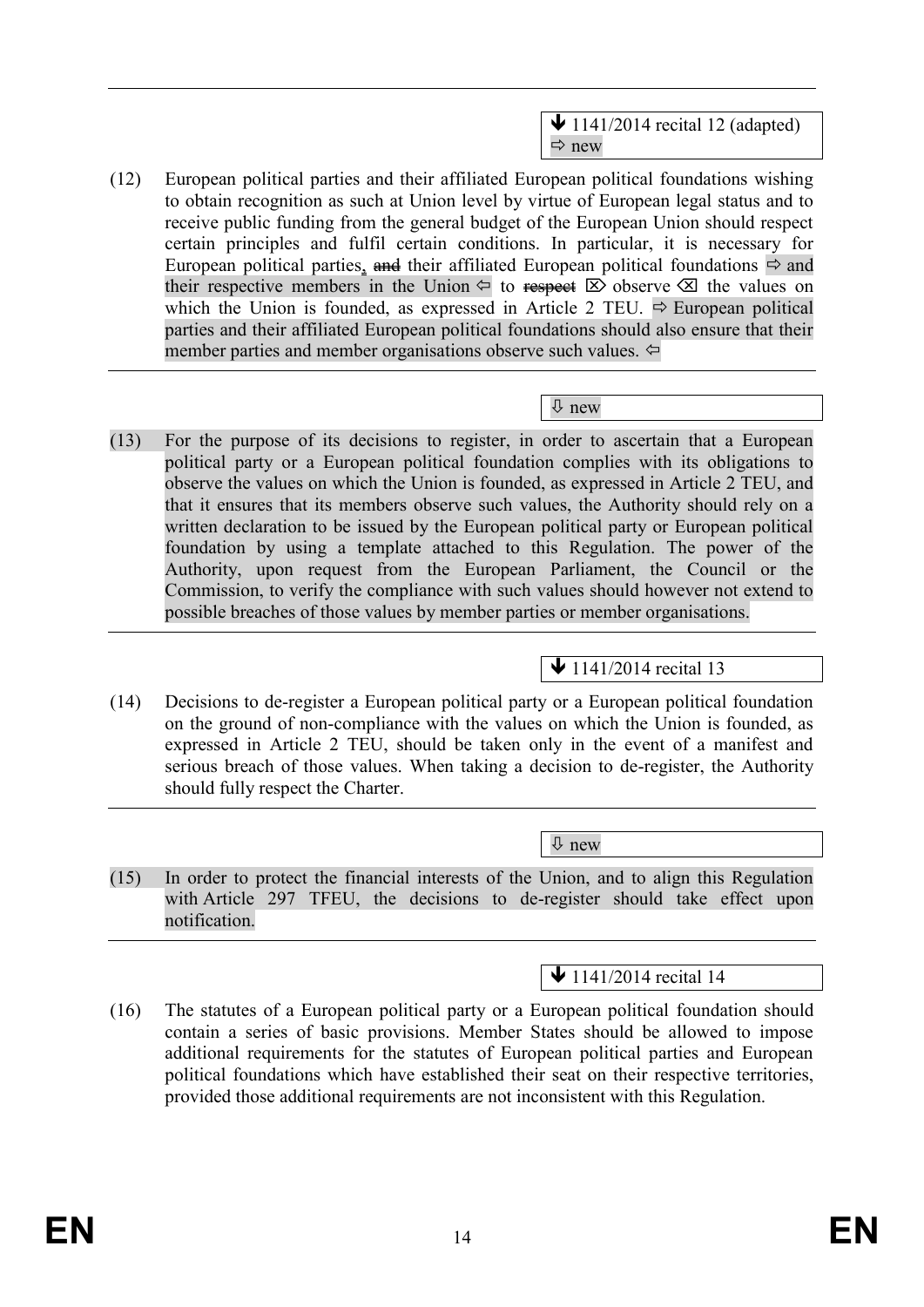↓ 1141/2014 recital 12 (adapted)
⇨ new

(12) European political parties and their affiliated European political foundations wishing to obtain recognition as such at Union level by virtue of European legal status and to receive public funding from the general budget of the European Union should respect certain principles and fulfil certain conditions. In particular, it is necessary for European political parties, ~~and~~ their affiliated European political foundations ⇨ and their respective members in the Union ⇦ to ~~respect~~ ⌦ observe ⌫ the values on which the Union is founded, as expressed in Article 2 TEU. ⇨ European political parties and their affiliated European political foundations should also ensure that their member parties and member organisations observe such values. ⇦

⇩ new

(13) For the purpose of its decisions to register, in order to ascertain that a European political party or a European political foundation complies with its obligations to observe the values on which the Union is founded, as expressed in Article 2 TEU, and that it ensures that its members observe such values, the Authority should rely on a written declaration to be issued by the European political party or European political foundation by using a template attached to this Regulation. The power of the Authority, upon request from the European Parliament, the Council or the Commission, to verify the compliance with such values should however not extend to possible breaches of those values by member parties or member organisations.

↓ 1141/2014 recital 13

(14) Decisions to de-register a European political party or a European political foundation on the ground of non-compliance with the values on which the Union is founded, as expressed in Article 2 TEU, should be taken only in the event of a manifest and serious breach of those values. When taking a decision to de-register, the Authority should fully respect the Charter.

⇩ new

(15) In order to protect the financial interests of the Union, and to align this Regulation with Article 297 TFEU, the decisions to de-register should take effect upon notification.

↓ 1141/2014 recital 14

(16) The statutes of a European political party or a European political foundation should contain a series of basic provisions. Member States should be allowed to impose additional requirements for the statutes of European political parties and European political foundations which have established their seat on their respective territories, provided those additional requirements are not inconsistent with this Regulation.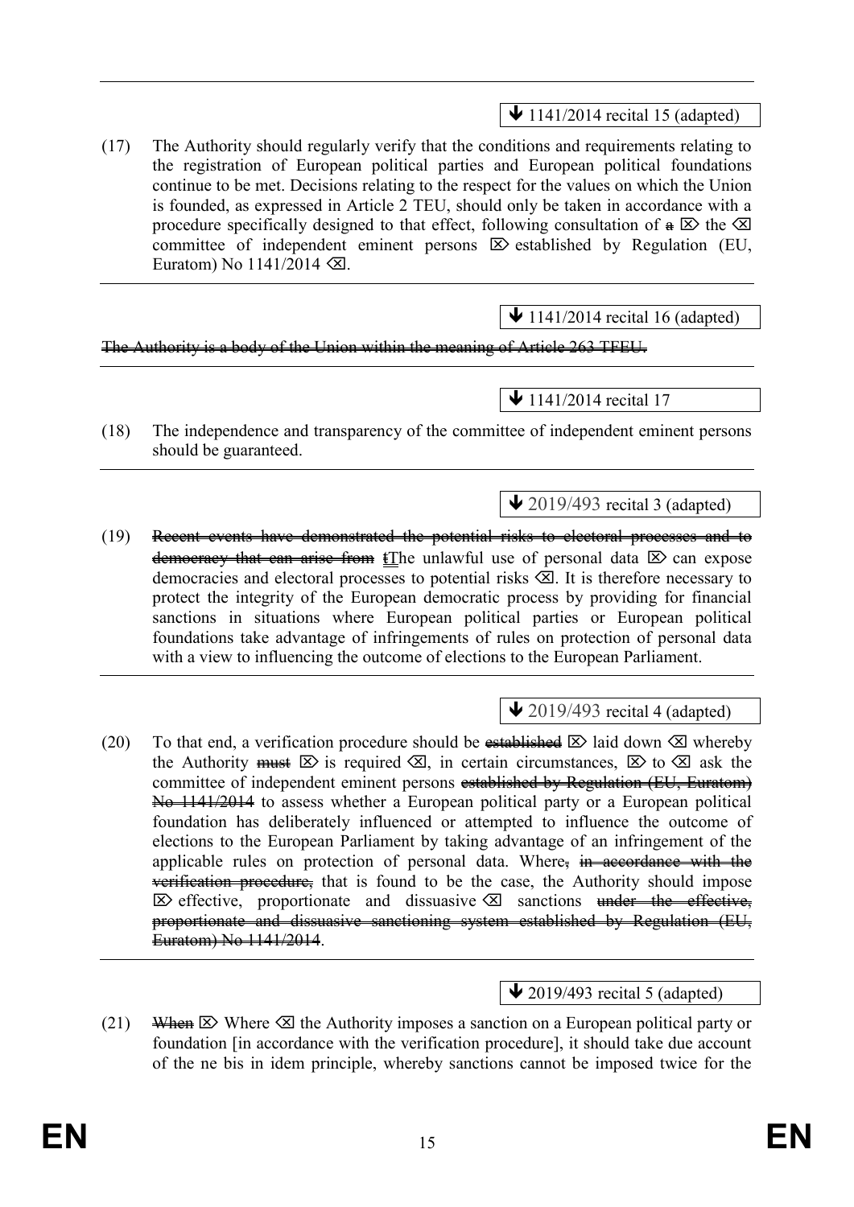↓ 1141/2014 recital 15 (adapted)

(17) The Authority should regularly verify that the conditions and requirements relating to the registration of European political parties and European political foundations continue to be met. Decisions relating to the respect for the values on which the Union is founded, as expressed in Article 2 TEU, should only be taken in accordance with a procedure specifically designed to that effect, following consultation of ~~a~~ ⌦ the ⌫ committee of independent eminent persons ⌦ established by Regulation (EU, Euratom) No 1141/2014 ⌫.

↓ 1141/2014 recital 16 (adapted)

~~The Authority is a body of the Union within the meaning of Article 263 TFEU.~~

↓ 1141/2014 recital 17

(18) The independence and transparency of the committee of independent eminent persons should be guaranteed.

↓ 2019/493 recital 3 (adapted)

(19) ~~Recent events have demonstrated the potential risks to electoral processes and to democracy that can arise from~~ ~~t~~The unlawful use of personal data ⌦ can expose democracies and electoral processes to potential risks ⌫. It is therefore necessary to protect the integrity of the European democratic process by providing for financial sanctions in situations where European political parties or European political foundations take advantage of infringements of rules on protection of personal data with a view to influencing the outcome of elections to the European Parliament.

↓ 2019/493 recital 4 (adapted)

(20) To that end, a verification procedure should be ~~established~~ ⌦ laid down ⌫ whereby the Authority ~~must~~ ⌦ is required ⌫, in certain circumstances, ⌦ to ⌫ ask the committee of independent eminent persons ~~established by Regulation (EU, Euratom) No 1141/2014~~ to assess whether a European political party or a European political foundation has deliberately influenced or attempted to influence the outcome of elections to the European Parliament by taking advantage of an infringement of the applicable rules on protection of personal data. Where~~, in accordance with the verification procedure,~~ that is found to be the case, the Authority should impose ⌦ effective, proportionate and dissuasive ⌫ sanctions ~~under the effective, proportionate and dissuasive sanctioning system established by Regulation (EU, Euratom) No 1141/2014~~.

↓ 2019/493 recital 5 (adapted)

(21) ~~When~~ ⌦ Where ⌫ the Authority imposes a sanction on a European political party or foundation [in accordance with the verification procedure], it should take due account of the ne bis in idem principle, whereby sanctions cannot be imposed twice for the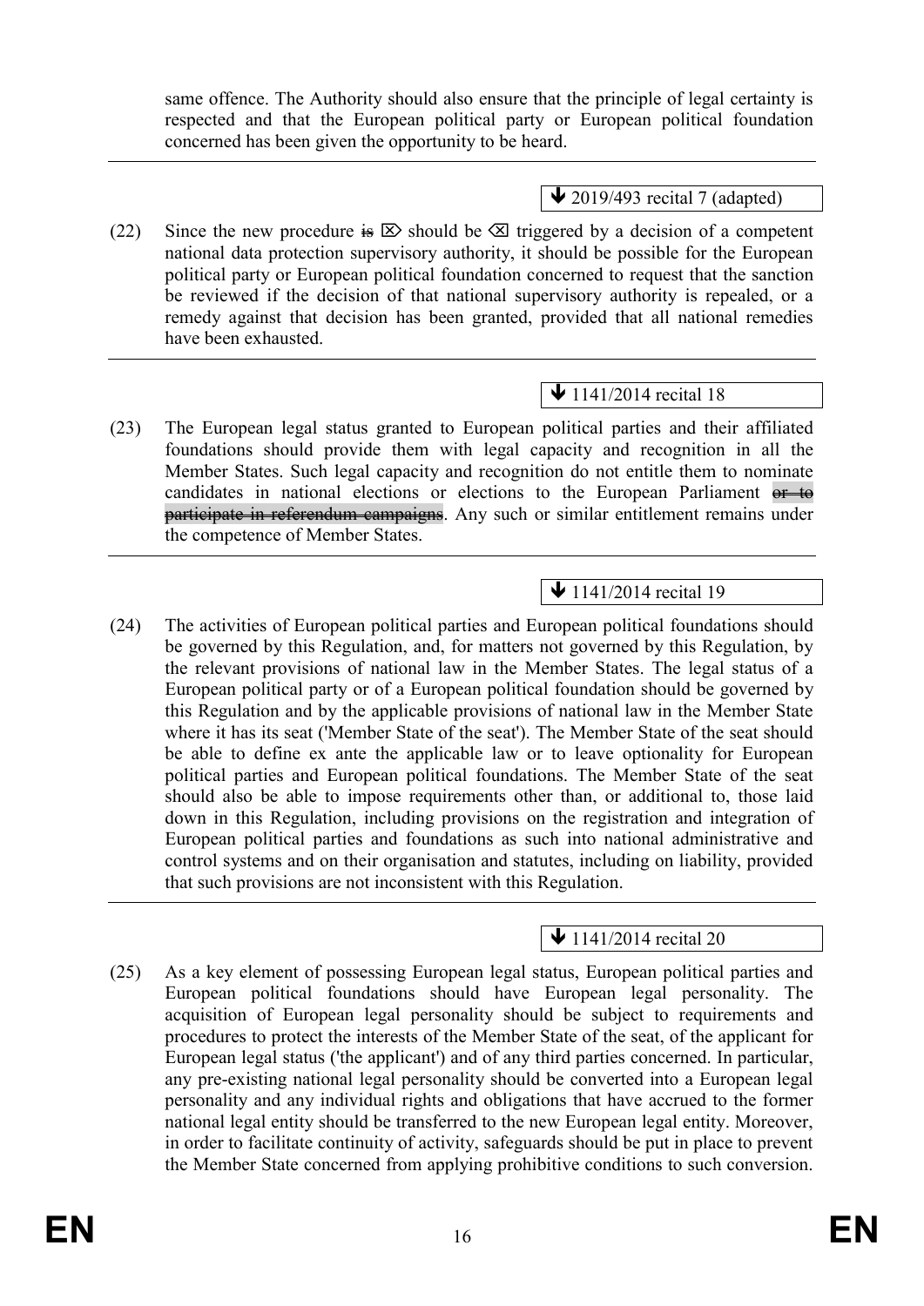same offence. The Authority should also ensure that the principle of legal certainty is respected and that the European political party or European political foundation concerned has been given the opportunity to be heard.

---

🡻 2019/493 recital 7 (adapted)

(22) Since the new procedure ~~is~~ ⌦ should be ⌫ triggered by a decision of a competent national data protection supervisory authority, it should be possible for the European political party or European political foundation concerned to request that the sanction be reviewed if the decision of that national supervisory authority is repealed, or a remedy against that decision has been granted, provided that all national remedies have been exhausted.

---

🡻 1141/2014 recital 18

(23) The European legal status granted to European political parties and their affiliated foundations should provide them with legal capacity and recognition in all the Member States. Such legal capacity and recognition do not entitle them to nominate candidates in national elections or elections to the European Parliament ~~or to participate in referendum campaigns~~. Any such or similar entitlement remains under the competence of Member States.

---

🡻 1141/2014 recital 19

(24) The activities of European political parties and European political foundations should be governed by this Regulation, and, for matters not governed by this Regulation, by the relevant provisions of national law in the Member States. The legal status of a European political party or of a European political foundation should be governed by this Regulation and by the applicable provisions of national law in the Member State where it has its seat ('Member State of the seat'). The Member State of the seat should be able to define ex ante the applicable law or to leave optionality for European political parties and European political foundations. The Member State of the seat should also be able to impose requirements other than, or additional to, those laid down in this Regulation, including provisions on the registration and integration of European political parties and foundations as such into national administrative and control systems and on their organisation and statutes, including on liability, provided that such provisions are not inconsistent with this Regulation.

---

🡻 1141/2014 recital 20

(25) As a key element of possessing European legal status, European political parties and European political foundations should have European legal personality. The acquisition of European legal personality should be subject to requirements and procedures to protect the interests of the Member State of the seat, of the applicant for European legal status ('the applicant') and of any third parties concerned. In particular, any pre-existing national legal personality should be converted into a European legal personality and any individual rights and obligations that have accrued to the former national legal entity should be transferred to the new European legal entity. Moreover, in order to facilitate continuity of activity, safeguards should be put in place to prevent the Member State concerned from applying prohibitive conditions to such conversion.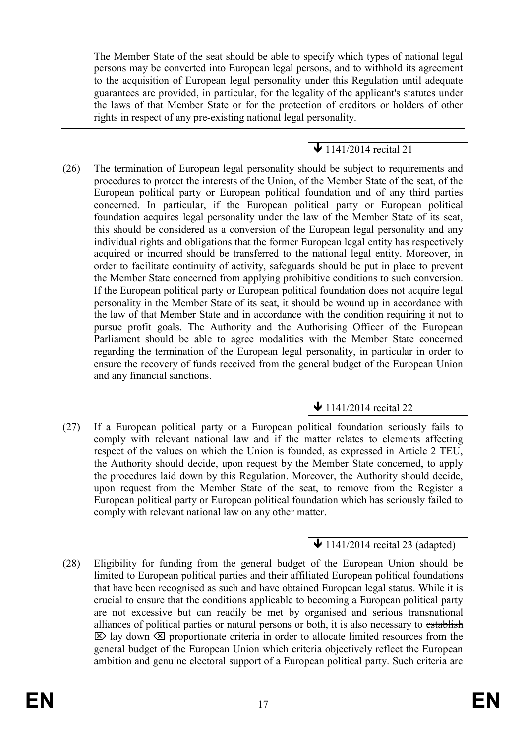The Member State of the seat should be able to specify which types of national legal persons may be converted into European legal persons, and to withhold its agreement to the acquisition of European legal personality under this Regulation until adequate guarantees are provided, in particular, for the legality of the applicant's statutes under the laws of that Member State or for the protection of creditors or holders of other rights in respect of any pre-existing national legal personality.

---

↓ 1141/2014 recital 21

(26) The termination of European legal personality should be subject to requirements and procedures to protect the interests of the Union, of the Member State of the seat, of the European political party or European political foundation and of any third parties concerned. In particular, if the European political party or European political foundation acquires legal personality under the law of the Member State of its seat, this should be considered as a conversion of the European legal personality and any individual rights and obligations that the former European legal entity has respectively acquired or incurred should be transferred to the national legal entity. Moreover, in order to facilitate continuity of activity, safeguards should be put in place to prevent the Member State concerned from applying prohibitive conditions to such conversion. If the European political party or European political foundation does not acquire legal personality in the Member State of its seat, it should be wound up in accordance with the law of that Member State and in accordance with the condition requiring it not to pursue profit goals. The Authority and the Authorising Officer of the European Parliament should be able to agree modalities with the Member State concerned regarding the termination of the European legal personality, in particular in order to ensure the recovery of funds received from the general budget of the European Union and any financial sanctions.

---

↓ 1141/2014 recital 22

(27) If a European political party or a European political foundation seriously fails to comply with relevant national law and if the matter relates to elements affecting respect of the values on which the Union is founded, as expressed in Article 2 TEU, the Authority should decide, upon request by the Member State concerned, to apply the procedures laid down by this Regulation. Moreover, the Authority should decide, upon request from the Member State of the seat, to remove from the Register a European political party or European political foundation which has seriously failed to comply with relevant national law on any other matter.

---

↓ 1141/2014 recital 23 (adapted)

(28) Eligibility for funding from the general budget of the European Union should be limited to European political parties and their affiliated European political foundations that have been recognised as such and have obtained European legal status. While it is crucial to ensure that the conditions applicable to becoming a European political party are not excessive but can readily be met by organised and serious transnational alliances of political parties or natural persons or both, it is also necessary to ~~establish~~ ⌦ lay down ⌫ proportionate criteria in order to allocate limited resources from the general budget of the European Union which criteria objectively reflect the European ambition and genuine electoral support of a European political party. Such criteria are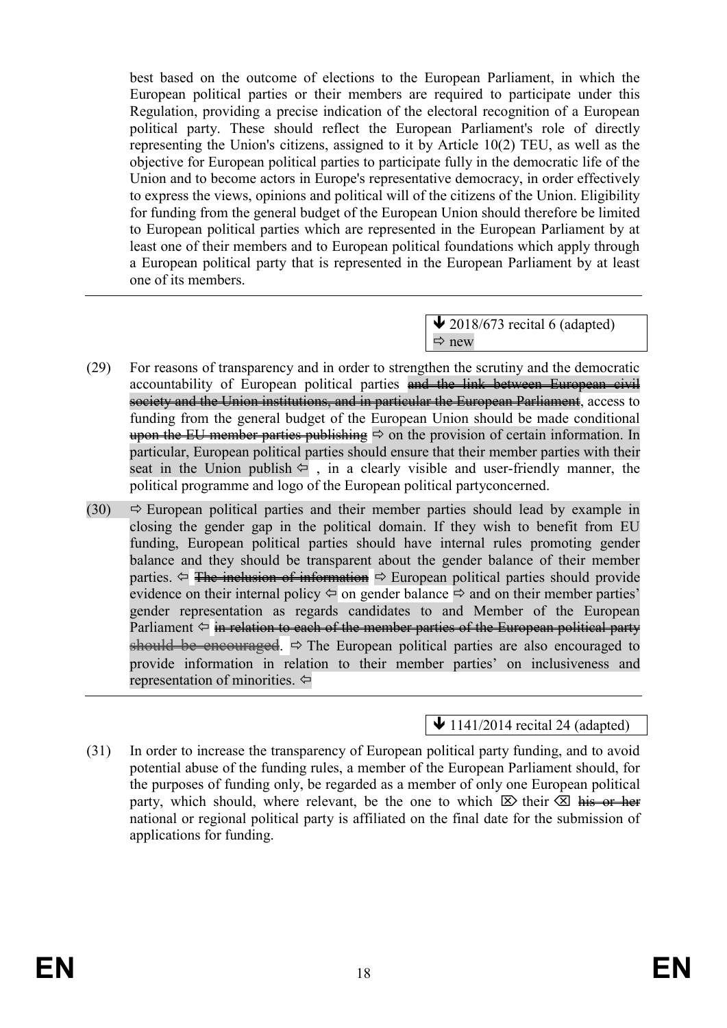best based on the outcome of elections to the European Parliament, in which the European political parties or their members are required to participate under this Regulation, providing a precise indication of the electoral recognition of a European political party. These should reflect the European Parliament's role of directly representing the Union's citizens, assigned to it by Article 10(2) TEU, as well as the objective for European political parties to participate fully in the democratic life of the Union and to become actors in Europe's representative democracy, in order effectively to express the views, opinions and political will of the citizens of the Union. Eligibility for funding from the general budget of the European Union should therefore be limited to European political parties which are represented in the European Parliament by at least one of their members and to European political foundations which apply through a European political party that is represented in the European Parliament by at least one of its members.

---

> ↓ 2018/673 recital 6 (adapted)
> ⇨ new

(29) For reasons of transparency and in order to strengthen the scrutiny and the democratic accountability of European political parties ~~and the link between European civil society and the Union institutions, and in particular the European Parliament~~, access to funding from the general budget of the European Union should be made conditional ~~upon the EU member parties publishing~~ ⇨ on the provision of certain information. In particular, European political parties should ensure that their member parties with their seat in the Union publish ⇦ , in a clearly visible and user-friendly manner, the political programme and logo of the European political partyconcerned.

(30) ⇨ European political parties and their member parties should lead by example in closing the gender gap in the political domain. If they wish to benefit from EU funding, European political parties should have internal rules promoting gender balance and they should be transparent about the gender balance of their member parties. ⇦ ~~The inclusion of information~~ ⇨ European political parties should provide evidence on their internal policy ⇦ on gender balance ⇨ and on their member parties' gender representation as regards candidates to and Member of the European Parliament ⇦ ~~in relation to each of the member parties of the European political party should be encouraged~~. ⇨ The European political parties are also encouraged to provide information in relation to their member parties' on inclusiveness and representation of minorities. ⇦

---

> ↓ 1141/2014 recital 24 (adapted)

(31) In order to increase the transparency of European political party funding, and to avoid potential abuse of the funding rules, a member of the European Parliament should, for the purposes of funding only, be regarded as a member of only one European political party, which should, where relevant, be the one to which ⌦ their ⌫ ~~his or her~~ national or regional political party is affiliated on the final date for the submission of applications for funding.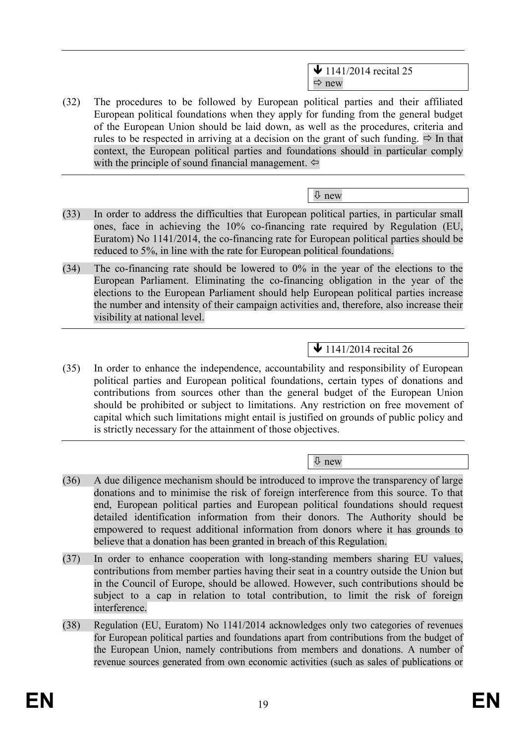---

↓ 1141/2014 recital 25
⇨ new

(32) The procedures to be followed by European political parties and their affiliated European political foundations when they apply for funding from the general budget of the European Union should be laid down, as well as the procedures, criteria and rules to be respected in arriving at a decision on the grant of such funding. ⇨ In that context, the European political parties and foundations should in particular comply with the principle of sound financial management. ⇦

---

⇩ new

(33) In order to address the difficulties that European political parties, in particular small ones, face in achieving the 10% co-financing rate required by Regulation (EU, Euratom) No 1141/2014, the co-financing rate for European political parties should be reduced to 5%, in line with the rate for European political foundations.

(34) The co-financing rate should be lowered to 0% in the year of the elections to the European Parliament. Eliminating the co-financing obligation in the year of the elections to the European Parliament should help European political parties increase the number and intensity of their campaign activities and, therefore, also increase their visibility at national level.

---

↓ 1141/2014 recital 26

(35) In order to enhance the independence, accountability and responsibility of European political parties and European political foundations, certain types of donations and contributions from sources other than the general budget of the European Union should be prohibited or subject to limitations. Any restriction on free movement of capital which such limitations might entail is justified on grounds of public policy and is strictly necessary for the attainment of those objectives.

---

⇩ new

(36) A due diligence mechanism should be introduced to improve the transparency of large donations and to minimise the risk of foreign interference from this source. To that end, European political parties and European political foundations should request detailed identification information from their donors. The Authority should be empowered to request additional information from donors where it has grounds to believe that a donation has been granted in breach of this Regulation.

(37) In order to enhance cooperation with long-standing members sharing EU values, contributions from member parties having their seat in a country outside the Union but in the Council of Europe, should be allowed. However, such contributions should be subject to a cap in relation to total contribution, to limit the risk of foreign interference.

(38) Regulation (EU, Euratom) No 1141/2014 acknowledges only two categories of revenues for European political parties and foundations apart from contributions from the budget of the European Union, namely contributions from members and donations. A number of revenue sources generated from own economic activities (such as sales of publications or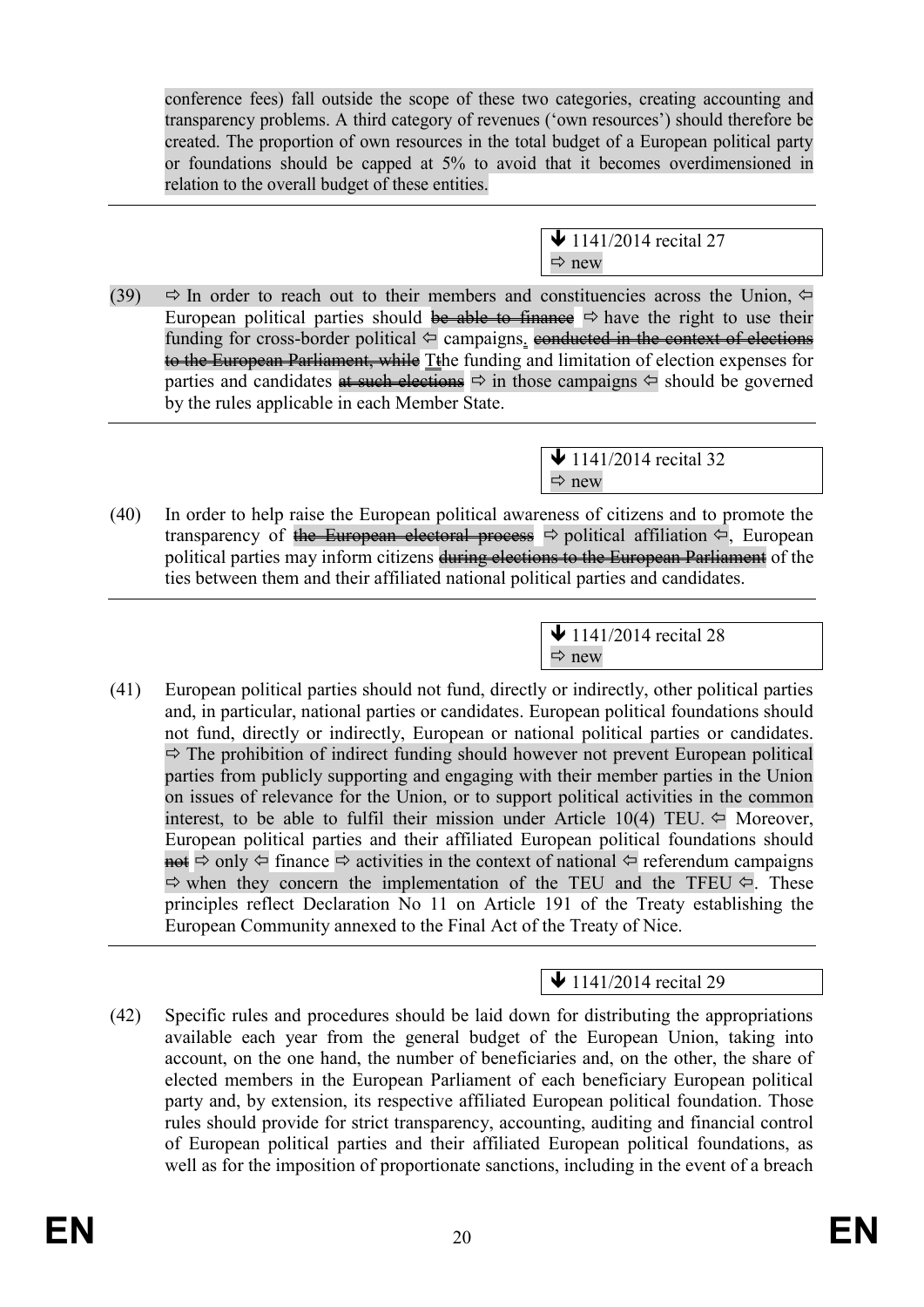conference fees) fall outside the scope of these two categories, creating accounting and transparency problems. A third category of revenues ('own resources') should therefore be created. The proportion of own resources in the total budget of a European political party or foundations should be capped at 5% to avoid that it becomes overdimensioned in relation to the overall budget of these entities.

---

↓ 1141/2014 recital 27
⇨ new

(39) ⇨ In order to reach out to their members and constituencies across the Union, ⇦ European political parties should ~~be able to finance~~ ⇨ have the right to use their funding for cross-border political ⇦ campaigns, ~~conducted in the context of elections to the European Parliament, while~~ T~~t~~he funding and limitation of election expenses for parties and candidates ~~at such elections~~ ⇨ in those campaigns ⇦ should be governed by the rules applicable in each Member State.

---

↓ 1141/2014 recital 32
⇨ new

(40) In order to help raise the European political awareness of citizens and to promote the transparency of ~~the European electoral process~~ ⇨ political affiliation ⇦, European political parties may inform citizens ~~during elections to the European Parliament~~ of the ties between them and their affiliated national political parties and candidates.

---

↓ 1141/2014 recital 28
⇨ new

(41) European political parties should not fund, directly or indirectly, other political parties and, in particular, national parties or candidates. European political foundations should not fund, directly or indirectly, European or national political parties or candidates. ⇨ The prohibition of indirect funding should however not prevent European political parties from publicly supporting and engaging with their member parties in the Union on issues of relevance for the Union, or to support political activities in the common interest, to be able to fulfil their mission under Article 10(4) TEU. ⇦ Moreover, European political parties and their affiliated European political foundations should ~~not~~ ⇨ only ⇦ finance ⇨ activities in the context of national ⇦ referendum campaigns ⇨ when they concern the implementation of the TEU and the TFEU ⇦. These principles reflect Declaration No 11 on Article 191 of the Treaty establishing the European Community annexed to the Final Act of the Treaty of Nice.

---

↓ 1141/2014 recital 29

(42) Specific rules and procedures should be laid down for distributing the appropriations available each year from the general budget of the European Union, taking into account, on the one hand, the number of beneficiaries and, on the other, the share of elected members in the European Parliament of each beneficiary European political party and, by extension, its respective affiliated European political foundation. Those rules should provide for strict transparency, accounting, auditing and financial control of European political parties and their affiliated European political foundations, as well as for the imposition of proportionate sanctions, including in the event of a breach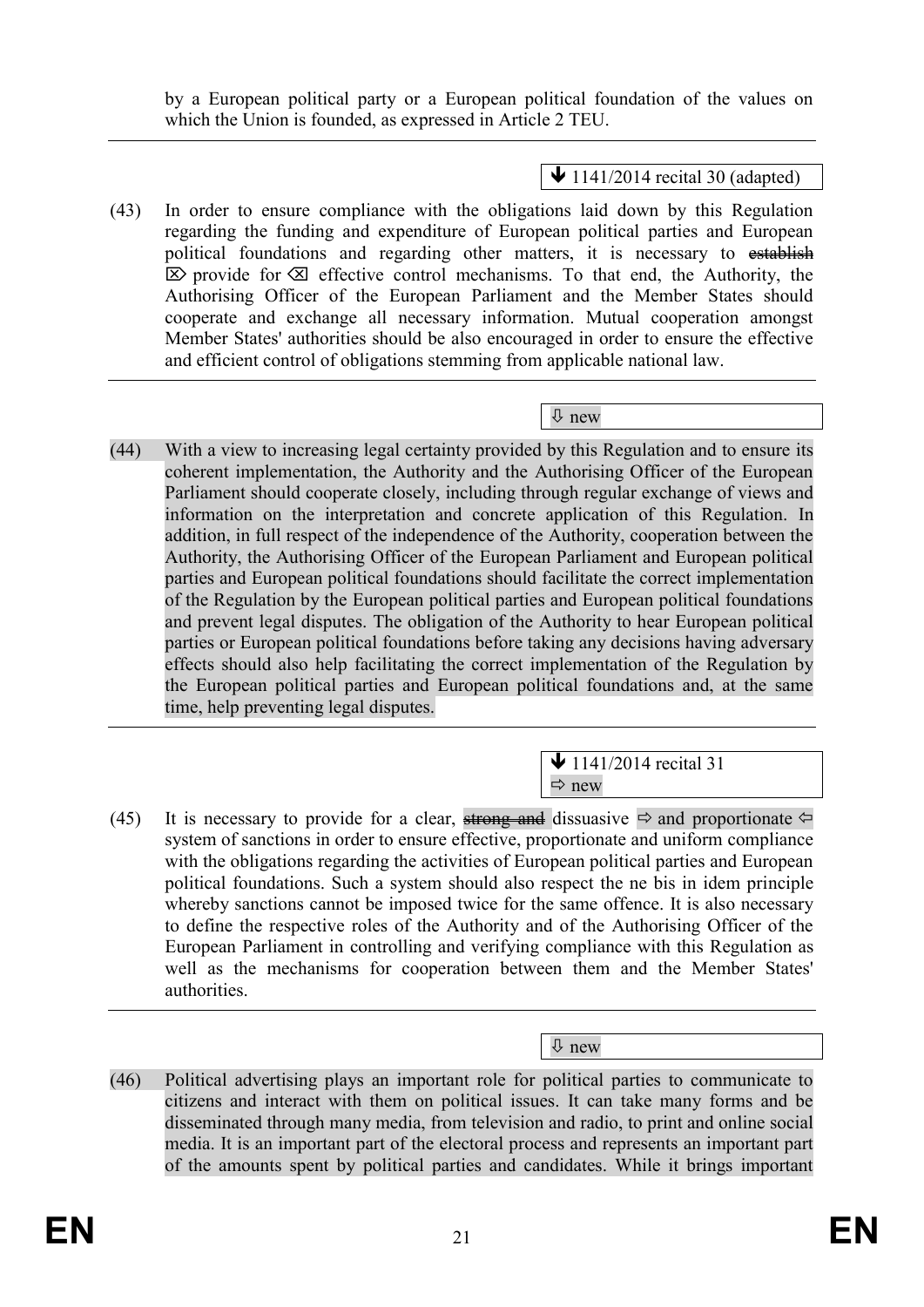by a European political party or a European political foundation of the values on which the Union is founded, as expressed in Article 2 TEU.

---

↓ 1141/2014 recital 30 (adapted)

(43) In order to ensure compliance with the obligations laid down by this Regulation regarding the funding and expenditure of European political parties and European political foundations and regarding other matters, it is necessary to ~~establish~~ ⌦ provide for ⌫ effective control mechanisms. To that end, the Authority, the Authorising Officer of the European Parliament and the Member States should cooperate and exchange all necessary information. Mutual cooperation amongst Member States' authorities should be also encouraged in order to ensure the effective and efficient control of obligations stemming from applicable national law.

---

⇩ new

(44) With a view to increasing legal certainty provided by this Regulation and to ensure its coherent implementation, the Authority and the Authorising Officer of the European Parliament should cooperate closely, including through regular exchange of views and information on the interpretation and concrete application of this Regulation. In addition, in full respect of the independence of the Authority, cooperation between the Authority, the Authorising Officer of the European Parliament and European political parties and European political foundations should facilitate the correct implementation of the Regulation by the European political parties and European political foundations and prevent legal disputes. The obligation of the Authority to hear European political parties or European political foundations before taking any decisions having adversary effects should also help facilitating the correct implementation of the Regulation by the European political parties and European political foundations and, at the same time, help preventing legal disputes.

---

↓ 1141/2014 recital 31
⇨ new

(45) It is necessary to provide for a clear, ~~strong and~~ dissuasive ⇨ and proportionate ⇦ system of sanctions in order to ensure effective, proportionate and uniform compliance with the obligations regarding the activities of European political parties and European political foundations. Such a system should also respect the ne bis in idem principle whereby sanctions cannot be imposed twice for the same offence. It is also necessary to define the respective roles of the Authority and of the Authorising Officer of the European Parliament in controlling and verifying compliance with this Regulation as well as the mechanisms for cooperation between them and the Member States' authorities.

---

⇩ new

(46) Political advertising plays an important role for political parties to communicate to citizens and interact with them on political issues. It can take many forms and be disseminated through many media, from television and radio, to print and online social media. It is an important part of the electoral process and represents an important part of the amounts spent by political parties and candidates. While it brings important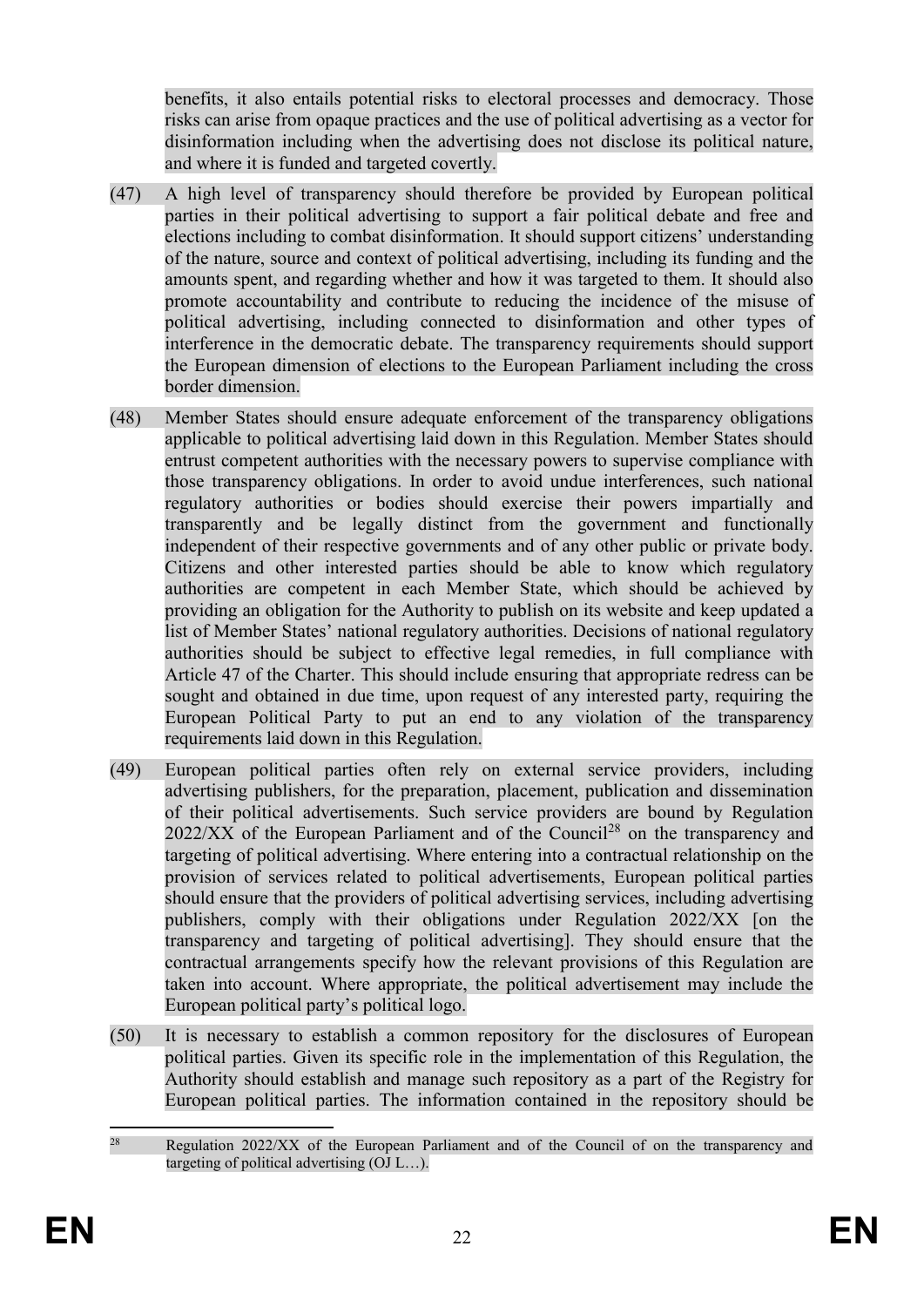benefits, it also entails potential risks to electoral processes and democracy. Those risks can arise from opaque practices and the use of political advertising as a vector for disinformation including when the advertising does not disclose its political nature, and where it is funded and targeted covertly.

(47) A high level of transparency should therefore be provided by European political parties in their political advertising to support a fair political debate and free and elections including to combat disinformation. It should support citizens' understanding of the nature, source and context of political advertising, including its funding and the amounts spent, and regarding whether and how it was targeted to them. It should also promote accountability and contribute to reducing the incidence of the misuse of political advertising, including connected to disinformation and other types of interference in the democratic debate. The transparency requirements should support the European dimension of elections to the European Parliament including the cross border dimension.

(48) Member States should ensure adequate enforcement of the transparency obligations applicable to political advertising laid down in this Regulation. Member States should entrust competent authorities with the necessary powers to supervise compliance with those transparency obligations. In order to avoid undue interferences, such national regulatory authorities or bodies should exercise their powers impartially and transparently and be legally distinct from the government and functionally independent of their respective governments and of any other public or private body. Citizens and other interested parties should be able to know which regulatory authorities are competent in each Member State, which should be achieved by providing an obligation for the Authority to publish on its website and keep updated a list of Member States' national regulatory authorities. Decisions of national regulatory authorities should be subject to effective legal remedies, in full compliance with Article 47 of the Charter. This should include ensuring that appropriate redress can be sought and obtained in due time, upon request of any interested party, requiring the European Political Party to put an end to any violation of the transparency requirements laid down in this Regulation.

(49) European political parties often rely on external service providers, including advertising publishers, for the preparation, placement, publication and dissemination of their political advertisements. Such service providers are bound by Regulation 2022/XX of the European Parliament and of the Council[28] on the transparency and targeting of political advertising. Where entering into a contractual relationship on the provision of services related to political advertisements, European political parties should ensure that the providers of political advertising services, including advertising publishers, comply with their obligations under Regulation 2022/XX [on the transparency and targeting of political advertising]. They should ensure that the contractual arrangements specify how the relevant provisions of this Regulation are taken into account. Where appropriate, the political advertisement may include the European political party's political logo.

(50) It is necessary to establish a common repository for the disclosures of European political parties. Given its specific role in the implementation of this Regulation, the Authority should establish and manage such repository as a part of the Registry for European political parties. The information contained in the repository should be

[28] Regulation 2022/XX of the European Parliament and of the Council of on the transparency and targeting of political advertising (OJ L…).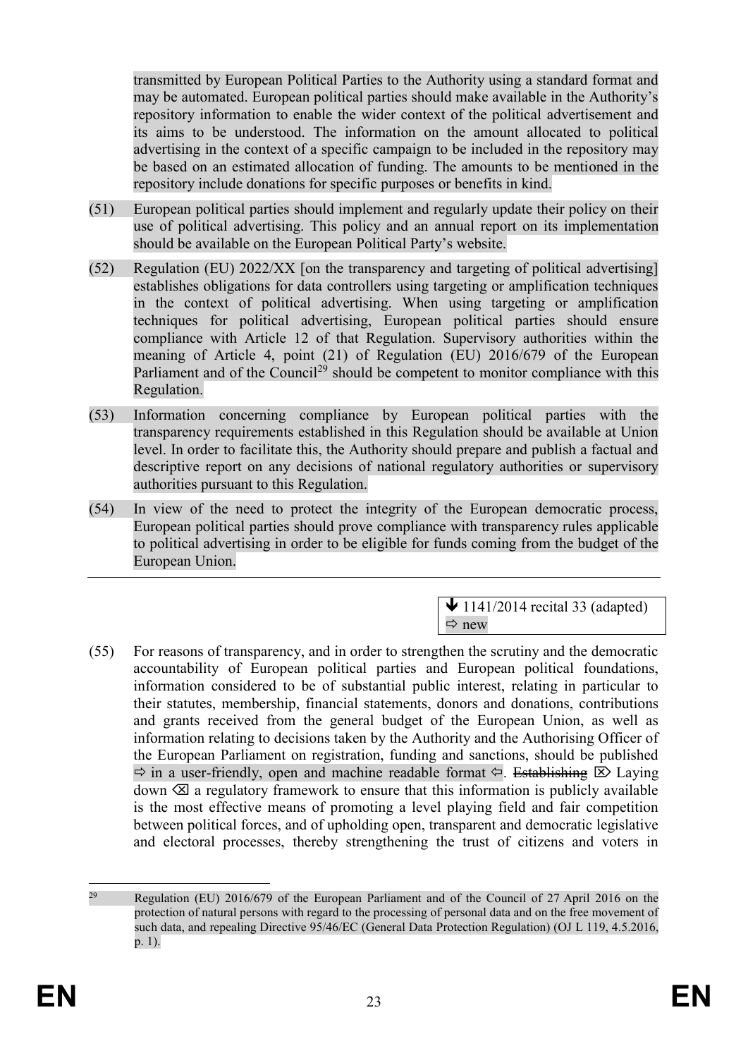transmitted by European Political Parties to the Authority using a standard format and may be automated. European political parties should make available in the Authority's repository information to enable the wider context of the political advertisement and its aims to be understood. The information on the amount allocated to political advertising in the context of a specific campaign to be included in the repository may be based on an estimated allocation of funding. The amounts to be mentioned in the repository include donations for specific purposes or benefits in kind.

(51) European political parties should implement and regularly update their policy on their use of political advertising. This policy and an annual report on its implementation should be available on the European Political Party's website.

(52) Regulation (EU) 2022/XX [on the transparency and targeting of political advertising] establishes obligations for data controllers using targeting or amplification techniques in the context of political advertising. When using targeting or amplification techniques for political advertising, European political parties should ensure compliance with Article 12 of that Regulation. Supervisory authorities within the meaning of Article 4, point (21) of Regulation (EU) 2016/679 of the European Parliament and of the Council[29] should be competent to monitor compliance with this Regulation.

(53) Information concerning compliance by European political parties with the transparency requirements established in this Regulation should be available at Union level. In order to facilitate this, the Authority should prepare and publish a factual and descriptive report on any decisions of national regulatory authorities or supervisory authorities pursuant to this Regulation.

(54) In view of the need to protect the integrity of the European democratic process, European political parties should prove compliance with transparency rules applicable to political advertising in order to be eligible for funds coming from the budget of the European Union.

---

↓ 1141/2014 recital 33 (adapted)
⇨ new

(55) For reasons of transparency, and in order to strengthen the scrutiny and the democratic accountability of European political parties and European political foundations, information considered to be of substantial public interest, relating in particular to their statutes, membership, financial statements, donors and donations, contributions and grants received from the general budget of the European Union, as well as information relating to decisions taken by the Authority and the Authorising Officer of the European Parliament on registration, funding and sanctions, should be published ⇨ in a user-friendly, open and machine readable format ⇦. ~~Establishing~~ ⌦ Laying down ⌫ a regulatory framework to ensure that this information is publicly available is the most effective means of promoting a level playing field and fair competition between political forces, and of upholding open, transparent and democratic legislative and electoral processes, thereby strengthening the trust of citizens and voters in

---

[29] Regulation (EU) 2016/679 of the European Parliament and of the Council of 27 April 2016 on the protection of natural persons with regard to the processing of personal data and on the free movement of such data, and repealing Directive 95/46/EC (General Data Protection Regulation) (OJ L 119, 4.5.2016, p. 1).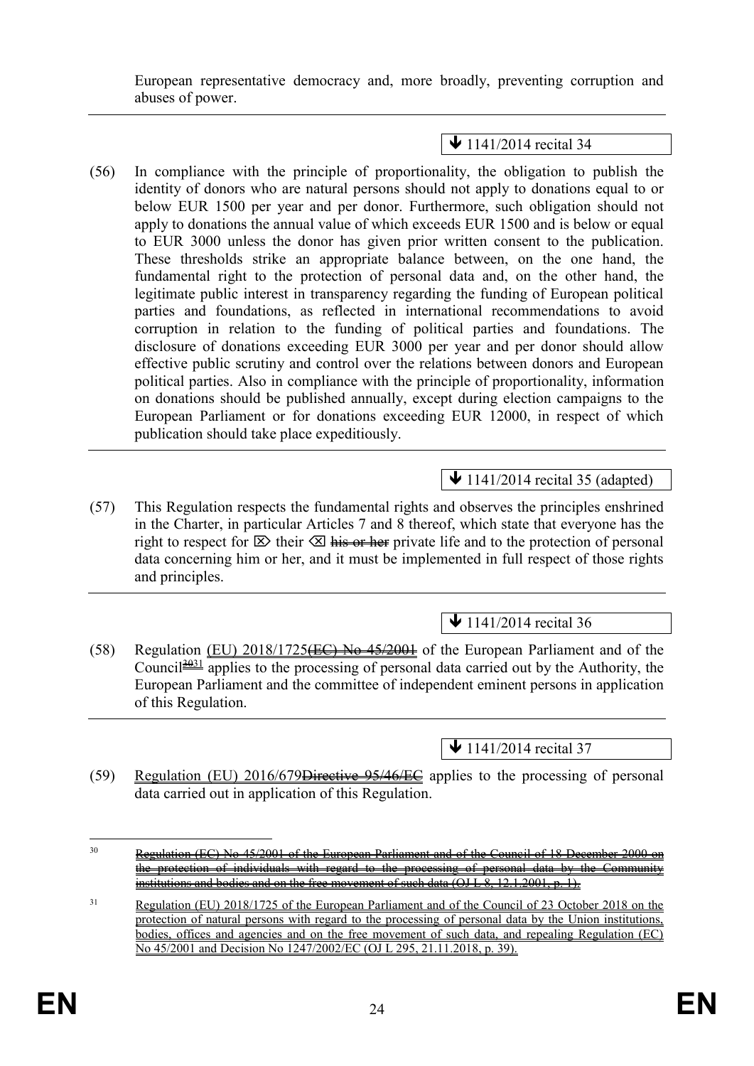European representative democracy and, more broadly, preventing corruption and abuses of power.

↓ 1141/2014 recital 34

(56) In compliance with the principle of proportionality, the obligation to publish the identity of donors who are natural persons should not apply to donations equal to or below EUR 1500 per year and per donor. Furthermore, such obligation should not apply to donations the annual value of which exceeds EUR 1500 and is below or equal to EUR 3000 unless the donor has given prior written consent to the publication. These thresholds strike an appropriate balance between, on the one hand, the fundamental right to the protection of personal data and, on the other hand, the legitimate public interest in transparency regarding the funding of European political parties and foundations, as reflected in international recommendations to avoid corruption in relation to the funding of political parties and foundations. The disclosure of donations exceeding EUR 3000 per year and per donor should allow effective public scrutiny and control over the relations between donors and European political parties. Also in compliance with the principle of proportionality, information on donations should be published annually, except during election campaigns to the European Parliament or for donations exceeding EUR 12000, in respect of which publication should take place expeditiously.

↓ 1141/2014 recital 35 (adapted)

(57) This Regulation respects the fundamental rights and observes the principles enshrined in the Charter, in particular Articles 7 and 8 thereof, which state that everyone has the right to respect for ⌦ their ⌫ ~~his or her~~ private life and to the protection of personal data concerning him or her, and it must be implemented in full respect of those rights and principles.

↓ 1141/2014 recital 36

(58) Regulation (EU) 2018/1725~~(EC) No 45/2001~~ of the European Parliament and of the Council[~~30~~31] applies to the processing of personal data carried out by the Authority, the European Parliament and the committee of independent eminent persons in application of this Regulation.

↓ 1141/2014 recital 37

(59) Regulation (EU) 2016/679~~Directive 95/46/EC~~ applies to the processing of personal data carried out in application of this Regulation.

---

[30] ~~Regulation (EC) No 45/2001 of the European Parliament and of the Council of 18 December 2000 on the protection of individuals with regard to the processing of personal data by the Community institutions and bodies and on the free movement of such data (OJ L 8, 12.1.2001, p. 1).~~

[31] Regulation (EU) 2018/1725 of the European Parliament and of the Council of 23 October 2018 on the protection of natural persons with regard to the processing of personal data by the Union institutions, bodies, offices and agencies and on the free movement of such data, and repealing Regulation (EC) No 45/2001 and Decision No 1247/2002/EC (OJ L 295, 21.11.2018, p. 39).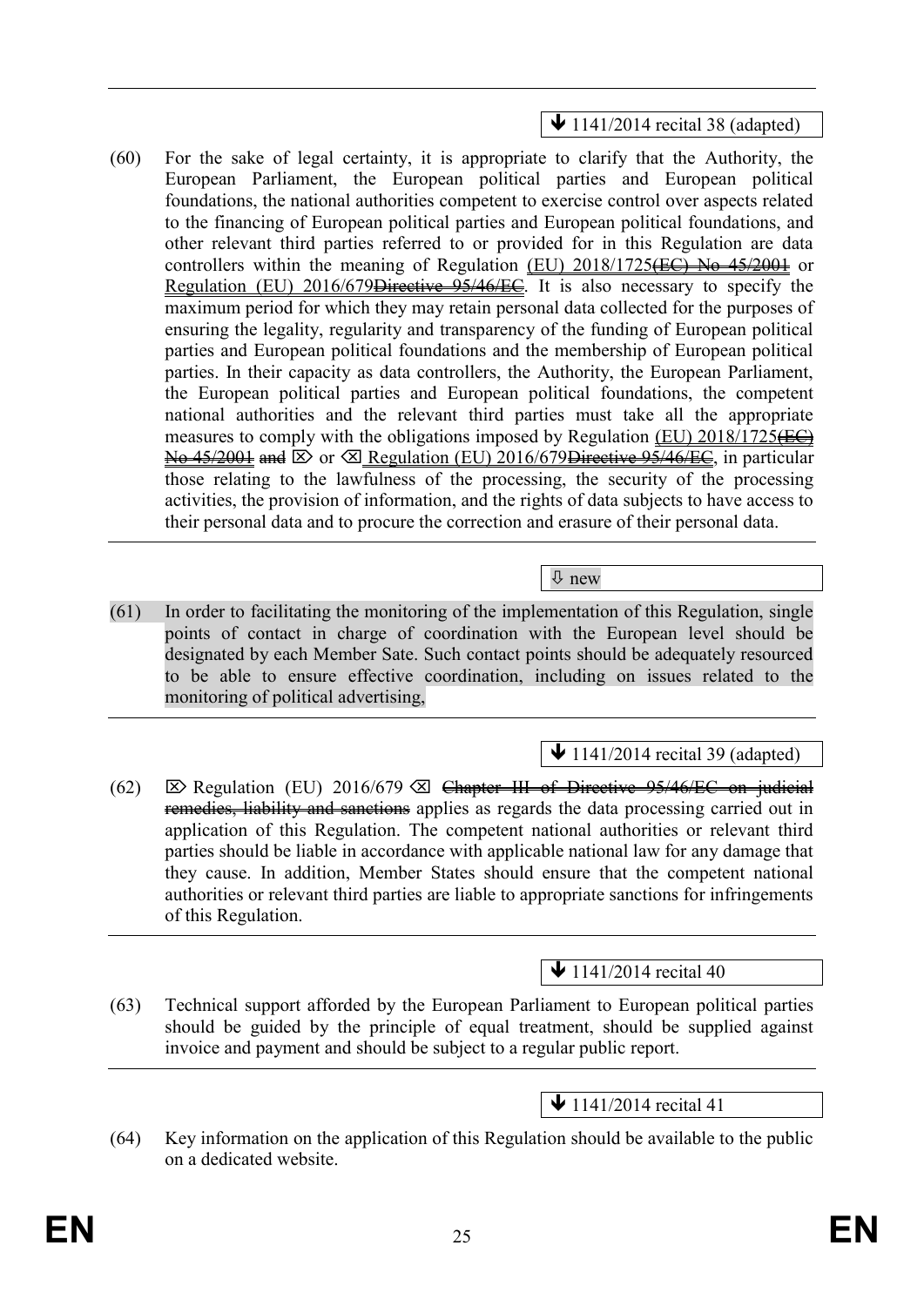↓ 1141/2014 recital 38 (adapted)

(60) For the sake of legal certainty, it is appropriate to clarify that the Authority, the European Parliament, the European political parties and European political foundations, the national authorities competent to exercise control over aspects related to the financing of European political parties and European political foundations, and other relevant third parties referred to or provided for in this Regulation are data controllers within the meaning of Regulation (EU) 2018/1725~~(EC) No 45/2001~~ or Regulation (EU) 2016/679~~Directive 95/46/EC~~. It is also necessary to specify the maximum period for which they may retain personal data collected for the purposes of ensuring the legality, regularity and transparency of the funding of European political parties and European political foundations and the membership of European political parties. In their capacity as data controllers, the Authority, the European Parliament, the European political parties and European political foundations, the competent national authorities and the relevant third parties must take all the appropriate measures to comply with the obligations imposed by Regulation (EU) 2018/1725~~(EC) No 45/2001~~ ~~and~~ ⌦ or ⌫ Regulation (EU) 2016/679~~Directive 95/46/EC~~, in particular those relating to the lawfulness of the processing, the security of the processing activities, the provision of information, and the rights of data subjects to have access to their personal data and to procure the correction and erasure of their personal data.

⇩ new

(61) In order to facilitating the monitoring of the implementation of this Regulation, single points of contact in charge of coordination with the European level should be designated by each Member Sate. Such contact points should be adequately resourced to be able to ensure effective coordination, including on issues related to the monitoring of political advertising,

↓ 1141/2014 recital 39 (adapted)

(62) ⌦ Regulation (EU) 2016/679 ⌫ ~~Chapter III of Directive 95/46/EC on judicial remedies, liability and sanctions~~ applies as regards the data processing carried out in application of this Regulation. The competent national authorities or relevant third parties should be liable in accordance with applicable national law for any damage that they cause. In addition, Member States should ensure that the competent national authorities or relevant third parties are liable to appropriate sanctions for infringements of this Regulation.

↓ 1141/2014 recital 40

(63) Technical support afforded by the European Parliament to European political parties should be guided by the principle of equal treatment, should be supplied against invoice and payment and should be subject to a regular public report.

↓ 1141/2014 recital 41

(64) Key information on the application of this Regulation should be available to the public on a dedicated website.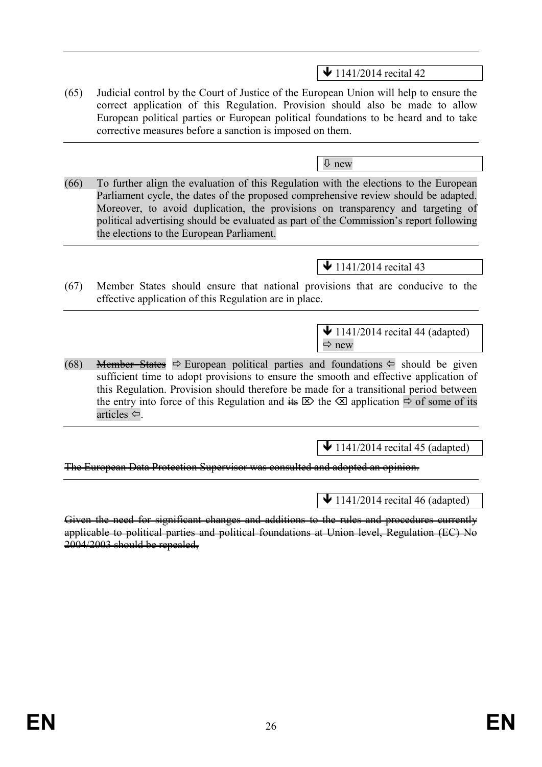↓ 1141/2014 recital 42

(65) Judicial control by the Court of Justice of the European Union will help to ensure the correct application of this Regulation. Provision should also be made to allow European political parties or European political foundations to be heard and to take corrective measures before a sanction is imposed on them.

⇩ new

(66) To further align the evaluation of this Regulation with the elections to the European Parliament cycle, the dates of the proposed comprehensive review should be adapted. Moreover, to avoid duplication, the provisions on transparency and targeting of political advertising should be evaluated as part of the Commission's report following the elections to the European Parliament.

↓ 1141/2014 recital 43

(67) Member States should ensure that national provisions that are conducive to the effective application of this Regulation are in place.

↓ 1141/2014 recital 44 (adapted)
⇨ new

(68) ~~Member States~~ ⇨ European political parties and foundations ⇦ should be given sufficient time to adopt provisions to ensure the smooth and effective application of this Regulation. Provision should therefore be made for a transitional period between the entry into force of this Regulation and ~~its~~ ⌦ the ⌫ application ⇨ of some of its articles ⇦.

↓ 1141/2014 recital 45 (adapted)

~~The European Data Protection Supervisor was consulted and adopted an opinion.~~

↓ 1141/2014 recital 46 (adapted)

~~Given the need for significant changes and additions to the rules and procedures currently applicable to political parties and political foundations at Union level, Regulation (EC) No 2004/2003 should be repealed,~~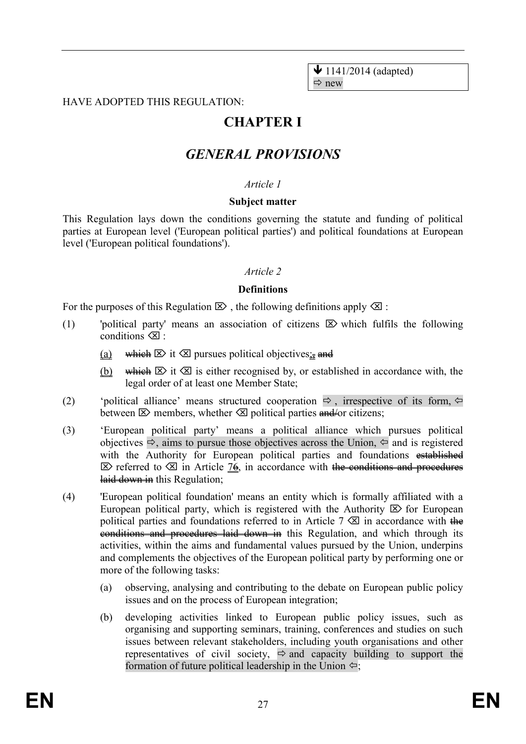↓ 1141/2014 (adapted)
⇨ new

HAVE ADOPTED THIS REGULATION:

# CHAPTER I

# *GENERAL PROVISIONS*

*Article 1*

**Subject matter**

This Regulation lays down the conditions governing the statute and funding of political parties at European level ('European political parties') and political foundations at European level ('European political foundations').

*Article 2*

**Definitions**

For the purposes of this Regulation ⌦ , the following definitions apply ⌫ :

(1) 'political party' means an association of citizens ⌦ which fulfils the following conditions ⌫ :

   (a) ~~which~~ ⌦ it ⌫ pursues political objectives;~~,~~ ~~and~~

   (b) ~~which~~ ⌦ it ⌫ is either recognised by, or established in accordance with, the legal order of at least one Member State;

(2) 'political alliance' means structured cooperation ⇨ , irrespective of its form, ⇦ between ⌦ members, whether ⌫ political parties ~~and/~~or citizens;

(3) 'European political party' means a political alliance which pursues political objectives ⇨, aims to pursue those objectives across the Union, ⇦ and is registered with the Authority for European political parties and foundations ~~established~~ ⌦ referred to ⌫ in Article 7~~6~~, in accordance with ~~the conditions and procedures laid down in~~ this Regulation;

(4) 'European political foundation' means an entity which is formally affiliated with a European political party, which is registered with the Authority ⌦ for European political parties and foundations referred to in Article 7 ⌫ in accordance with ~~the conditions and procedures laid down in~~ this Regulation, and which through its activities, within the aims and fundamental values pursued by the Union, underpins and complements the objectives of the European political party by performing one or more of the following tasks:

   (a) observing, analysing and contributing to the debate on European public policy issues and on the process of European integration;

   (b) developing activities linked to European public policy issues, such as organising and supporting seminars, training, conferences and studies on such issues between relevant stakeholders, including youth organisations and other representatives of civil society, ⇨ and capacity building to support the formation of future political leadership in the Union ⇦;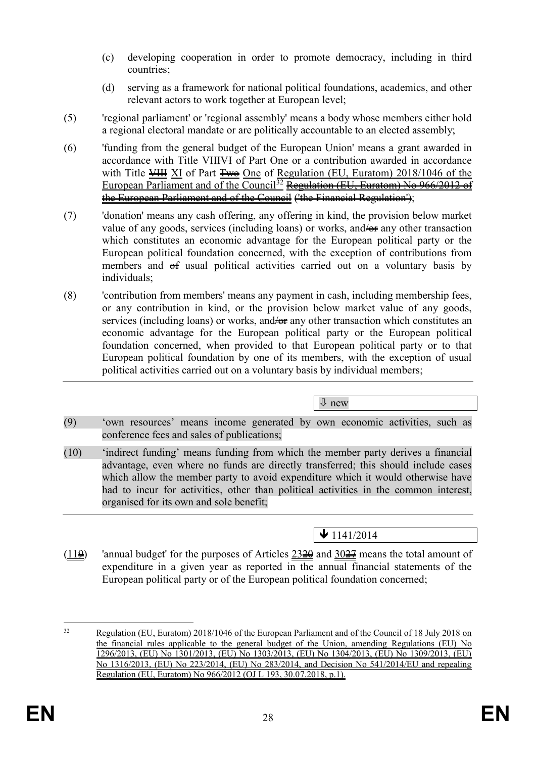(c) developing cooperation in order to promote democracy, including in third countries;

(d) serving as a framework for national political foundations, academics, and other relevant actors to work together at European level;

(5) 'regional parliament' or 'regional assembly' means a body whose members either hold a regional electoral mandate or are politically accountable to an elected assembly;

(6) 'funding from the general budget of the European Union' means a grant awarded in accordance with Title VIIIVI of Part One or a contribution awarded in accordance with Title VIII XI of Part Two One of Regulation (EU, Euratom) 2018/1046 of the European Parliament and of the Council[32] Regulation (EU, Euratom) No 966/2012 of the European Parliament and of the Council ('the Financial Regulation');

(7) 'donation' means any cash offering, any offering in kind, the provision below market value of any goods, services (including loans) or works, and/or any other transaction which constitutes an economic advantage for the European political party or the European political foundation concerned, with the exception of contributions from members and of usual political activities carried out on a voluntary basis by individuals;

(8) 'contribution from members' means any payment in cash, including membership fees, or any contribution in kind, or the provision below market value of any goods, services (including loans) or works, and/or any other transaction which constitutes an economic advantage for the European political party or the European political foundation concerned, when provided to that European political party or to that European political foundation by one of its members, with the exception of usual political activities carried out on a voluntary basis by individual members;

⇩ new

(9) 'own resources' means income generated by own economic activities, such as conference fees and sales of publications;

(10) 'indirect funding' means funding from which the member party derives a financial advantage, even where no funds are directly transferred; this should include cases which allow the member party to avoid expenditure which it would otherwise have had to incur for activities, other than political activities in the common interest, organised for its own and sole benefit;

🡻 1141/2014

(119) 'annual budget' for the purposes of Articles 2320 and 3027 means the total amount of expenditure in a given year as reported in the annual financial statements of the European political party or of the European political foundation concerned;

[32] Regulation (EU, Euratom) 2018/1046 of the European Parliament and of the Council of 18 July 2018 on the financial rules applicable to the general budget of the Union, amending Regulations (EU) No 1296/2013, (EU) No 1301/2013, (EU) No 1303/2013, (EU) No 1304/2013, (EU) No 1309/2013, (EU) No 1316/2013, (EU) No 223/2014, (EU) No 283/2014, and Decision No 541/2014/EU and repealing Regulation (EU, Euratom) No 966/2012 (OJ L 193, 30.07.2018, p.1).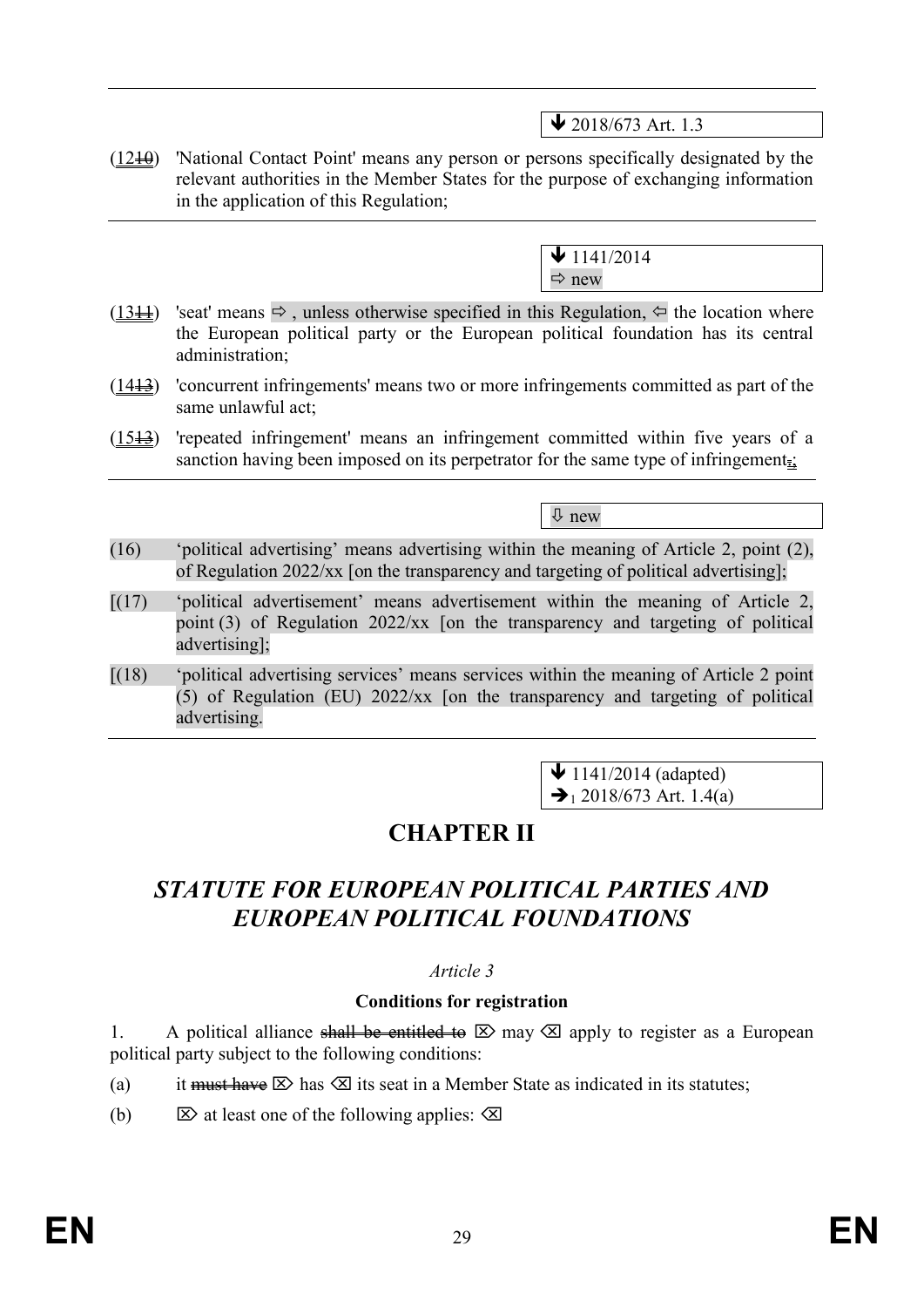↓ 2018/673 Art. 1.3

(1210) 'National Contact Point' means any person or persons specifically designated by the relevant authorities in the Member States for the purpose of exchanging information in the application of this Regulation;

↓ 1141/2014
⇨ new

(1311) 'seat' means ⇨ , unless otherwise specified in this Regulation, ⇦ the location where the European political party or the European political foundation has its central administration;

(1413) 'concurrent infringements' means two or more infringements committed as part of the same unlawful act;

(1513) 'repeated infringement' means an infringement committed within five years of a sanction having been imposed on its perpetrator for the same type of infringement.;

⇩ new

(16) 'political advertising' means advertising within the meaning of Article 2, point (2), of Regulation 2022/xx [on the transparency and targeting of political advertising];

[(17) 'political advertisement' means advertisement within the meaning of Article 2, point (3) of Regulation 2022/xx [on the transparency and targeting of political advertising];

[(18) 'political advertising services' means services within the meaning of Article 2 point (5) of Regulation (EU) 2022/xx [on the transparency and targeting of political advertising.

↓ 1141/2014 (adapted)
➔1 2018/673 Art. 1.4(a)

# CHAPTER II

## *STATUTE FOR EUROPEAN POLITICAL PARTIES AND EUROPEAN POLITICAL FOUNDATIONS*

*Article 3*

**Conditions for registration**

1. A political alliance ~~shall be entitled to~~ ⌦ may ⌫ apply to register as a European political party subject to the following conditions:

(a) it ~~must have~~ ⌦ has ⌫ its seat in a Member State as indicated in its statutes;

(b) ⌦ at least one of the following applies: ⌫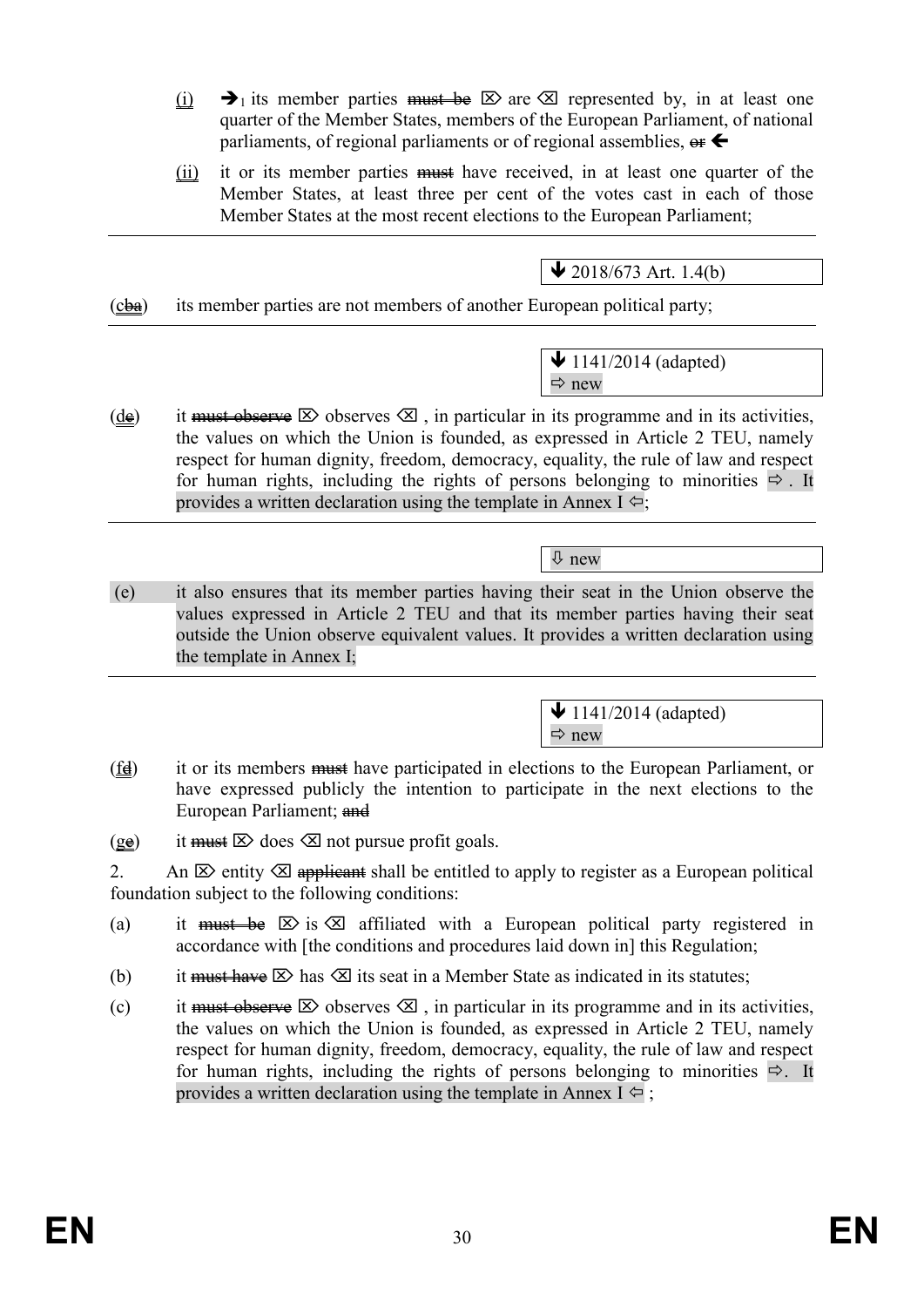(i) ➔1 its member parties ~~must be~~ ⌦ are ⌫ represented by, in at least one quarter of the Member States, members of the European Parliament, of national parliaments, of regional parliaments or of regional assemblies, ~~or~~ ➔

(ii) it or its member parties ~~must~~ have received, in at least one quarter of the Member States, at least three per cent of the votes cast in each of those Member States at the most recent elections to the European Parliament;

---

▼ 2018/673 Art. 1.4(b)

(c~~ba~~) its member parties are not members of another European political party;

---

▼ 1141/2014 (adapted)
⇨ new

(d~~c~~) it ~~must observe~~ ⌦ observes ⌫ , in particular in its programme and in its activities, the values on which the Union is founded, as expressed in Article 2 TEU, namely respect for human dignity, freedom, democracy, equality, the rule of law and respect for human rights, including the rights of persons belonging to minorities ⇨ . It provides a written declaration using the template in Annex I ⇦;

---

⇩ new

(e) it also ensures that its member parties having their seat in the Union observe the values expressed in Article 2 TEU and that its member parties having their seat outside the Union observe equivalent values. It provides a written declaration using the template in Annex I;

---

▼ 1141/2014 (adapted)
⇨ new

(f~~d~~) it or its members ~~must~~ have participated in elections to the European Parliament, or have expressed publicly the intention to participate in the next elections to the European Parliament; ~~and~~

(g~~e~~) it ~~must~~ ⌦ does ⌫ not pursue profit goals.

2. An ⌦ entity ⌫ ~~applicant~~ shall be entitled to apply to register as a European political foundation subject to the following conditions:

(a) it ~~must be~~ ⌦ is ⌫ affiliated with a European political party registered in accordance with [the conditions and procedures laid down in] this Regulation;

(b) it ~~must have~~ ⌦ has ⌫ its seat in a Member State as indicated in its statutes;

(c) it ~~must observe~~ ⌦ observes ⌫ , in particular in its programme and in its activities, the values on which the Union is founded, as expressed in Article 2 TEU, namely respect for human dignity, freedom, democracy, equality, the rule of law and respect for human rights, including the rights of persons belonging to minorities ⇨. It provides a written declaration using the template in Annex I ⇦ ;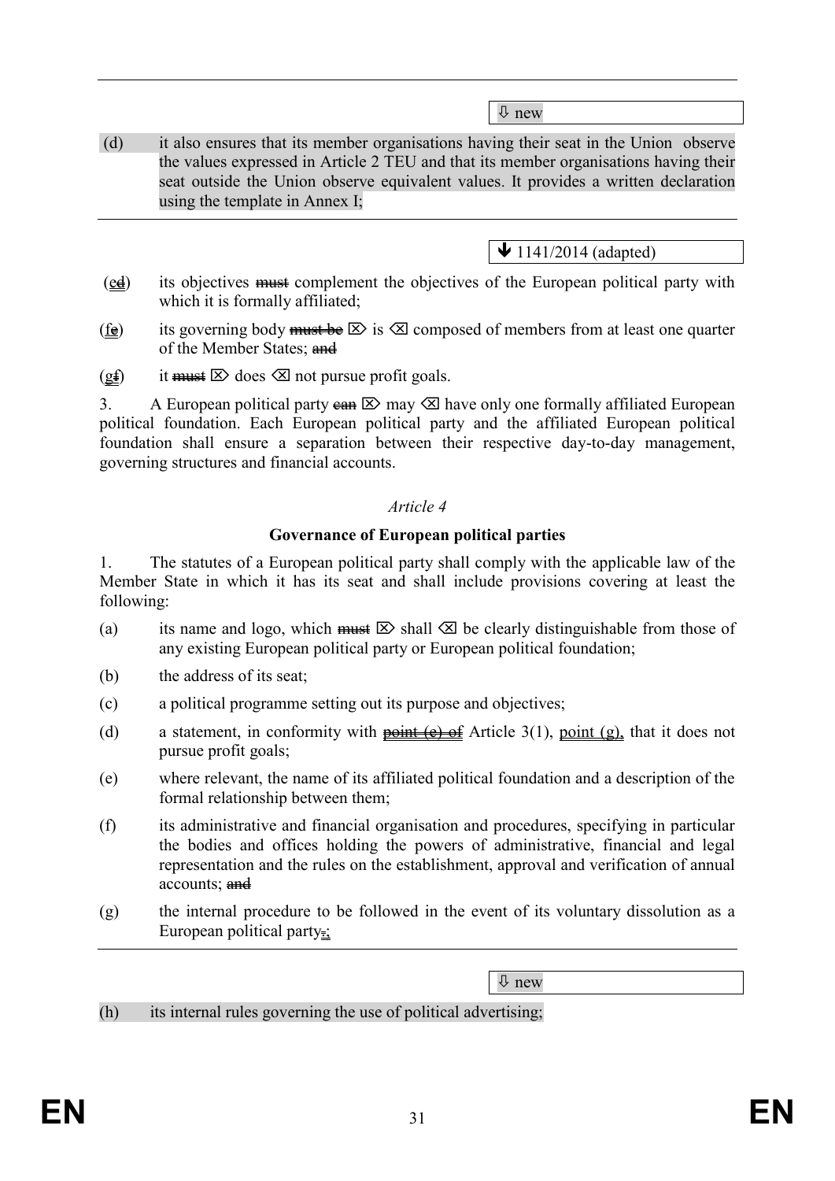⇩ new

(d) it also ensures that its member organisations having their seat in the Union observe the values expressed in Article 2 TEU and that its member organisations having their seat outside the Union observe equivalent values. It provides a written declaration using the template in Annex I;

🡻 1141/2014 (adapted)

(ed) its objectives ~~must~~ complement the objectives of the European political party with which it is formally affiliated;

(fe) its governing body ~~must be~~ ⌦ is ⌫ composed of members from at least one quarter of the Member States; ~~and~~

(gf) it ~~must~~ ⌦ does ⌫ not pursue profit goals.

3. A European political party ~~can~~ ⌦ may ⌫ have only one formally affiliated European political foundation. Each European political party and the affiliated European political foundation shall ensure a separation between their respective day-to-day management, governing structures and financial accounts.

*Article 4*

**Governance of European political parties**

1. The statutes of a European political party shall comply with the applicable law of the Member State in which it has its seat and shall include provisions covering at least the following:

(a) its name and logo, which ~~must~~ ⌦ shall ⌫ be clearly distinguishable from those of any existing European political party or European political foundation;

(b) the address of its seat;

(c) a political programme setting out its purpose and objectives;

(d) a statement, in conformity with ~~point (e) of~~ Article 3(1), point (g), that it does not pursue profit goals;

(e) where relevant, the name of its affiliated political foundation and a description of the formal relationship between them;

(f) its administrative and financial organisation and procedures, specifying in particular the bodies and offices holding the powers of administrative, financial and legal representation and the rules on the establishment, approval and verification of annual accounts; ~~and~~

(g) the internal procedure to be followed in the event of its voluntary dissolution as a European political party~~.~~;

⇩ new

(h) its internal rules governing the use of political advertising;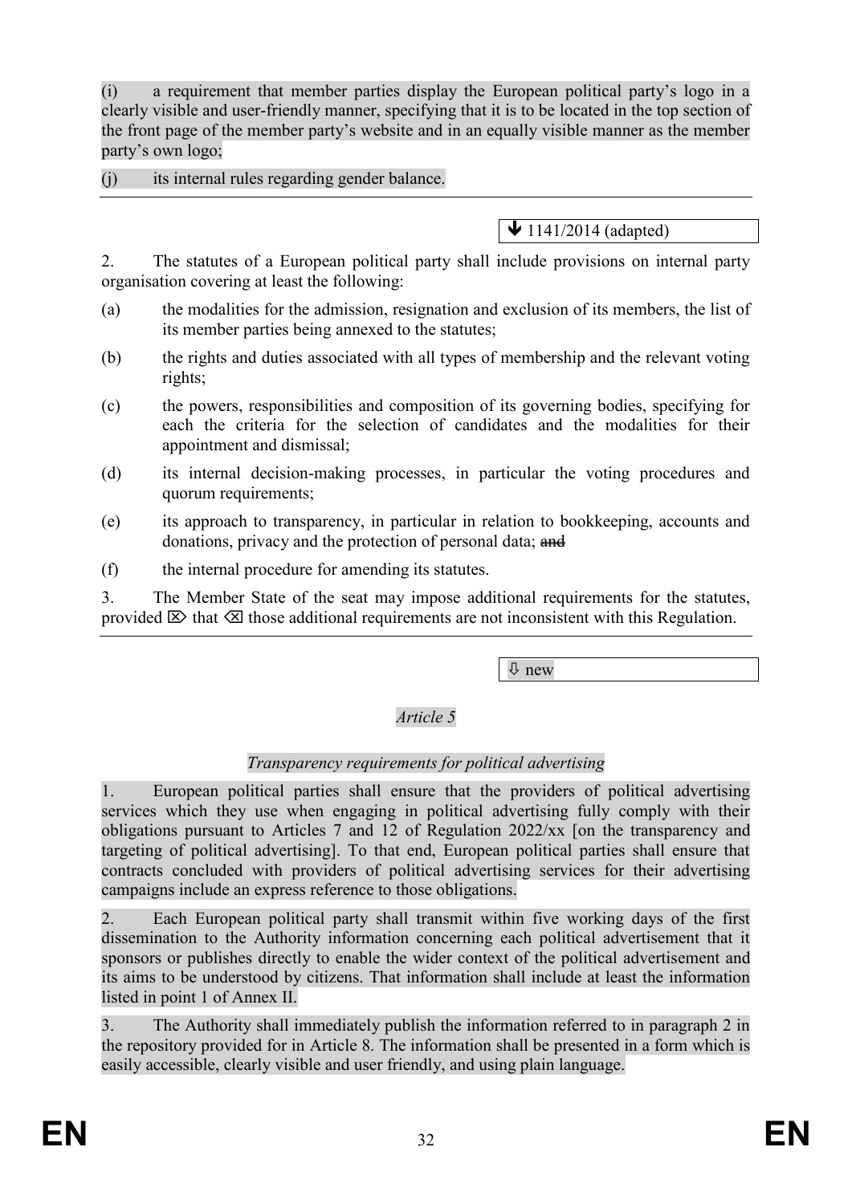(i) a requirement that member parties display the European political party's logo in a clearly visible and user-friendly manner, specifying that it is to be located in the top section of the front page of the member party's website and in an equally visible manner as the member party's own logo;

(j) its internal rules regarding gender balance.

---

🡻 1141/2014 (adapted)

2. The statutes of a European political party shall include provisions on internal party organisation covering at least the following:

(a) the modalities for the admission, resignation and exclusion of its members, the list of its member parties being annexed to the statutes;

(b) the rights and duties associated with all types of membership and the relevant voting rights;

(c) the powers, responsibilities and composition of its governing bodies, specifying for each the criteria for the selection of candidates and the modalities for their appointment and dismissal;

(d) its internal decision-making processes, in particular the voting procedures and quorum requirements;

(e) its approach to transparency, in particular in relation to bookkeeping, accounts and donations, privacy and the protection of personal data; ~~and~~

(f) the internal procedure for amending its statutes.

3. The Member State of the seat may impose additional requirements for the statutes, provided ⌦ that ⌫ those additional requirements are not inconsistent with this Regulation.

---

⇩ new

*Article 5*

*Transparency requirements for political advertising*

1. European political parties shall ensure that the providers of political advertising services which they use when engaging in political advertising fully comply with their obligations pursuant to Articles 7 and 12 of Regulation 2022/xx [on the transparency and targeting of political advertising]. To that end, European political parties shall ensure that contracts concluded with providers of political advertising services for their advertising campaigns include an express reference to those obligations.

2. Each European political party shall transmit within five working days of the first dissemination to the Authority information concerning each political advertisement that it sponsors or publishes directly to enable the wider context of the political advertisement and its aims to be understood by citizens. That information shall include at least the information listed in point 1 of Annex II.

3. The Authority shall immediately publish the information referred to in paragraph 2 in the repository provided for in Article 8. The information shall be presented in a form which is easily accessible, clearly visible and user friendly, and using plain language.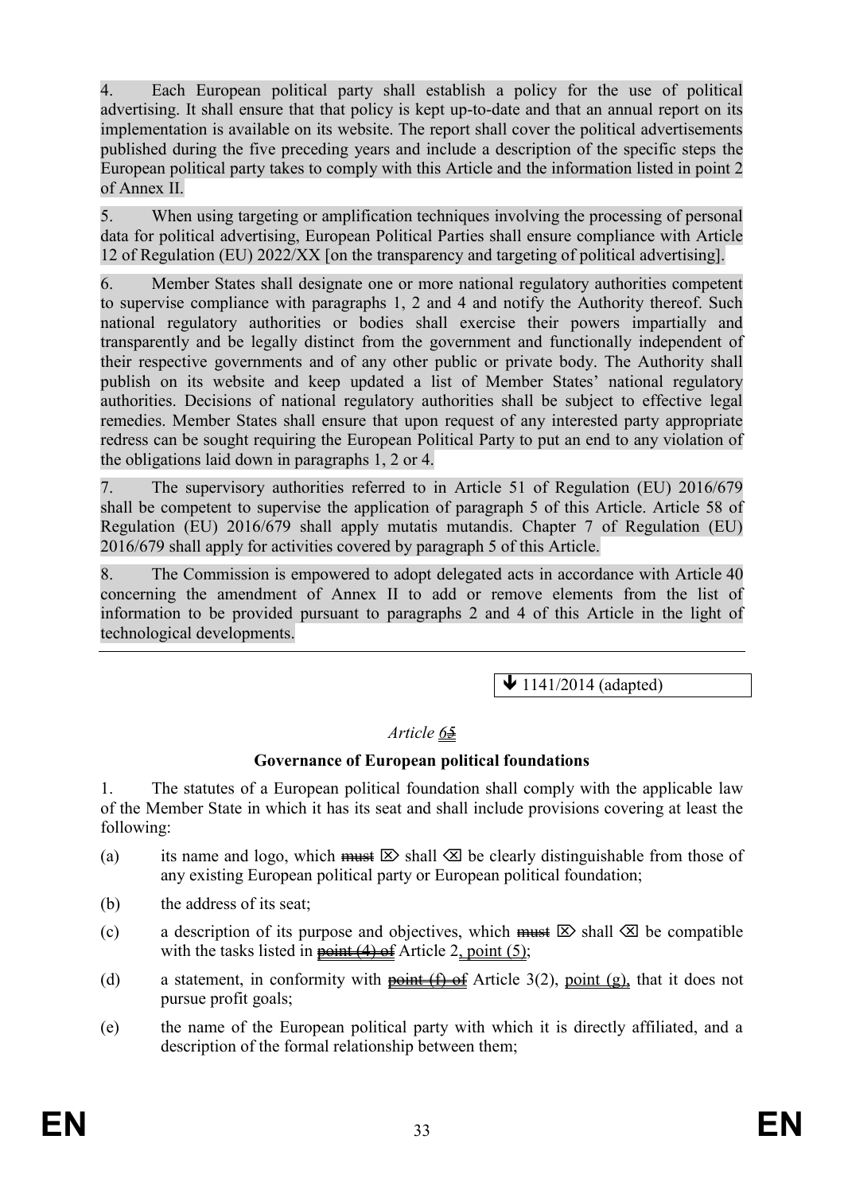4. Each European political party shall establish a policy for the use of political advertising. It shall ensure that that policy is kept up-to-date and that an annual report on its implementation is available on its website. The report shall cover the political advertisements published during the five preceding years and include a description of the specific steps the European political party takes to comply with this Article and the information listed in point 2 of Annex II.

5. When using targeting or amplification techniques involving the processing of personal data for political advertising, European Political Parties shall ensure compliance with Article 12 of Regulation (EU) 2022/XX [on the transparency and targeting of political advertising].

6. Member States shall designate one or more national regulatory authorities competent to supervise compliance with paragraphs 1, 2 and 4 and notify the Authority thereof. Such national regulatory authorities or bodies shall exercise their powers impartially and transparently and be legally distinct from the government and functionally independent of their respective governments and of any other public or private body. The Authority shall publish on its website and keep updated a list of Member States' national regulatory authorities. Decisions of national regulatory authorities shall be subject to effective legal remedies. Member States shall ensure that upon request of any interested party appropriate redress can be sought requiring the European Political Party to put an end to any violation of the obligations laid down in paragraphs 1, 2 or 4.

7. The supervisory authorities referred to in Article 51 of Regulation (EU) 2016/679 shall be competent to supervise the application of paragraph 5 of this Article. Article 58 of Regulation (EU) 2016/679 shall apply mutatis mutandis. Chapter 7 of Regulation (EU) 2016/679 shall apply for activities covered by paragraph 5 of this Article.

8. The Commission is empowered to adopt delegated acts in accordance with Article 40 concerning the amendment of Annex II to add or remove elements from the list of information to be provided pursuant to paragraphs 2 and 4 of this Article in the light of technological developments.

---

↓ 1141/2014 (adapted)

*Article* ~~5~~ 6

**Governance of European political foundations**

1. The statutes of a European political foundation shall comply with the applicable law of the Member State in which it has its seat and shall include provisions covering at least the following:

(a) its name and logo, which ~~must~~ ⌦ shall ⌫ be clearly distinguishable from those of any existing European political party or European political foundation;

(b) the address of its seat;

(c) a description of its purpose and objectives, which ~~must~~ ⌦ shall ⌫ be compatible with the tasks listed in ~~point (4) of~~ Article 2, point (5);

(d) a statement, in conformity with ~~point (f) of~~ Article 3(2), point (g), that it does not pursue profit goals;

(e) the name of the European political party with which it is directly affiliated, and a description of the formal relationship between them;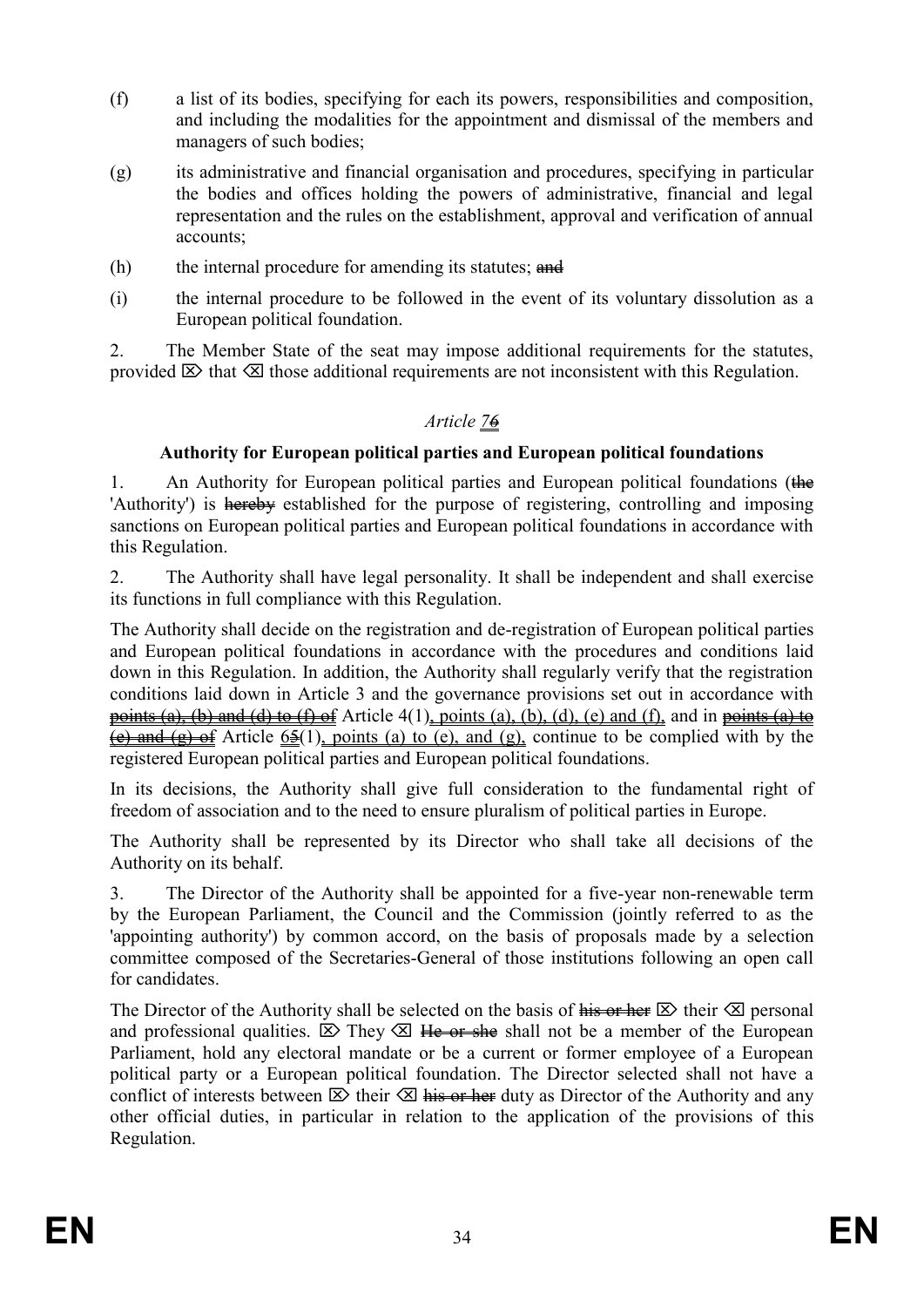(f) a list of its bodies, specifying for each its powers, responsibilities and composition, and including the modalities for the appointment and dismissal of the members and managers of such bodies;

(g) its administrative and financial organisation and procedures, specifying in particular the bodies and offices holding the powers of administrative, financial and legal representation and the rules on the establishment, approval and verification of annual accounts;

(h) the internal procedure for amending its statutes; ~~and~~

(i) the internal procedure to be followed in the event of its voluntary dissolution as a European political foundation.

2. The Member State of the seat may impose additional requirements for the statutes, provided ⌦ that ⌫ those additional requirements are not inconsistent with this Regulation.

*Article 7~~6~~*

**Authority for European political parties and European political foundations**

1. An Authority for European political parties and European political foundations (~~the~~ 'Authority') is ~~hereby~~ established for the purpose of registering, controlling and imposing sanctions on European political parties and European political foundations in accordance with this Regulation.

2. The Authority shall have legal personality. It shall be independent and shall exercise its functions in full compliance with this Regulation.

The Authority shall decide on the registration and de-registration of European political parties and European political foundations in accordance with the procedures and conditions laid down in this Regulation. In addition, the Authority shall regularly verify that the registration conditions laid down in Article 3 and the governance provisions set out in accordance with ~~points (a), (b) and (d) to (f) of~~ Article 4(1), points (a), (b), (d), (e) and (f), and in ~~points (a) to (e) and (g) of~~ Article 6~~5~~(1), points (a) to (e), and (g), continue to be complied with by the registered European political parties and European political foundations.

In its decisions, the Authority shall give full consideration to the fundamental right of freedom of association and to the need to ensure pluralism of political parties in Europe.

The Authority shall be represented by its Director who shall take all decisions of the Authority on its behalf.

3. The Director of the Authority shall be appointed for a five-year non-renewable term by the European Parliament, the Council and the Commission (jointly referred to as the 'appointing authority') by common accord, on the basis of proposals made by a selection committee composed of the Secretaries-General of those institutions following an open call for candidates.

The Director of the Authority shall be selected on the basis of ~~his or her~~ ⌦ their ⌫ personal and professional qualities. ⌦ They ⌫ ~~He or she~~ shall not be a member of the European Parliament, hold any electoral mandate or be a current or former employee of a European political party or a European political foundation. The Director selected shall not have a conflict of interests between ⌦ their ⌫ ~~his or her~~ duty as Director of the Authority and any other official duties, in particular in relation to the application of the provisions of this Regulation.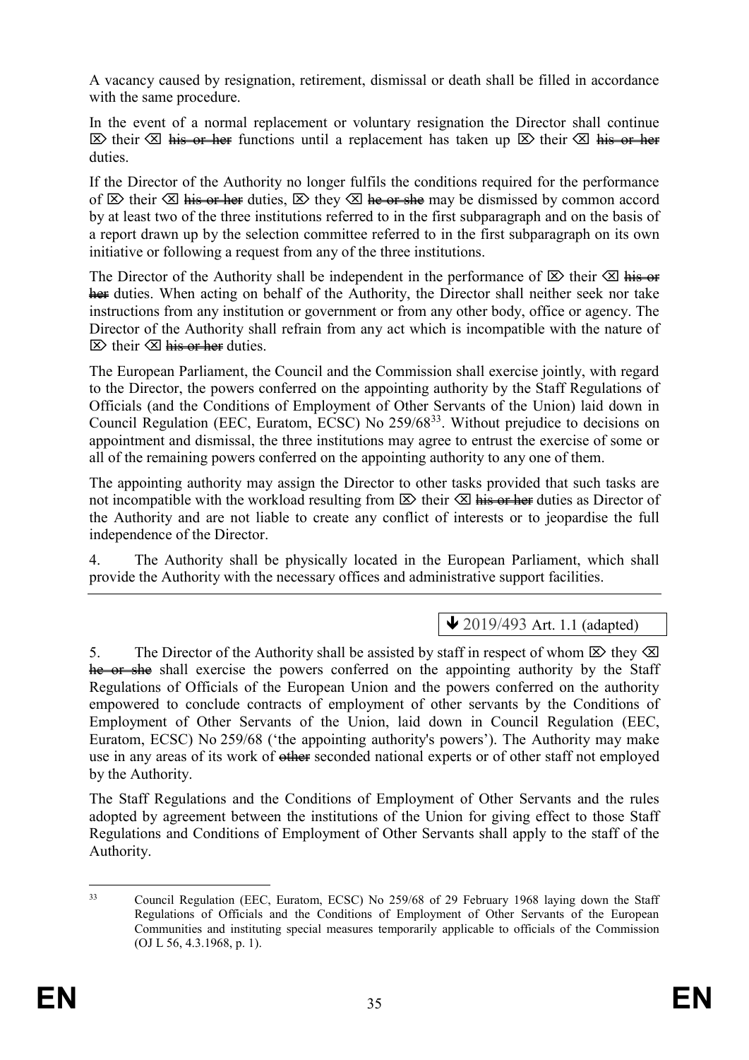A vacancy caused by resignation, retirement, dismissal or death shall be filled in accordance with the same procedure.

In the event of a normal replacement or voluntary resignation the Director shall continue ⌦ their ⌫ ~~his or her~~ functions until a replacement has taken up ⌦ their ⌫ ~~his or her~~ duties.

If the Director of the Authority no longer fulfils the conditions required for the performance of ⌦ their ⌫ ~~his or her~~ duties, ⌦ they ⌫ ~~he or she~~ may be dismissed by common accord by at least two of the three institutions referred to in the first subparagraph and on the basis of a report drawn up by the selection committee referred to in the first subparagraph on its own initiative or following a request from any of the three institutions.

The Director of the Authority shall be independent in the performance of ⌦ their ⌫ ~~his or her~~ duties. When acting on behalf of the Authority, the Director shall neither seek nor take instructions from any institution or government or from any other body, office or agency. The Director of the Authority shall refrain from any act which is incompatible with the nature of ⌦ their ⌫ ~~his or her~~ duties.

The European Parliament, the Council and the Commission shall exercise jointly, with regard to the Director, the powers conferred on the appointing authority by the Staff Regulations of Officials (and the Conditions of Employment of Other Servants of the Union) laid down in Council Regulation (EEC, Euratom, ECSC) No 259/68[33]. Without prejudice to decisions on appointment and dismissal, the three institutions may agree to entrust the exercise of some or all of the remaining powers conferred on the appointing authority to any one of them.

The appointing authority may assign the Director to other tasks provided that such tasks are not incompatible with the workload resulting from ⌦ their ⌫ ~~his or her~~ duties as Director of the Authority and are not liable to create any conflict of interests or to jeopardise the full independence of the Director.

4. The Authority shall be physically located in the European Parliament, which shall provide the Authority with the necessary offices and administrative support facilities.

---

↓ 2019/493 Art. 1.1 (adapted)

5. The Director of the Authority shall be assisted by staff in respect of whom ⌦ they ⌫ ~~he or she~~ shall exercise the powers conferred on the appointing authority by the Staff Regulations of Officials of the European Union and the powers conferred on the authority empowered to conclude contracts of employment of other servants by the Conditions of Employment of Other Servants of the Union, laid down in Council Regulation (EEC, Euratom, ECSC) No 259/68 ('the appointing authority's powers'). The Authority may make use in any areas of its work of ~~other~~ seconded national experts or of other staff not employed by the Authority.

The Staff Regulations and the Conditions of Employment of Other Servants and the rules adopted by agreement between the institutions of the Union for giving effect to those Staff Regulations and Conditions of Employment of Other Servants shall apply to the staff of the Authority.

---

[33] Council Regulation (EEC, Euratom, ECSC) No 259/68 of 29 February 1968 laying down the Staff Regulations of Officials and the Conditions of Employment of Other Servants of the European Communities and instituting special measures temporarily applicable to officials of the Commission (OJ L 56, 4.3.1968, p. 1).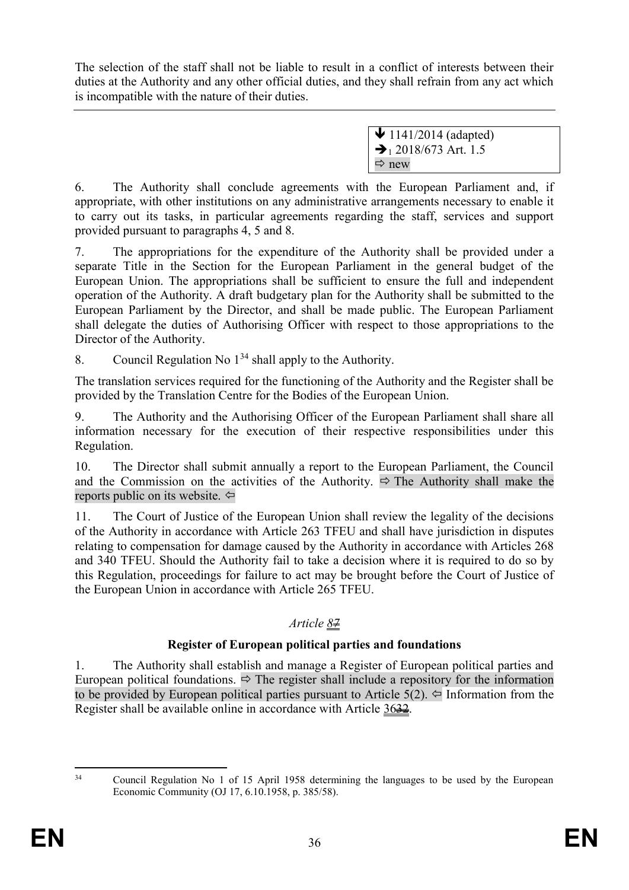The selection of the staff shall not be liable to result in a conflict of interests between their duties at the Authority and any other official duties, and they shall refrain from any act which is incompatible with the nature of their duties.

---

↓ 1141/2014 (adapted)
➔[1] 2018/673 Art. 1.5
⇨ new

6. The Authority shall conclude agreements with the European Parliament and, if appropriate, with other institutions on any administrative arrangements necessary to enable it to carry out its tasks, in particular agreements regarding the staff, services and support provided pursuant to paragraphs 4, 5 and 8.

7. The appropriations for the expenditure of the Authority shall be provided under a separate Title in the Section for the European Parliament in the general budget of the European Union. The appropriations shall be sufficient to ensure the full and independent operation of the Authority. A draft budgetary plan for the Authority shall be submitted to the European Parliament by the Director, and shall be made public. The European Parliament shall delegate the duties of Authorising Officer with respect to those appropriations to the Director of the Authority.

8. Council Regulation No 1[34] shall apply to the Authority.

The translation services required for the functioning of the Authority and the Register shall be provided by the Translation Centre for the Bodies of the European Union.

9. The Authority and the Authorising Officer of the European Parliament shall share all information necessary for the execution of their respective responsibilities under this Regulation.

10. The Director shall submit annually a report to the European Parliament, the Council and the Commission on the activities of the Authority. ⇨ The Authority shall make the reports public on its website. ⇦

11. The Court of Justice of the European Union shall review the legality of the decisions of the Authority in accordance with Article 263 TFEU and shall have jurisdiction in disputes relating to compensation for damage caused by the Authority in accordance with Articles 268 and 340 TFEU. Should the Authority fail to take a decision where it is required to do so by this Regulation, proceedings for failure to act may be brought before the Court of Justice of the European Union in accordance with Article 265 TFEU.

*Article ~~7~~ 8*

**Register of European political parties and foundations**

1. The Authority shall establish and manage a Register of European political parties and European political foundations. ⇨ The register shall include a repository for the information to be provided by European political parties pursuant to Article 5(2). ⇦ Information from the Register shall be available online in accordance with Article ~~32~~ 36.

---

[34] Council Regulation No 1 of 15 April 1958 determining the languages to be used by the European Economic Community (OJ 17, 6.10.1958, p. 385/58).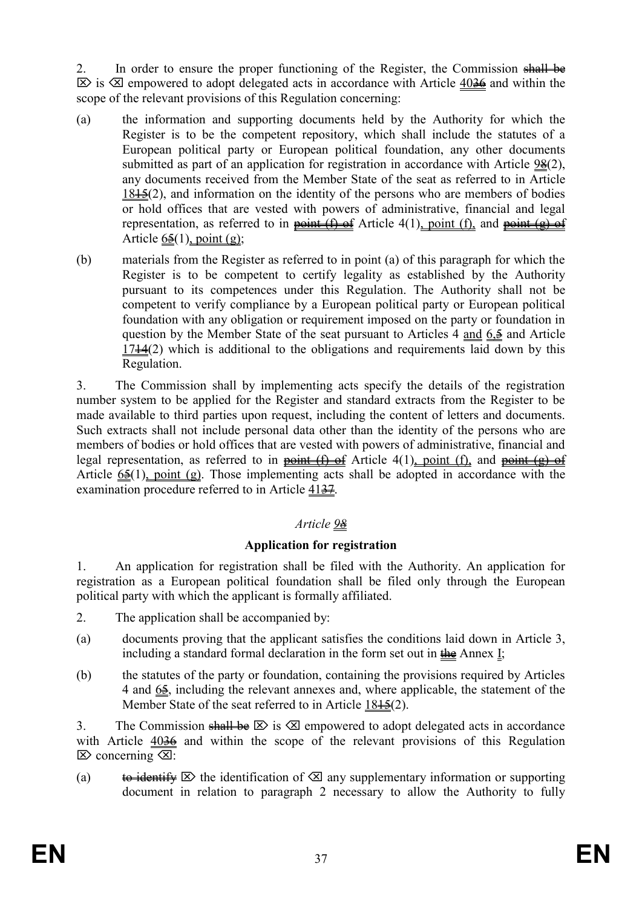2. In order to ensure the proper functioning of the Register, the Commission ~~shall be~~ ⌦ is ⌫ empowered to adopt delegated acts in accordance with Article 40~~36~~ and within the scope of the relevant provisions of this Regulation concerning:

(a) the information and supporting documents held by the Authority for which the Register is to be the competent repository, which shall include the statutes of a European political party or European political foundation, any other documents submitted as part of an application for registration in accordance with Article 9~~8~~(2), any documents received from the Member State of the seat as referred to in Article 18~~15~~(2), and information on the identity of the persons who are members of bodies or hold offices that are vested with powers of administrative, financial and legal representation, as referred to in ~~point (f) of~~ Article 4(1), point (f), and ~~point (g) of~~ Article 6~~5~~(1), point (g);

(b) materials from the Register as referred to in point (a) of this paragraph for which the Register is to be competent to certify legality as established by the Authority pursuant to its competences under this Regulation. The Authority shall not be competent to verify compliance by a European political party or European political foundation with any obligation or requirement imposed on the party or foundation in question by the Member State of the seat pursuant to Articles 4 and 6,~~5~~ and Article 17~~14~~(2) which is additional to the obligations and requirements laid down by this Regulation.

3. The Commission shall by implementing acts specify the details of the registration number system to be applied for the Register and standard extracts from the Register to be made available to third parties upon request, including the content of letters and documents. Such extracts shall not include personal data other than the identity of the persons who are members of bodies or hold offices that are vested with powers of administrative, financial and legal representation, as referred to in ~~point (f) of~~ Article 4(1), point (f), and ~~point (g) of~~ Article 6~~5~~(1), point (g). Those implementing acts shall be adopted in accordance with the examination procedure referred to in Article 41~~37~~.

*Article 9~~8~~*

**Application for registration**

1. An application for registration shall be filed with the Authority. An application for registration as a European political foundation shall be filed only through the European political party with which the applicant is formally affiliated.

2. The application shall be accompanied by:

(a) documents proving that the applicant satisfies the conditions laid down in Article 3, including a standard formal declaration in the form set out in ~~the~~ Annex I;

(b) the statutes of the party or foundation, containing the provisions required by Articles 4 and 6~~5~~, including the relevant annexes and, where applicable, the statement of the Member State of the seat referred to in Article 18~~15~~(2).

3. The Commission ~~shall be~~ ⌦ is ⌫ empowered to adopt delegated acts in accordance with Article 40~~36~~ and within the scope of the relevant provisions of this Regulation ⌦ concerning ⌫:

(a) ~~to identify~~ ⌦ the identification of ⌫ any supplementary information or supporting document in relation to paragraph 2 necessary to allow the Authority to fully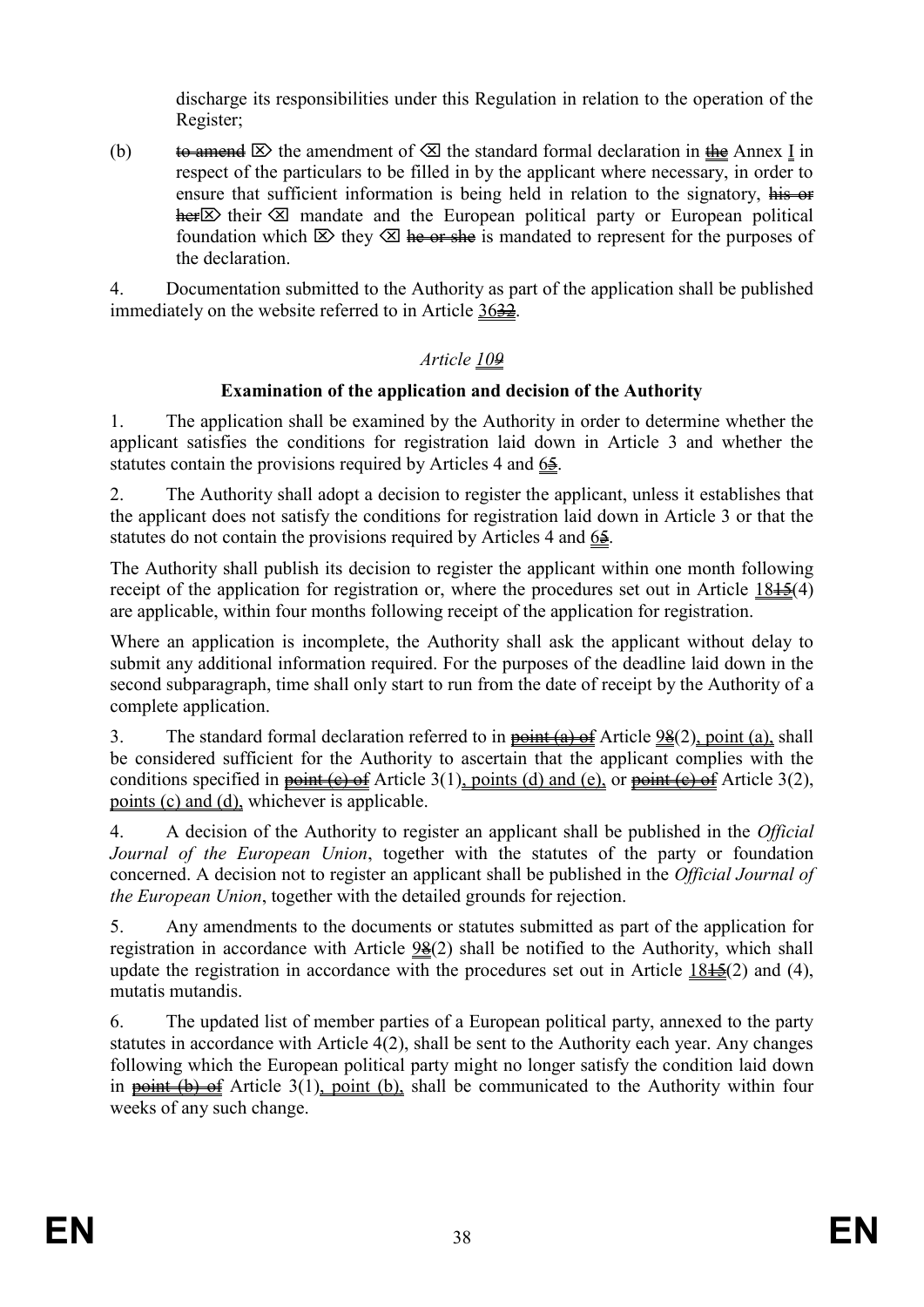discharge its responsibilities under this Regulation in relation to the operation of the Register;

(b) ~~to amend~~ ⌦ the amendment of ⌫ the standard formal declaration in ~~the~~ Annex I in respect of the particulars to be filled in by the applicant where necessary, in order to ensure that sufficient information is being held in relation to the signatory, ~~his or her~~⌦ their ⌫ mandate and the European political party or European political foundation which ⌦ they ⌫ ~~he or she~~ is mandated to represent for the purposes of the declaration.

4. Documentation submitted to the Authority as part of the application shall be published immediately on the website referred to in Article 36~~32~~.

*Article 10~~9~~*

**Examination of the application and decision of the Authority**

1. The application shall be examined by the Authority in order to determine whether the applicant satisfies the conditions for registration laid down in Article 3 and whether the statutes contain the provisions required by Articles 4 and 6~~5~~.

2. The Authority shall adopt a decision to register the applicant, unless it establishes that the applicant does not satisfy the conditions for registration laid down in Article 3 or that the statutes do not contain the provisions required by Articles 4 and 6~~5~~.

The Authority shall publish its decision to register the applicant within one month following receipt of the application for registration or, where the procedures set out in Article 18~~15~~(4) are applicable, within four months following receipt of the application for registration.

Where an application is incomplete, the Authority shall ask the applicant without delay to submit any additional information required. For the purposes of the deadline laid down in the second subparagraph, time shall only start to run from the date of receipt by the Authority of a complete application.

3. The standard formal declaration referred to in ~~point (a) of~~ Article 9~~8~~(2), point (a), shall be considered sufficient for the Authority to ascertain that the applicant complies with the conditions specified in ~~point (c) of~~ Article 3(1), points (d) and (e), or ~~point (c) of~~ Article 3(2), points (c) and (d), whichever is applicable.

4. A decision of the Authority to register an applicant shall be published in the *Official Journal of the European Union*, together with the statutes of the party or foundation concerned. A decision not to register an applicant shall be published in the *Official Journal of the European Union*, together with the detailed grounds for rejection.

5. Any amendments to the documents or statutes submitted as part of the application for registration in accordance with Article 9~~8~~(2) shall be notified to the Authority, which shall update the registration in accordance with the procedures set out in Article 18~~15~~(2) and (4), mutatis mutandis.

6. The updated list of member parties of a European political party, annexed to the party statutes in accordance with Article 4(2), shall be sent to the Authority each year. Any changes following which the European political party might no longer satisfy the condition laid down in ~~point (b) of~~ Article 3(1), point (b), shall be communicated to the Authority within four weeks of any such change.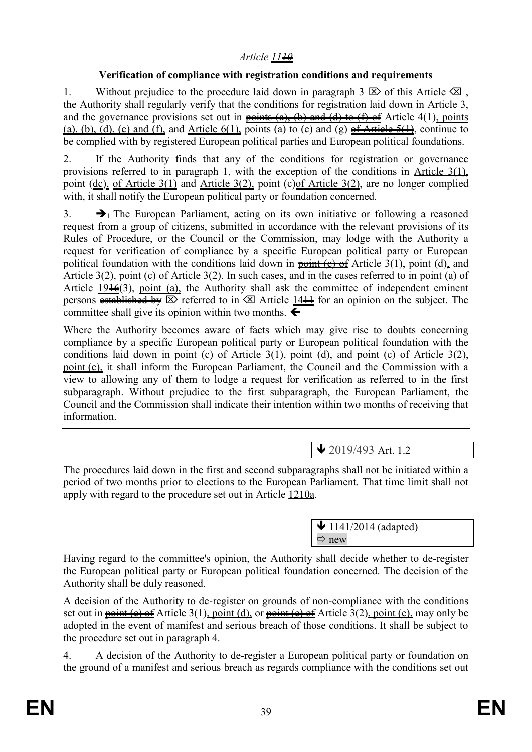*Article 1110*

**Verification of compliance with registration conditions and requirements**

1. Without prejudice to the procedure laid down in paragraph 3 ⌦ of this Article ⌫ , the Authority shall regularly verify that the conditions for registration laid down in Article 3, and the governance provisions set out in ~~points (a), (b) and (d) to (f) of~~ Article 4(1), points (a), (b), (d), (e) and (f), and Article 6(1), points (a) to (e) and (g) ~~of Article 5(1)~~, continue to be complied with by registered European political parties and European political foundations.

2. If the Authority finds that any of the conditions for registration or governance provisions referred to in paragraph 1, with the exception of the conditions in Article 3(1), point (de), ~~of Article 3(1)~~ and Article 3(2), point (c)~~of Article 3(2)~~, are no longer complied with, it shall notify the European political party or foundation concerned.

3. ➔1 The European Parliament, acting on its own initiative or following a reasoned request from a group of citizens, submitted in accordance with the relevant provisions of its Rules of Procedure, or the Council or the Commission, may lodge with the Authority a request for verification of compliance by a specific European political party or European political foundation with the conditions laid down in ~~point (c) of~~ Article 3(1), point (d), and Article 3(2), point (c) ~~of Article 3(2)~~. In such cases, and in the cases referred to in ~~point (a) of~~ Article 1916(3), point (a), the Authority shall ask the committee of independent eminent persons ~~established by~~ ⌦ referred to in ⌫ Article 1411 for an opinion on the subject. The committee shall give its opinion within two months. ➔

Where the Authority becomes aware of facts which may give rise to doubts concerning compliance by a specific European political party or European political foundation with the conditions laid down in ~~point (c) of~~ Article 3(1), point (d), and ~~point (c) of~~ Article 3(2), point (c), it shall inform the European Parliament, the Council and the Commission with a view to allowing any of them to lodge a request for verification as referred to in the first subparagraph. Without prejudice to the first subparagraph, the European Parliament, the Council and the Commission shall indicate their intention within two months of receiving that information.

---

🡻 2019/493 Art. 1.2

The procedures laid down in the first and second subparagraphs shall not be initiated within a period of two months prior to elections to the European Parliament. That time limit shall not apply with regard to the procedure set out in Article 1210a.

---

🡻 1141/2014 (adapted)
⇨ new

Having regard to the committee's opinion, the Authority shall decide whether to de-register the European political party or European political foundation concerned. The decision of the Authority shall be duly reasoned.

A decision of the Authority to de-register on grounds of non-compliance with the conditions set out in ~~point (c) of~~ Article 3(1), point (d), or ~~point (c) of~~ Article 3(2), point (c), may only be adopted in the event of manifest and serious breach of those conditions. It shall be subject to the procedure set out in paragraph 4.

4. A decision of the Authority to de-register a European political party or foundation on the ground of a manifest and serious breach as regards compliance with the conditions set out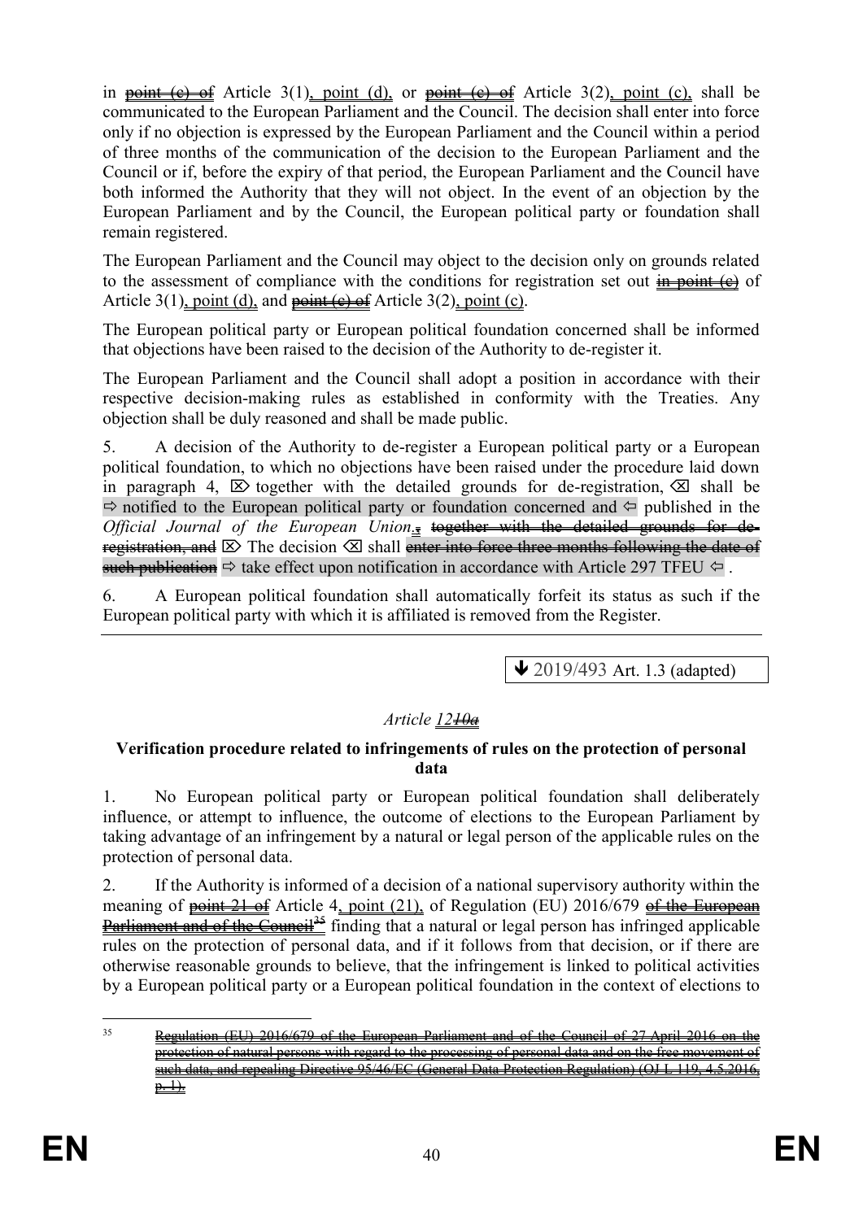in ~~point (c) of~~ Article 3(1), point (d), or ~~point (c) of~~ Article 3(2), point (c), shall be communicated to the European Parliament and the Council. The decision shall enter into force only if no objection is expressed by the European Parliament and the Council within a period of three months of the communication of the decision to the European Parliament and the Council or if, before the expiry of that period, the European Parliament and the Council have both informed the Authority that they will not object. In the event of an objection by the European Parliament and by the Council, the European political party or foundation shall remain registered.

The European Parliament and the Council may object to the decision only on grounds related to the assessment of compliance with the conditions for registration set out ~~in point (c)~~ of Article 3(1), point (d), and ~~point (c) of~~ Article 3(2), point (c).

The European political party or European political foundation concerned shall be informed that objections have been raised to the decision of the Authority to de-register it.

The European Parliament and the Council shall adopt a position in accordance with their respective decision-making rules as established in conformity with the Treaties. Any objection shall be duly reasoned and shall be made public.

5. A decision of the Authority to de-register a European political party or a European political foundation, to which no objections have been raised under the procedure laid down in paragraph 4, ⌦ together with the detailed grounds for de-registration, ⌫ shall be ⇨ notified to the European political party or foundation concerned and ⇦ published in the *Official Journal of the European Union*.~~,~~ ~~together with the detailed grounds for de-registration, and~~ ⌦ The decision ⌫ shall ~~enter into force three months following the date of such publication~~ ⇨ take effect upon notification in accordance with Article 297 TFEU ⇦ .

6. A European political foundation shall automatically forfeit its status as such if the European political party with which it is affiliated is removed from the Register.

---

🡻 2019/493 Art. 1.3 (adapted)

*Article 12~~10a~~*

**Verification procedure related to infringements of rules on the protection of personal data**

1. No European political party or European political foundation shall deliberately influence, or attempt to influence, the outcome of elections to the European Parliament by taking advantage of an infringement by a natural or legal person of the applicable rules on the protection of personal data.

2. If the Authority is informed of a decision of a national supervisory authority within the meaning of ~~point 21 of~~ Article 4, point (21), of Regulation (EU) 2016/679 ~~of the European Parliament and of the Council~~[35] finding that a natural or legal person has infringed applicable rules on the protection of personal data, and if it follows from that decision, or if there are otherwise reasonable grounds to believe, that the infringement is linked to political activities by a European political party or a European political foundation in the context of elections to

---

[35] ~~Regulation (EU) 2016/679 of the European Parliament and of the Council of 27 April 2016 on the protection of natural persons with regard to the processing of personal data and on the free movement of such data, and repealing Directive 95/46/EC (General Data Protection Regulation) (OJ L 119, 4.5.2016, p. 1).~~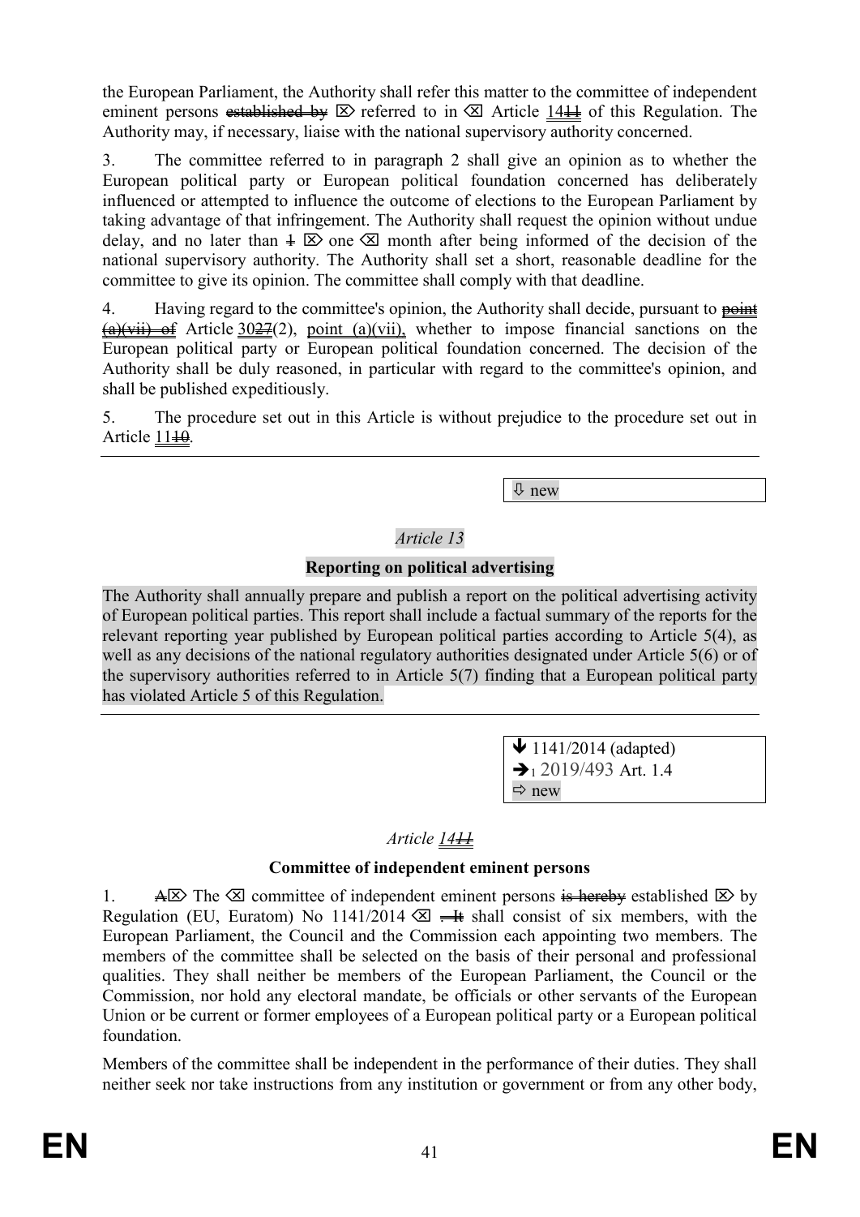the European Parliament, the Authority shall refer this matter to the committee of independent eminent persons ~~established by~~ ⌦ referred to in ⌫ Article 14~~11~~ of this Regulation. The Authority may, if necessary, liaise with the national supervisory authority concerned.

3. The committee referred to in paragraph 2 shall give an opinion as to whether the European political party or European political foundation concerned has deliberately influenced or attempted to influence the outcome of elections to the European Parliament by taking advantage of that infringement. The Authority shall request the opinion without undue delay, and no later than ~~1~~ ⌦ one ⌫ month after being informed of the decision of the national supervisory authority. The Authority shall set a short, reasonable deadline for the committee to give its opinion. The committee shall comply with that deadline.

4. Having regard to the committee's opinion, the Authority shall decide, pursuant to ~~point (a)(vii) of~~ Article 30~~27~~(2), point (a)(vii), whether to impose financial sanctions on the European political party or European political foundation concerned. The decision of the Authority shall be duly reasoned, in particular with regard to the committee's opinion, and shall be published expeditiously.

5. The procedure set out in this Article is without prejudice to the procedure set out in Article 11~~10~~.

---

⇩ new

*Article 13*

**Reporting on political advertising**

The Authority shall annually prepare and publish a report on the political advertising activity of European political parties. This report shall include a factual summary of the reports for the relevant reporting year published by European political parties according to Article 5(4), as well as any decisions of the national regulatory authorities designated under Article 5(6) or of the supervisory authorities referred to in Article 5(7) finding that a European political party has violated Article 5 of this Regulation.

---

↓ 1141/2014 (adapted)
➔1 2019/493 Art. 1.4
⇨ new

*Article 14~~11~~*

**Committee of independent eminent persons**

1. ~~A~~⌦ The ⌫ committee of independent eminent persons ~~is hereby~~ established ⌦ by Regulation (EU, Euratom) No 1141/2014 ⌫ ~~. It~~ shall consist of six members, with the European Parliament, the Council and the Commission each appointing two members. The members of the committee shall be selected on the basis of their personal and professional qualities. They shall neither be members of the European Parliament, the Council or the Commission, nor hold any electoral mandate, be officials or other servants of the European Union or be current or former employees of a European political party or a European political foundation.

Members of the committee shall be independent in the performance of their duties. They shall neither seek nor take instructions from any institution or government or from any other body,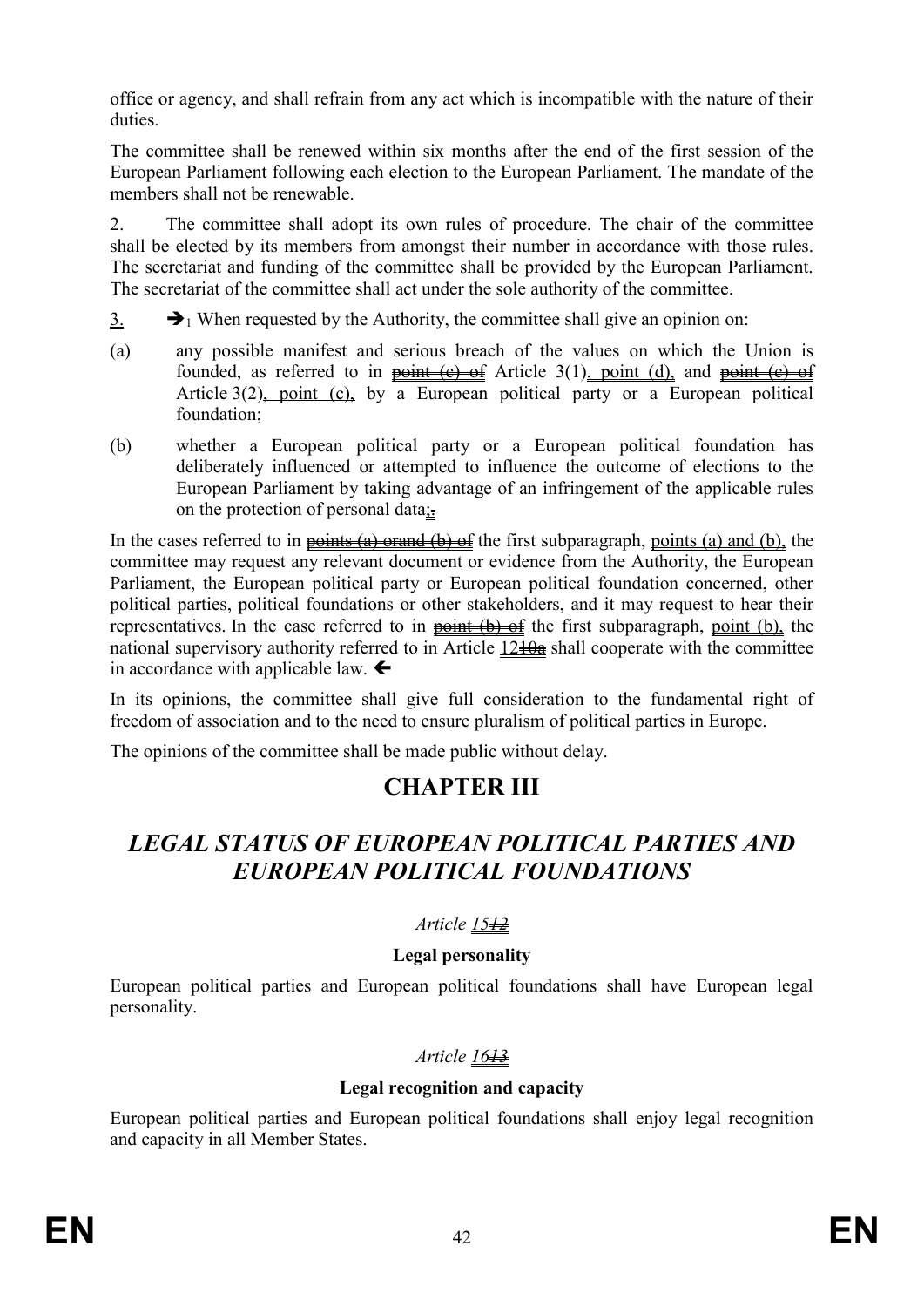office or agency, and shall refrain from any act which is incompatible with the nature of their duties.

The committee shall be renewed within six months after the end of the first session of the European Parliament following each election to the European Parliament. The mandate of the members shall not be renewable.

2. The committee shall adopt its own rules of procedure. The chair of the committee shall be elected by its members from amongst their number in accordance with those rules. The secretariat and funding of the committee shall be provided by the European Parliament. The secretariat of the committee shall act under the sole authority of the committee.

3. ➔1 When requested by the Authority, the committee shall give an opinion on:

(a) any possible manifest and serious breach of the values on which the Union is founded, as referred to in ~~point (c) of~~ Article 3(1), point (d), and ~~point (c) of~~ Article 3(2), point (c), by a European political party or a European political foundation;

(b) whether a European political party or a European political foundation has deliberately influenced or attempted to influence the outcome of elections to the European Parliament by taking advantage of an infringement of the applicable rules on the protection of personal data;~~.~~

In the cases referred to in ~~points (a) orand (b) of~~ the first subparagraph, points (a) and (b), the committee may request any relevant document or evidence from the Authority, the European Parliament, the European political party or European political foundation concerned, other political parties, political foundations or other stakeholders, and it may request to hear their representatives. In the case referred to in ~~point (b) of~~ the first subparagraph, point (b), the national supervisory authority referred to in Article 12~~10a~~ shall cooperate with the committee in accordance with applicable law. 🡐

In its opinions, the committee shall give full consideration to the fundamental right of freedom of association and to the need to ensure pluralism of political parties in Europe.

The opinions of the committee shall be made public without delay.

# CHAPTER III

## *LEGAL STATUS OF EUROPEAN POLITICAL PARTIES AND EUROPEAN POLITICAL FOUNDATIONS*

*Article 15~~12~~*

**Legal personality**

European political parties and European political foundations shall have European legal personality.

*Article 16~~13~~*

**Legal recognition and capacity**

European political parties and European political foundations shall enjoy legal recognition and capacity in all Member States.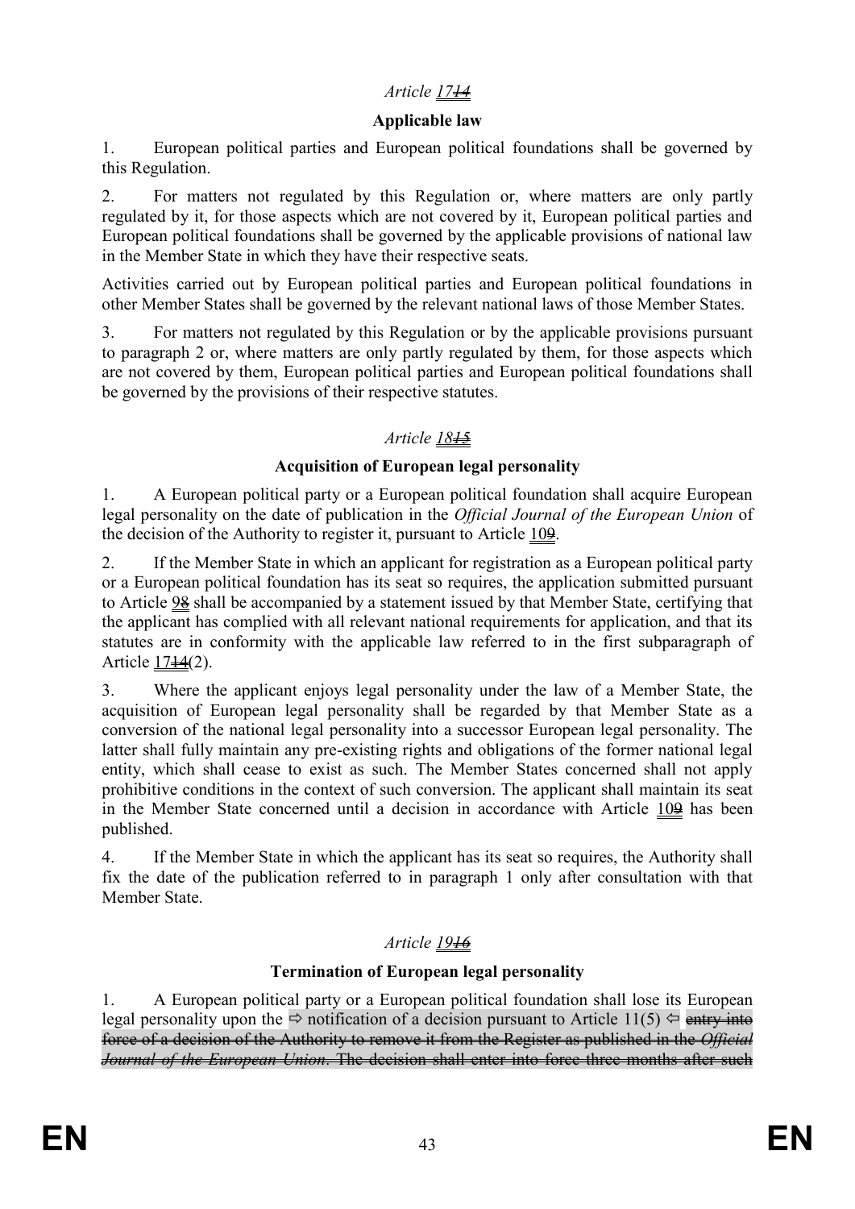*Article 1714*

**Applicable law**

1. European political parties and European political foundations shall be governed by this Regulation.

2. For matters not regulated by this Regulation or, where matters are only partly regulated by it, for those aspects which are not covered by it, European political parties and European political foundations shall be governed by the applicable provisions of national law in the Member State in which they have their respective seats.

Activities carried out by European political parties and European political foundations in other Member States shall be governed by the relevant national laws of those Member States.

3. For matters not regulated by this Regulation or by the applicable provisions pursuant to paragraph 2 or, where matters are only partly regulated by them, for those aspects which are not covered by them, European political parties and European political foundations shall be governed by the provisions of their respective statutes.

*Article 1815*

**Acquisition of European legal personality**

1. A European political party or a European political foundation shall acquire European legal personality on the date of publication in the *Official Journal of the European Union* of the decision of the Authority to register it, pursuant to Article 109.

2. If the Member State in which an applicant for registration as a European political party or a European political foundation has its seat so requires, the application submitted pursuant to Article 98 shall be accompanied by a statement issued by that Member State, certifying that the applicant has complied with all relevant national requirements for application, and that its statutes are in conformity with the applicable law referred to in the first subparagraph of Article 1714(2).

3. Where the applicant enjoys legal personality under the law of a Member State, the acquisition of European legal personality shall be regarded by that Member State as a conversion of the national legal personality into a successor European legal personality. The latter shall fully maintain any pre-existing rights and obligations of the former national legal entity, which shall cease to exist as such. The Member States concerned shall not apply prohibitive conditions in the context of such conversion. The applicant shall maintain its seat in the Member State concerned until a decision in accordance with Article 109 has been published.

4. If the Member State in which the applicant has its seat so requires, the Authority shall fix the date of the publication referred to in paragraph 1 only after consultation with that Member State.

*Article 1916*

**Termination of European legal personality**

1. A European political party or a European political foundation shall lose its European legal personality upon the ⇨ notification of a decision pursuant to Article 11(5) ⇦ ~~entry into force of a decision of the Authority to remove it from the Register as published in the *Official Journal of the European Union*. The decision shall enter into force three months after such~~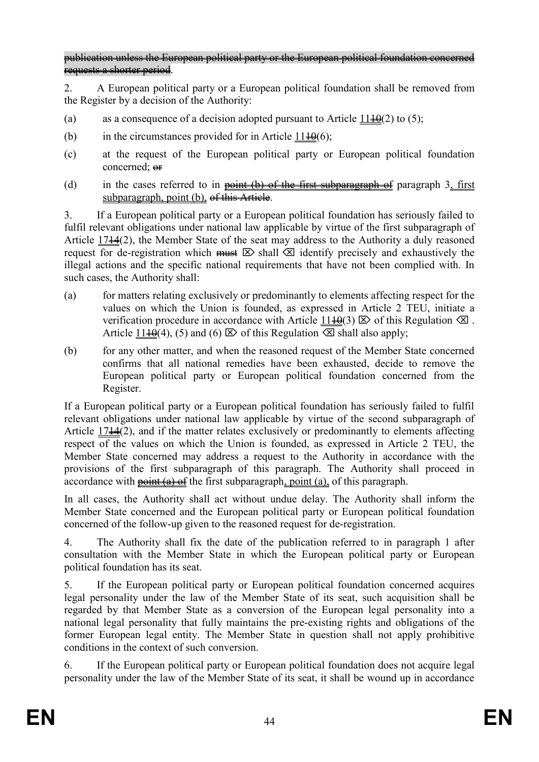~~publication unless the European political party or the European political foundation concerned requests a shorter period~~.

2. A European political party or a European political foundation shall be removed from the Register by a decision of the Authority:

(a) as a consequence of a decision adopted pursuant to Article 11~~10~~(2) to (5);

(b) in the circumstances provided for in Article 11~~10~~(6);

(c) at the request of the European political party or European political foundation concerned; ~~or~~

(d) in the cases referred to in ~~point (b) of the first subparagraph of~~ paragraph 3, first subparagraph, point (b), ~~of this Article~~.

3. If a European political party or a European political foundation has seriously failed to fulfil relevant obligations under national law applicable by virtue of the first subparagraph of Article 17~~14~~(2), the Member State of the seat may address to the Authority a duly reasoned request for de-registration which ~~must~~ ⌦ shall ⌫ identify precisely and exhaustively the illegal actions and the specific national requirements that have not been complied with. In such cases, the Authority shall:

(a) for matters relating exclusively or predominantly to elements affecting respect for the values on which the Union is founded, as expressed in Article 2 TEU, initiate a verification procedure in accordance with Article 11~~10~~(3) ⌦ of this Regulation ⌫ . Article 11~~10~~(4), (5) and (6) ⌦ of this Regulation ⌫ shall also apply;

(b) for any other matter, and when the reasoned request of the Member State concerned confirms that all national remedies have been exhausted, decide to remove the European political party or European political foundation concerned from the Register.

If a European political party or a European political foundation has seriously failed to fulfil relevant obligations under national law applicable by virtue of the second subparagraph of Article 17~~14~~(2), and if the matter relates exclusively or predominantly to elements affecting respect of the values on which the Union is founded, as expressed in Article 2 TEU, the Member State concerned may address a request to the Authority in accordance with the provisions of the first subparagraph of this paragraph. The Authority shall proceed in accordance with ~~point (a) of~~ the first subparagraph, point (a), of this paragraph.

In all cases, the Authority shall act without undue delay. The Authority shall inform the Member State concerned and the European political party or European political foundation concerned of the follow-up given to the reasoned request for de-registration.

4. The Authority shall fix the date of the publication referred to in paragraph 1 after consultation with the Member State in which the European political party or European political foundation has its seat.

5. If the European political party or European political foundation concerned acquires legal personality under the law of the Member State of its seat, such acquisition shall be regarded by that Member State as a conversion of the European legal personality into a national legal personality that fully maintains the pre-existing rights and obligations of the former European legal entity. The Member State in question shall not apply prohibitive conditions in the context of such conversion.

6. If the European political party or European political foundation does not acquire legal personality under the law of the Member State of its seat, it shall be wound up in accordance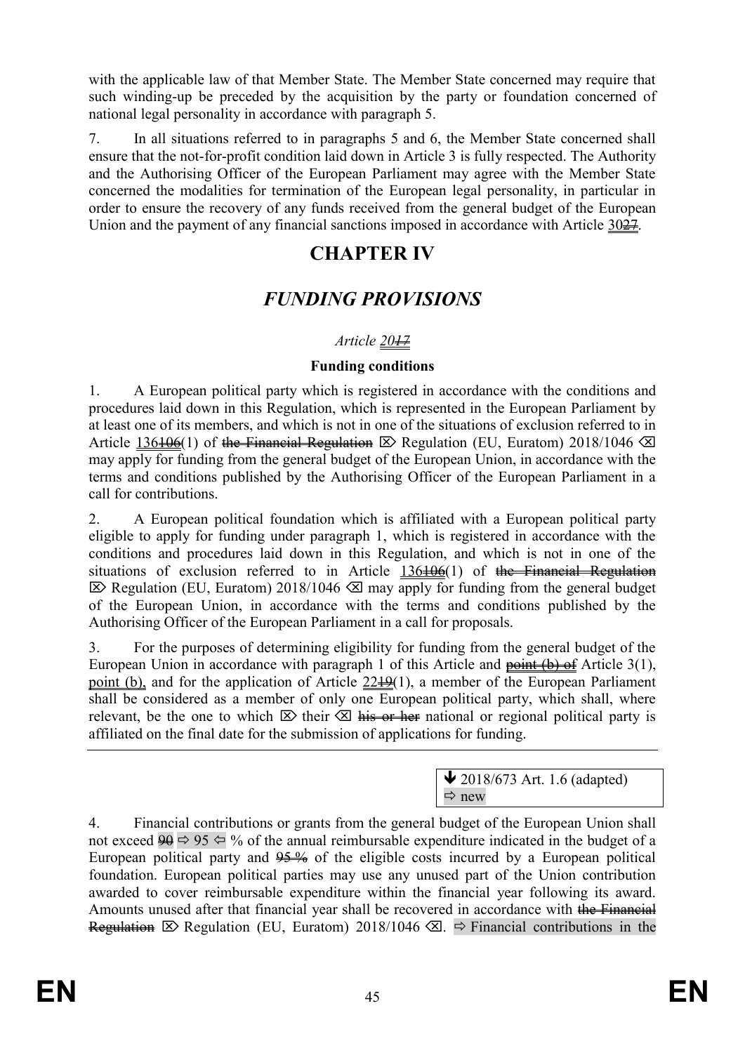with the applicable law of that Member State. The Member State concerned may require that such winding-up be preceded by the acquisition by the party or foundation concerned of national legal personality in accordance with paragraph 5.

7. In all situations referred to in paragraphs 5 and 6, the Member State concerned shall ensure that the not-for-profit condition laid down in Article 3 is fully respected. The Authority and the Authorising Officer of the European Parliament may agree with the Member State concerned the modalities for termination of the European legal personality, in particular in order to ensure the recovery of any funds received from the general budget of the European Union and the payment of any financial sanctions imposed in accordance with Article ~~27~~ 30.

# CHAPTER IV

## *FUNDING PROVISIONS*

*Article ~~17~~ 20*

**Funding conditions**

1. A European political party which is registered in accordance with the conditions and procedures laid down in this Regulation, which is represented in the European Parliament by at least one of its members, and which is not in one of the situations of exclusion referred to in Article ~~106~~ 136(1) of ~~the Financial Regulation~~ ⌦ Regulation (EU, Euratom) 2018/1046 ⌫ may apply for funding from the general budget of the European Union, in accordance with the terms and conditions published by the Authorising Officer of the European Parliament in a call for contributions.

2. A European political foundation which is affiliated with a European political party eligible to apply for funding under paragraph 1, which is registered in accordance with the conditions and procedures laid down in this Regulation, and which is not in one of the situations of exclusion referred to in Article ~~106~~ 136(1) of ~~the Financial Regulation~~ ⌦ Regulation (EU, Euratom) 2018/1046 ⌫ may apply for funding from the general budget of the European Union, in accordance with the terms and conditions published by the Authorising Officer of the European Parliament in a call for proposals.

3. For the purposes of determining eligibility for funding from the general budget of the European Union in accordance with paragraph 1 of this Article and ~~point (b) of~~ Article 3(1), point (b), and for the application of Article ~~19~~ 22(1), a member of the European Parliament shall be considered as a member of only one European political party, which shall, where relevant, be the one to which ⌦ their ⌫ ~~his or her~~ national or regional political party is affiliated on the final date for the submission of applications for funding.

---

↓ 2018/673 Art. 1.6 (adapted)
⇨ new

4. Financial contributions or grants from the general budget of the European Union shall not exceed ~~90~~ ⇨ 95 ⇦ % of the annual reimbursable expenditure indicated in the budget of a European political party and ~~95 %~~ of the eligible costs incurred by a European political foundation. European political parties may use any unused part of the Union contribution awarded to cover reimbursable expenditure within the financial year following its award. Amounts unused after that financial year shall be recovered in accordance with ~~the Financial Regulation~~ ⌦ Regulation (EU, Euratom) 2018/1046 ⌫. ⇨ Financial contributions in the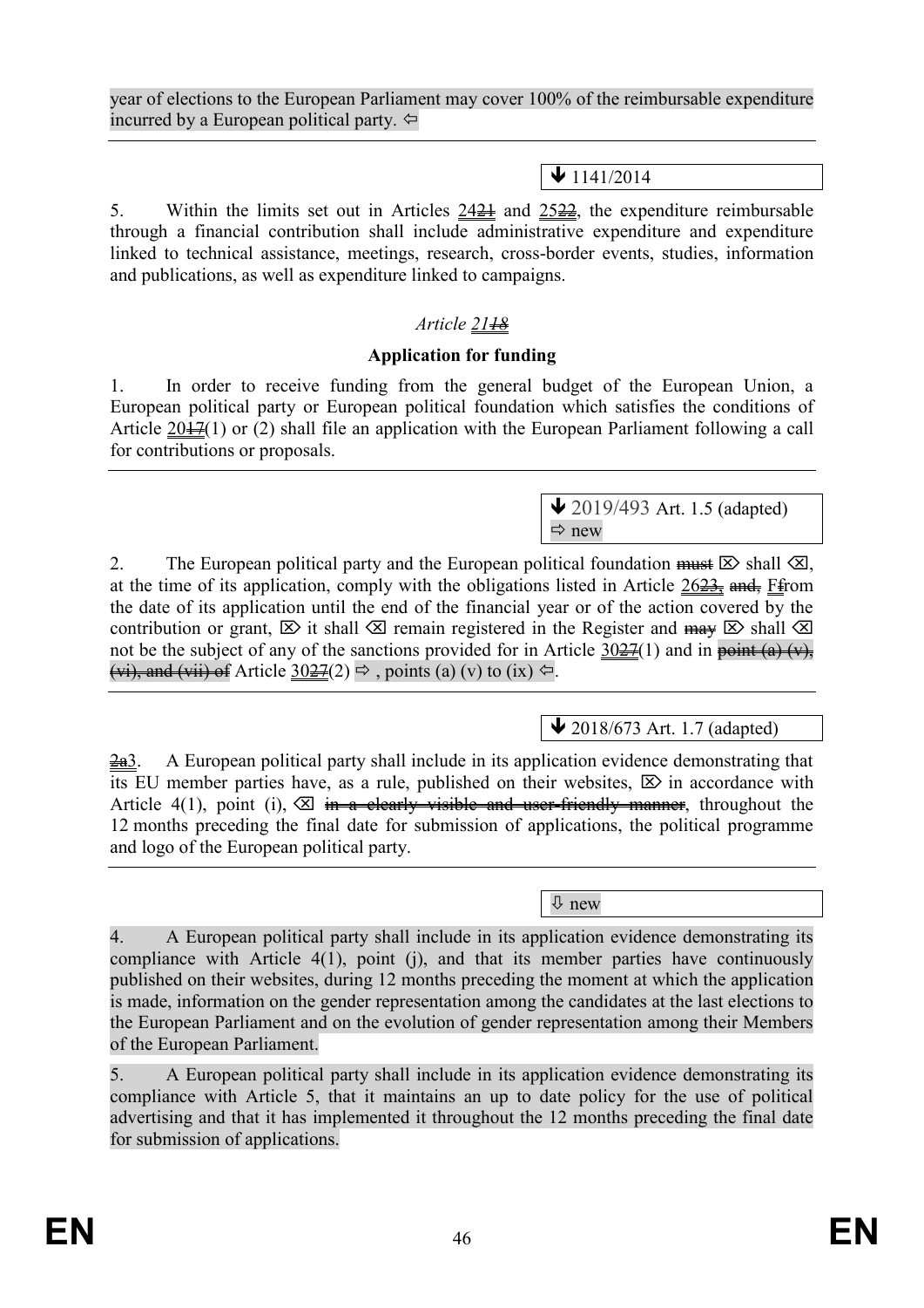year of elections to the European Parliament may cover 100% of the reimbursable expenditure incurred by a European political party. ⇦

---

🡻 1141/2014

5. Within the limits set out in Articles ~~24~~21 and ~~25~~22, the expenditure reimbursable through a financial contribution shall include administrative expenditure and expenditure linked to technical assistance, meetings, research, cross-border events, studies, information and publications, as well as expenditure linked to campaigns.

*Article ~~21~~18*

**Application for funding**

1. In order to receive funding from the general budget of the European Union, a European political party or European political foundation which satisfies the conditions of Article ~~20~~17(1) or (2) shall file an application with the European Parliament following a call for contributions or proposals.

---

🡻 2019/493 Art. 1.5 (adapted)
⇨ new

2. The European political party and the European political foundation ~~must~~ ⌦ shall ⌫, at the time of its application, comply with the obligations listed in Article ~~26~~23, ~~and,~~ ~~F~~from the date of its application until the end of the financial year or of the action covered by the contribution or grant, ⌦ it shall ⌫ remain registered in the Register and ~~may~~ ⌦ shall ⌫ not be the subject of any of the sanctions provided for in Article ~~30~~27(1) and in ~~point (a) (v), (vi), and (vii) of~~ Article ~~30~~27(2) ⇨ , points (a) (v) to (ix) ⇦.

---

🡻 2018/673 Art. 1.7 (adapted)

~~2a~~3. A European political party shall include in its application evidence demonstrating that its EU member parties have, as a rule, published on their websites, ⌦ in accordance with Article 4(1), point (i), ⌫ ~~in a clearly visible and user-friendly manner~~, throughout the 12 months preceding the final date for submission of applications, the political programme and logo of the European political party.

---

⇩ new

4. A European political party shall include in its application evidence demonstrating its compliance with Article 4(1), point (j), and that its member parties have continuously published on their websites, during 12 months preceding the moment at which the application is made, information on the gender representation among the candidates at the last elections to the European Parliament and on the evolution of gender representation among their Members of the European Parliament.

5. A European political party shall include in its application evidence demonstrating its compliance with Article 5, that it maintains an up to date policy for the use of political advertising and that it has implemented it throughout the 12 months preceding the final date for submission of applications.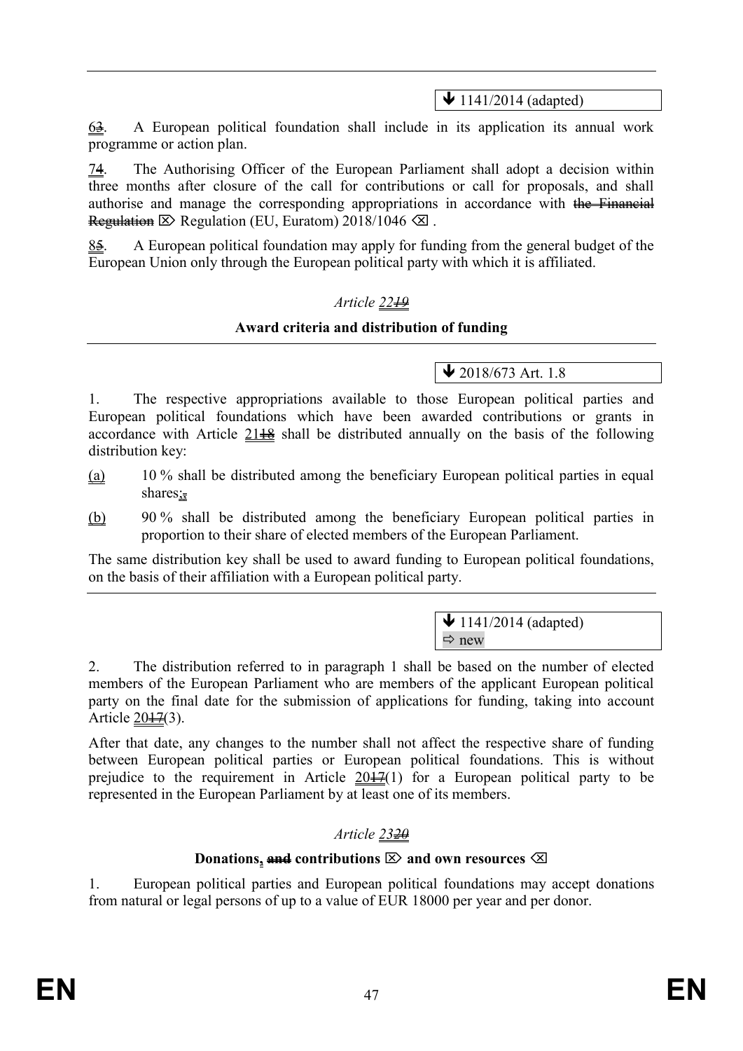↓ 1141/2014 (adapted)

63. A European political foundation shall include in its application its annual work programme or action plan.

74. The Authorising Officer of the European Parliament shall adopt a decision within three months after closure of the call for contributions or call for proposals, and shall authorise and manage the corresponding appropriations in accordance with the Financial Regulation ⌦ Regulation (EU, Euratom) 2018/1046 ⌫ .

85. A European political foundation may apply for funding from the general budget of the European Union only through the European political party with which it is affiliated.

*Article 2219*

**Award criteria and distribution of funding**

↓ 2018/673 Art. 1.8

1. The respective appropriations available to those European political parties and European political foundations which have been awarded contributions or grants in accordance with Article 2118 shall be distributed annually on the basis of the following distribution key:

(a) 10 % shall be distributed among the beneficiary European political parties in equal shares;,

(b) 90 % shall be distributed among the beneficiary European political parties in proportion to their share of elected members of the European Parliament.

The same distribution key shall be used to award funding to European political foundations, on the basis of their affiliation with a European political party.

↓ 1141/2014 (adapted)
⇨ new

2. The distribution referred to in paragraph 1 shall be based on the number of elected members of the European Parliament who are members of the applicant European political party on the final date for the submission of applications for funding, taking into account Article 2017(3).

After that date, any changes to the number shall not affect the respective share of funding between European political parties or European political foundations. This is without prejudice to the requirement in Article 2017(1) for a European political party to be represented in the European Parliament by at least one of its members.

*Article 2320*

**Donations, and contributions ⌦ and own resources ⌫**

1. European political parties and European political foundations may accept donations from natural or legal persons of up to a value of EUR 18000 per year and per donor.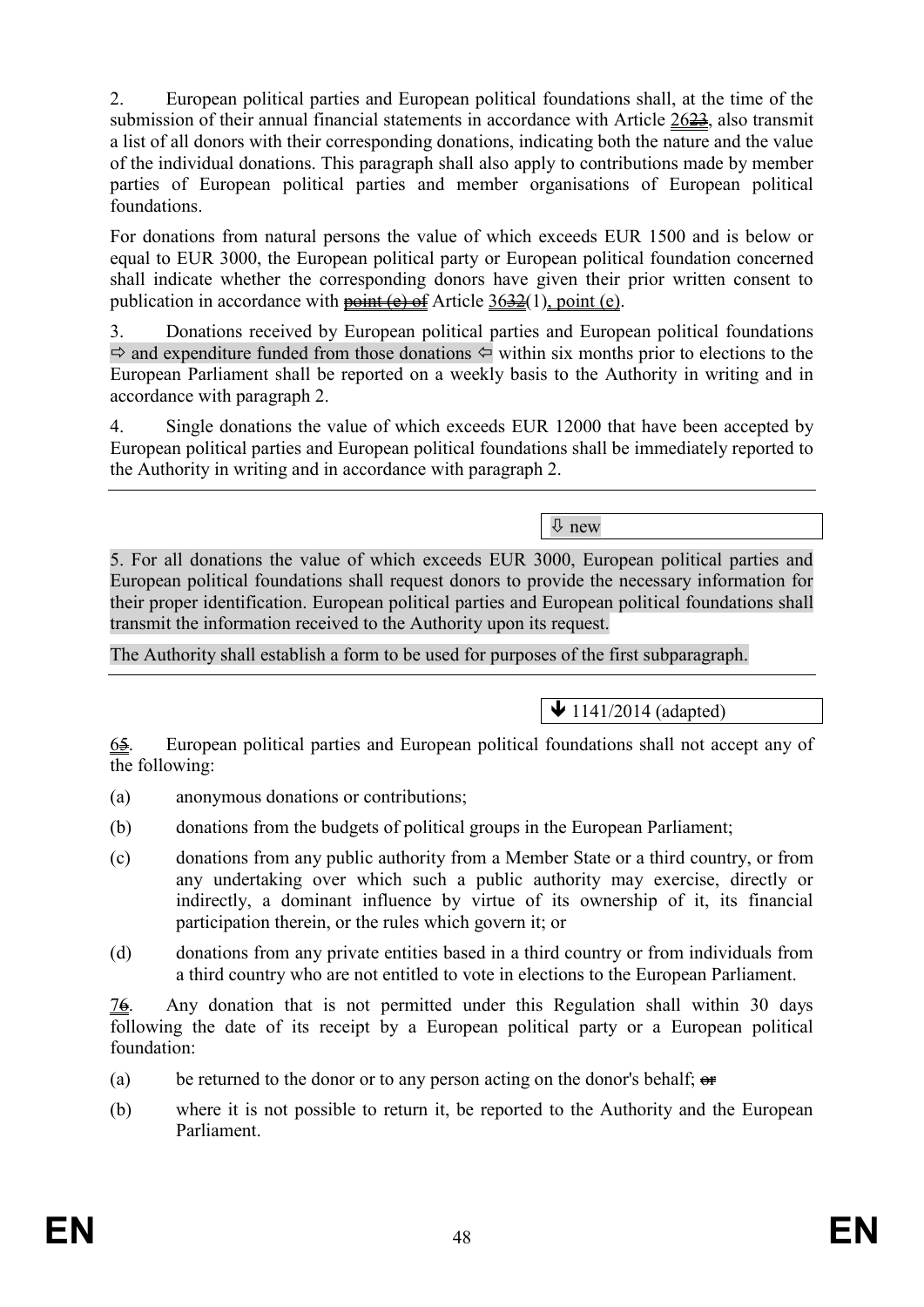2. European political parties and European political foundations shall, at the time of the submission of their annual financial statements in accordance with Article 2623, also transmit a list of all donors with their corresponding donations, indicating both the nature and the value of the individual donations. This paragraph shall also apply to contributions made by member parties of European political parties and member organisations of European political foundations.

For donations from natural persons the value of which exceeds EUR 1500 and is below or equal to EUR 3000, the European political party or European political foundation concerned shall indicate whether the corresponding donors have given their prior written consent to publication in accordance with ~~point (e) of~~ Article 3632(1), point (e).

3. Donations received by European political parties and European political foundations ⇨ and expenditure funded from those donations ⇦ within six months prior to elections to the European Parliament shall be reported on a weekly basis to the Authority in writing and in accordance with paragraph 2.

4. Single donations the value of which exceeds EUR 12000 that have been accepted by European political parties and European political foundations shall be immediately reported to the Authority in writing and in accordance with paragraph 2.

---

⇩ new

5. For all donations the value of which exceeds EUR 3000, European political parties and European political foundations shall request donors to provide the necessary information for their proper identification. European political parties and European political foundations shall transmit the information received to the Authority upon its request.

The Authority shall establish a form to be used for purposes of the first subparagraph.

---

🡻 1141/2014 (adapted)

65. European political parties and European political foundations shall not accept any of the following:

(a) anonymous donations or contributions;

(b) donations from the budgets of political groups in the European Parliament;

(c) donations from any public authority from a Member State or a third country, or from any undertaking over which such a public authority may exercise, directly or indirectly, a dominant influence by virtue of its ownership of it, its financial participation therein, or the rules which govern it; or

(d) donations from any private entities based in a third country or from individuals from a third country who are not entitled to vote in elections to the European Parliament.

76. Any donation that is not permitted under this Regulation shall within 30 days following the date of its receipt by a European political party or a European political foundation:

(a) be returned to the donor or to any person acting on the donor's behalf; ~~or~~

(b) where it is not possible to return it, be reported to the Authority and the European Parliament.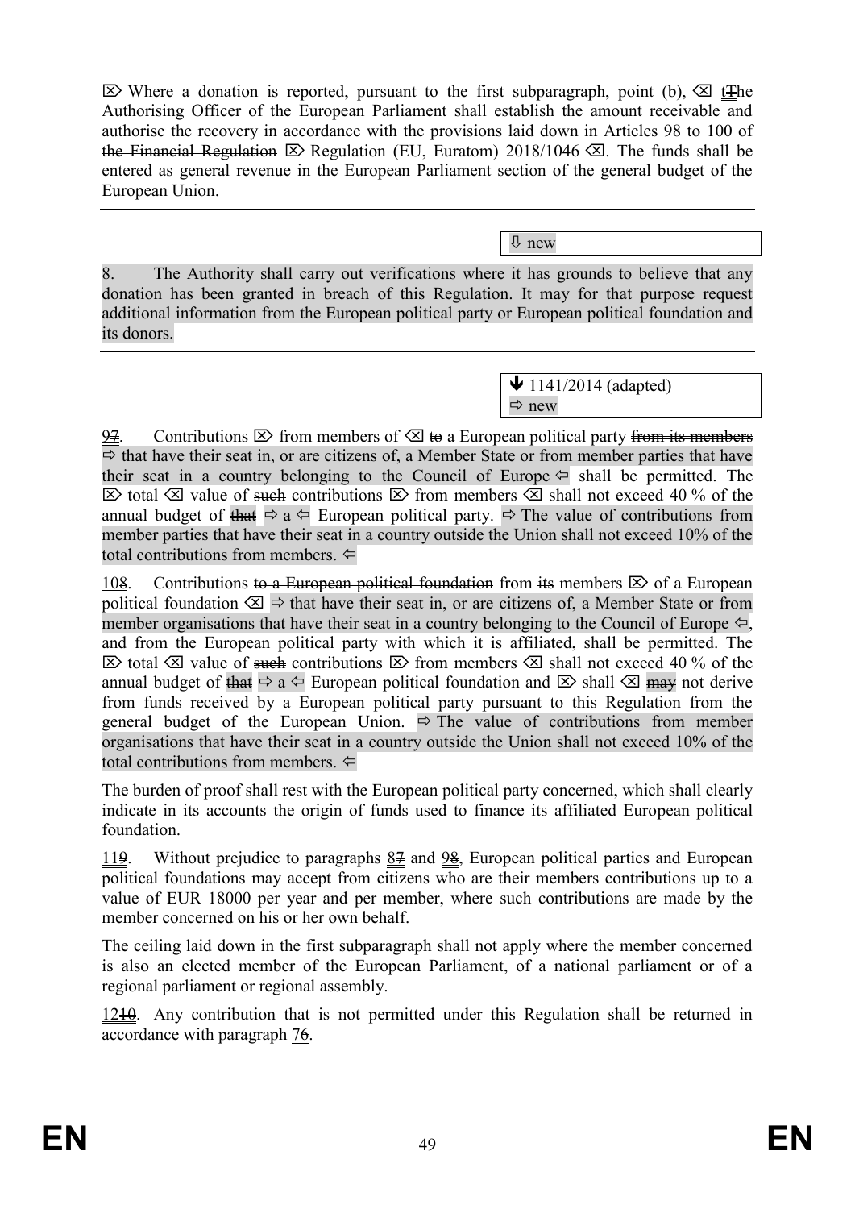⌦ Where a donation is reported, pursuant to the first subparagraph, point (b), ⌫ tThe Authorising Officer of the European Parliament shall establish the amount receivable and authorise the recovery in accordance with the provisions laid down in Articles 98 to 100 of ~~the Financial Regulation~~ ⌦ Regulation (EU, Euratom) 2018/1046 ⌫. The funds shall be entered as general revenue in the European Parliament section of the general budget of the European Union.

---

⇩ new

8. The Authority shall carry out verifications where it has grounds to believe that any donation has been granted in breach of this Regulation. It may for that purpose request additional information from the European political party or European political foundation and its donors.

---

🡻 1141/2014 (adapted)
⇨ new

97. Contributions ⌦ from members of ⌫ ~~to~~ a European political party ~~from its members~~ ⇨ that have their seat in, or are citizens of, a Member State or from member parties that have their seat in a country belonging to the Council of Europe ⇦ shall be permitted. The ⌦ total ⌫ value of ~~such~~ contributions ⌦ from members ⌫ shall not exceed 40 % of the annual budget of ~~that~~ ⇨ a ⇦ European political party. ⇨ The value of contributions from member parties that have their seat in a country outside the Union shall not exceed 10% of the total contributions from members. ⇦

108. Contributions ~~to a European political foundation~~ from ~~its~~ members ⌦ of a European political foundation ⌫ ⇨ that have their seat in, or are citizens of, a Member State or from member organisations that have their seat in a country belonging to the Council of Europe ⇦, and from the European political party with which it is affiliated, shall be permitted. The ⌦ total ⌫ value of ~~such~~ contributions ⌦ from members ⌫ shall not exceed 40 % of the annual budget of ~~that~~ ⇨ a ⇦ European political foundation and ⌦ shall ⌫ ~~may~~ not derive from funds received by a European political party pursuant to this Regulation from the general budget of the European Union. ⇨ The value of contributions from member organisations that have their seat in a country outside the Union shall not exceed 10% of the total contributions from members. ⇦

The burden of proof shall rest with the European political party concerned, which shall clearly indicate in its accounts the origin of funds used to finance its affiliated European political foundation.

119. Without prejudice to paragraphs 87 and 98, European political parties and European political foundations may accept from citizens who are their members contributions up to a value of EUR 18000 per year and per member, where such contributions are made by the member concerned on his or her own behalf.

The ceiling laid down in the first subparagraph shall not apply where the member concerned is also an elected member of the European Parliament, of a national parliament or of a regional parliament or regional assembly.

1210. Any contribution that is not permitted under this Regulation shall be returned in accordance with paragraph 76.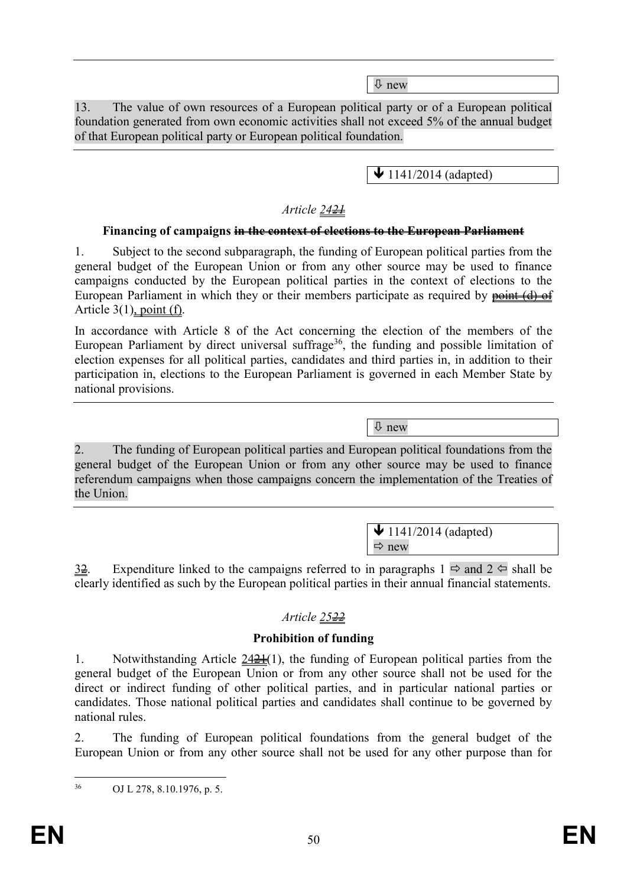⇩ new

13. The value of own resources of a European political party or of a European political foundation generated from own economic activities shall not exceed 5% of the annual budget of that European political party or European political foundation.

🡻 1141/2014 (adapted)

*Article ~~21~~ 24*

**Financing of campaigns ~~in the context of elections to the European Parliament~~**

1. Subject to the second subparagraph, the funding of European political parties from the general budget of the European Union or from any other source may be used to finance campaigns conducted by the European political parties in the context of elections to the European Parliament in which they or their members participate as required by ~~point (d) of~~ Article 3(1), point (f).

In accordance with Article 8 of the Act concerning the election of the members of the European Parliament by direct universal suffrage[36], the funding and possible limitation of election expenses for all political parties, candidates and third parties in, in addition to their participation in, elections to the European Parliament is governed in each Member State by national provisions.

⇩ new

2. The funding of European political parties and European political foundations from the general budget of the European Union or from any other source may be used to finance referendum campaigns when those campaigns concern the implementation of the Treaties of the Union.

🡻 1141/2014 (adapted)
⇨ new

~~2~~ 3. Expenditure linked to the campaigns referred to in paragraphs 1 ⇨ and 2 ⇦ shall be clearly identified as such by the European political parties in their annual financial statements.

*Article ~~22~~ 25*

**Prohibition of funding**

1. Notwithstanding Article ~~21~~ 24(1), the funding of European political parties from the general budget of the European Union or from any other source shall not be used for the direct or indirect funding of other political parties, and in particular national parties or candidates. Those national political parties and candidates shall continue to be governed by national rules.

2. The funding of European political foundations from the general budget of the European Union or from any other source shall not be used for any other purpose than for

---

36 OJ L 278, 8.10.1976, p. 5.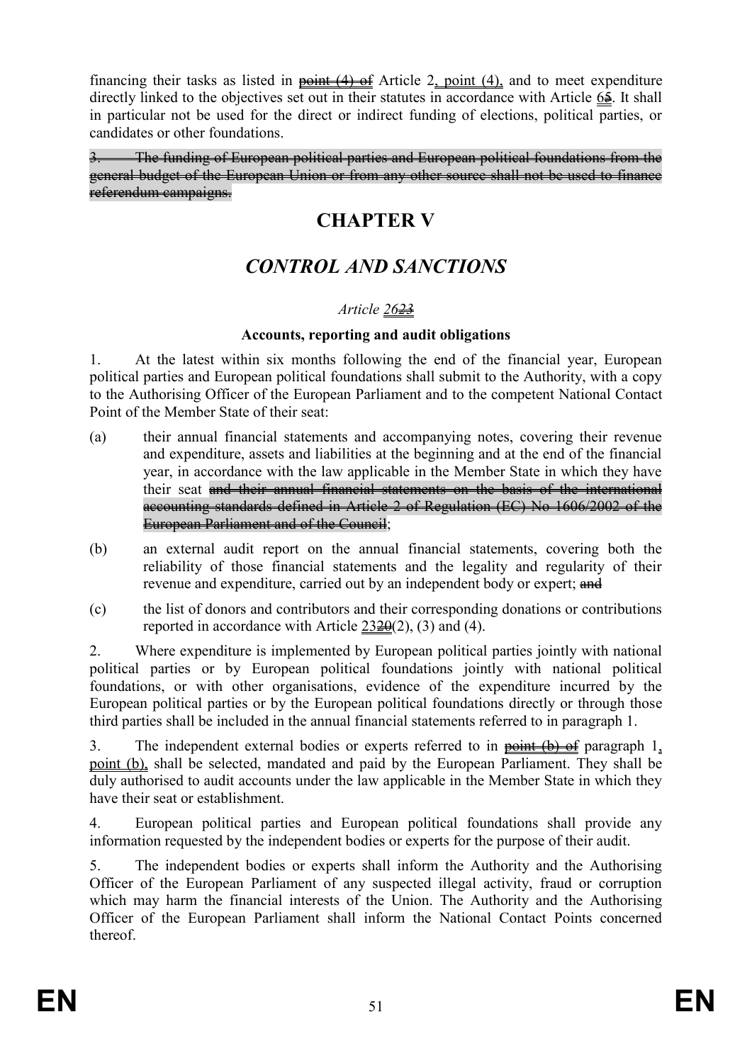financing their tasks as listed in ~~point (4) of~~ Article 2, point (4), and to meet expenditure directly linked to the objectives set out in their statutes in accordance with Article 6~~5~~. It shall in particular not be used for the direct or indirect funding of elections, political parties, or candidates or other foundations.

~~3. The funding of European political parties and European political foundations from the general budget of the European Union or from any other source shall not be used to finance referendum campaigns.~~

# CHAPTER V

## *CONTROL AND SANCTIONS*

*Article 26~~23~~*

**Accounts, reporting and audit obligations**

1. At the latest within six months following the end of the financial year, European political parties and European political foundations shall submit to the Authority, with a copy to the Authorising Officer of the European Parliament and to the competent National Contact Point of the Member State of their seat:

(a) their annual financial statements and accompanying notes, covering their revenue and expenditure, assets and liabilities at the beginning and at the end of the financial year, in accordance with the law applicable in the Member State in which they have their seat ~~and their annual financial statements on the basis of the international accounting standards defined in Article 2 of Regulation (EC) No 1606/2002 of the European Parliament and of the Council~~;

(b) an external audit report on the annual financial statements, covering both the reliability of those financial statements and the legality and regularity of their revenue and expenditure, carried out by an independent body or expert; ~~and~~

(c) the list of donors and contributors and their corresponding donations or contributions reported in accordance with Article 23~~20~~(2), (3) and (4).

2. Where expenditure is implemented by European political parties jointly with national political parties or by European political foundations jointly with national political foundations, or with other organisations, evidence of the expenditure incurred by the European political parties or by the European political foundations directly or through those third parties shall be included in the annual financial statements referred to in paragraph 1.

3. The independent external bodies or experts referred to in ~~point (b) of~~ paragraph 1, point (b), shall be selected, mandated and paid by the European Parliament. They shall be duly authorised to audit accounts under the law applicable in the Member State in which they have their seat or establishment.

4. European political parties and European political foundations shall provide any information requested by the independent bodies or experts for the purpose of their audit.

5. The independent bodies or experts shall inform the Authority and the Authorising Officer of the European Parliament of any suspected illegal activity, fraud or corruption which may harm the financial interests of the Union. The Authority and the Authorising Officer of the European Parliament shall inform the National Contact Points concerned thereof.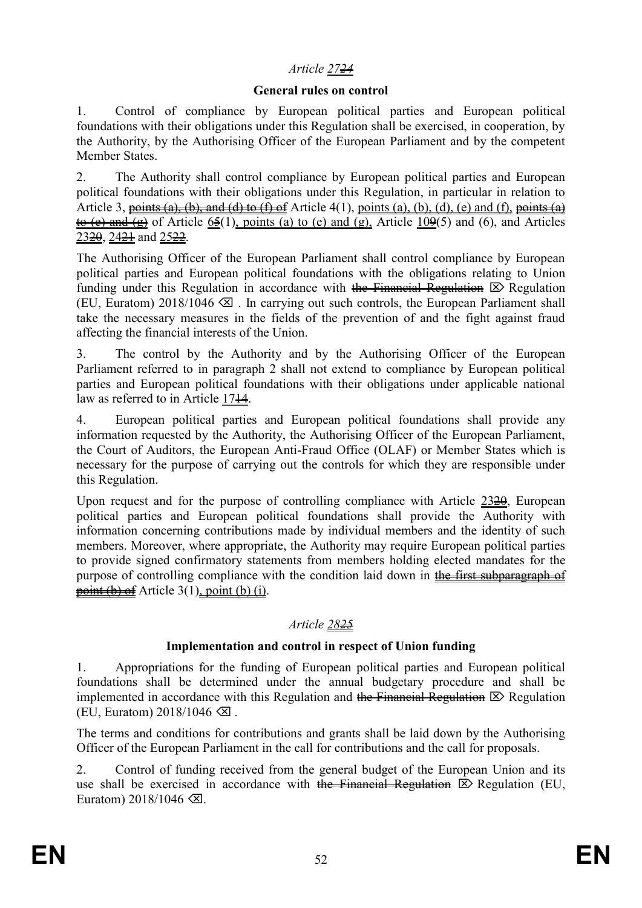*Article 2724*

**General rules on control**

1. Control of compliance by European political parties and European political foundations with their obligations under this Regulation shall be exercised, in cooperation, by the Authority, by the Authorising Officer of the European Parliament and by the competent Member States.

2. The Authority shall control compliance by European political parties and European political foundations with their obligations under this Regulation, in particular in relation to Article 3, points (a), (b), and (d) to (f) of Article 4(1), points (a), (b), (d), (e) and (f), points (a) to (e) and (g) of Article 65(1), points (a) to (e) and (g), Article 109(5) and (6), and Articles 2320, 2421 and 2522.

The Authorising Officer of the European Parliament shall control compliance by European political parties and European political foundations with the obligations relating to Union funding under this Regulation in accordance with the Financial Regulation ⌦ Regulation (EU, Euratom) 2018/1046 ⌫ . In carrying out such controls, the European Parliament shall take the necessary measures in the fields of the prevention of and the fight against fraud affecting the financial interests of the Union.

3. The control by the Authority and by the Authorising Officer of the European Parliament referred to in paragraph 2 shall not extend to compliance by European political parties and European political foundations with their obligations under applicable national law as referred to in Article 1714.

4. European political parties and European political foundations shall provide any information requested by the Authority, the Authorising Officer of the European Parliament, the Court of Auditors, the European Anti-Fraud Office (OLAF) or Member States which is necessary for the purpose of carrying out the controls for which they are responsible under this Regulation.

Upon request and for the purpose of controlling compliance with Article 2320, European political parties and European political foundations shall provide the Authority with information concerning contributions made by individual members and the identity of such members. Moreover, where appropriate, the Authority may require European political parties to provide signed confirmatory statements from members holding elected mandates for the purpose of controlling compliance with the condition laid down in the first subparagraph of point (b) of Article 3(1), point (b) (i).

*Article 2825*

**Implementation and control in respect of Union funding**

1. Appropriations for the funding of European political parties and European political foundations shall be determined under the annual budgetary procedure and shall be implemented in accordance with this Regulation and the Financial Regulation ⌦ Regulation (EU, Euratom) 2018/1046 ⌫ .

The terms and conditions for contributions and grants shall be laid down by the Authorising Officer of the European Parliament in the call for contributions and the call for proposals.

2. Control of funding received from the general budget of the European Union and its use shall be exercised in accordance with the Financial Regulation ⌦ Regulation (EU, Euratom) 2018/1046 ⌫.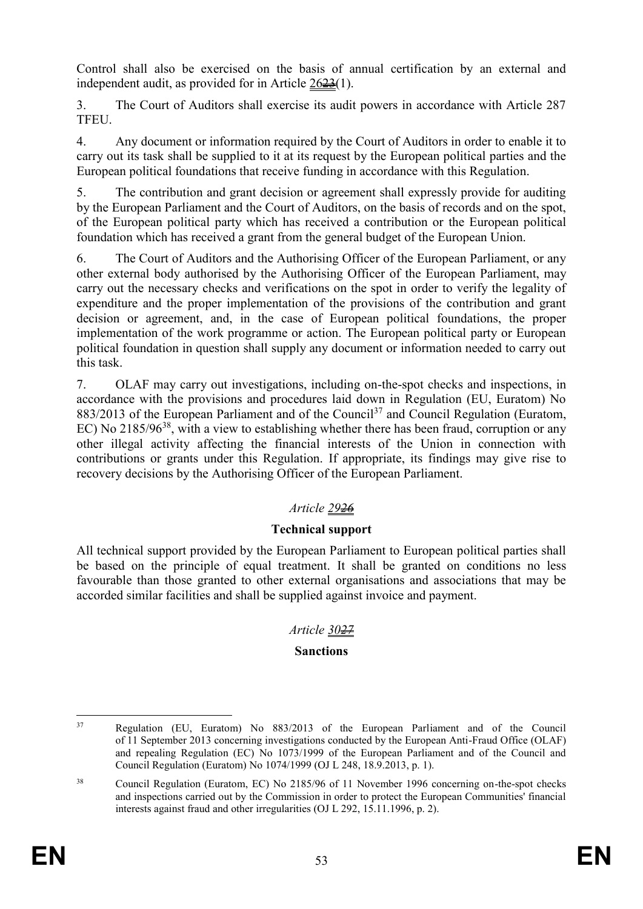Control shall also be exercised on the basis of annual certification by an external and independent audit, as provided for in Article 2623(1).

3. The Court of Auditors shall exercise its audit powers in accordance with Article 287 TFEU.

4. Any document or information required by the Court of Auditors in order to enable it to carry out its task shall be supplied to it at its request by the European political parties and the European political foundations that receive funding in accordance with this Regulation.

5. The contribution and grant decision or agreement shall expressly provide for auditing by the European Parliament and the Court of Auditors, on the basis of records and on the spot, of the European political party which has received a contribution or the European political foundation which has received a grant from the general budget of the European Union.

6. The Court of Auditors and the Authorising Officer of the European Parliament, or any other external body authorised by the Authorising Officer of the European Parliament, may carry out the necessary checks and verifications on the spot in order to verify the legality of expenditure and the proper implementation of the provisions of the contribution and grant decision or agreement, and, in the case of European political foundations, the proper implementation of the work programme or action. The European political party or European political foundation in question shall supply any document or information needed to carry out this task.

7. OLAF may carry out investigations, including on-the-spot checks and inspections, in accordance with the provisions and procedures laid down in Regulation (EU, Euratom) No 883/2013 of the European Parliament and of the Council[37] and Council Regulation (Euratom, EC) No 2185/96[38], with a view to establishing whether there has been fraud, corruption or any other illegal activity affecting the financial interests of the Union in connection with contributions or grants under this Regulation. If appropriate, its findings may give rise to recovery decisions by the Authorising Officer of the European Parliament.

*Article 2926*

**Technical support**

All technical support provided by the European Parliament to European political parties shall be based on the principle of equal treatment. It shall be granted on conditions no less favourable than those granted to other external organisations and associations that may be accorded similar facilities and shall be supplied against invoice and payment.

*Article 3027*

**Sanctions**

---

[37] Regulation (EU, Euratom) No 883/2013 of the European Parliament and of the Council of 11 September 2013 concerning investigations conducted by the European Anti-Fraud Office (OLAF) and repealing Regulation (EC) No 1073/1999 of the European Parliament and of the Council and Council Regulation (Euratom) No 1074/1999 (OJ L 248, 18.9.2013, p. 1).

[38] Council Regulation (Euratom, EC) No 2185/96 of 11 November 1996 concerning on-the-spot checks and inspections carried out by the Commission in order to protect the European Communities' financial interests against fraud and other irregularities (OJ L 292, 15.11.1996, p. 2).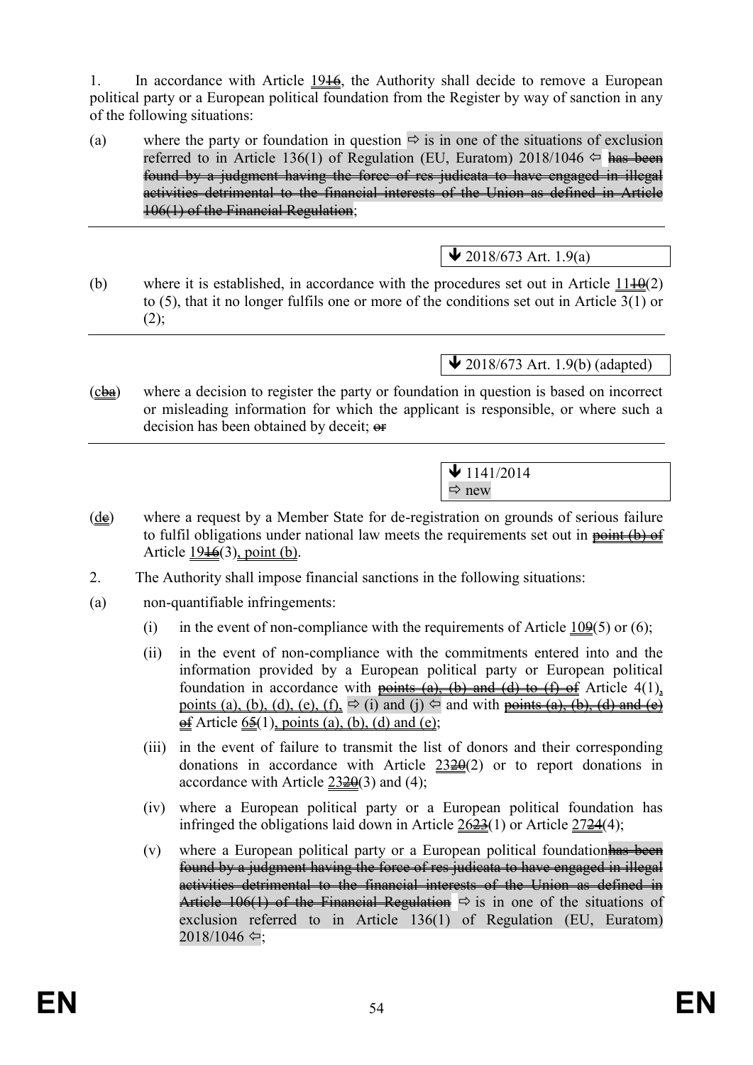1. In accordance with Article 1916, the Authority shall decide to remove a European political party or a European political foundation from the Register by way of sanction in any of the following situations:

(a) where the party or foundation in question ⇨ is in one of the situations of exclusion referred to in Article 136(1) of Regulation (EU, Euratom) 2018/1046 ⇦ has been found by a judgment having the force of res judicata to have engaged in illegal activities detrimental to the financial interests of the Union as defined in Article 106(1) of the Financial Regulation;

---

🡻 2018/673 Art. 1.9(a)

(b) where it is established, in accordance with the procedures set out in Article 1110(2) to (5), that it no longer fulfils one or more of the conditions set out in Article 3(1) or (2);

---

🡻 2018/673 Art. 1.9(b) (adapted)

(cba) where a decision to register the party or foundation in question is based on incorrect or misleading information for which the applicant is responsible, or where such a decision has been obtained by deceit; or

---

🡻 1141/2014
⇨ new

(de) where a request by a Member State for de-registration on grounds of serious failure to fulfil obligations under national law meets the requirements set out in point (b) of Article 1916(3), point (b).

2. The Authority shall impose financial sanctions in the following situations:

(a) non-quantifiable infringements:

(i) in the event of non-compliance with the requirements of Article 109(5) or (6);

(ii) in the event of non-compliance with the commitments entered into and the information provided by a European political party or European political foundation in accordance with points (a), (b) and (d) to (f) of Article 4(1), points (a), (b), (d), (e), (f), ⇨ (i) and (j) ⇦ and with points (a), (b), (d) and (e) of Article 65(1), points (a), (b), (d) and (e);

(iii) in the event of failure to transmit the list of donors and their corresponding donations in accordance with Article 2320(2) or to report donations in accordance with Article 2320(3) and (4);

(iv) where a European political party or a European political foundation has infringed the obligations laid down in Article 2623(1) or Article 2724(4);

(v) where a European political party or a European political foundationhas been found by a judgment having the force of res judicata to have engaged in illegal activities detrimental to the financial interests of the Union as defined in Article 106(1) of the Financial Regulation ⇨ is in one of the situations of exclusion referred to in Article 136(1) of Regulation (EU, Euratom) 2018/1046 ⇦;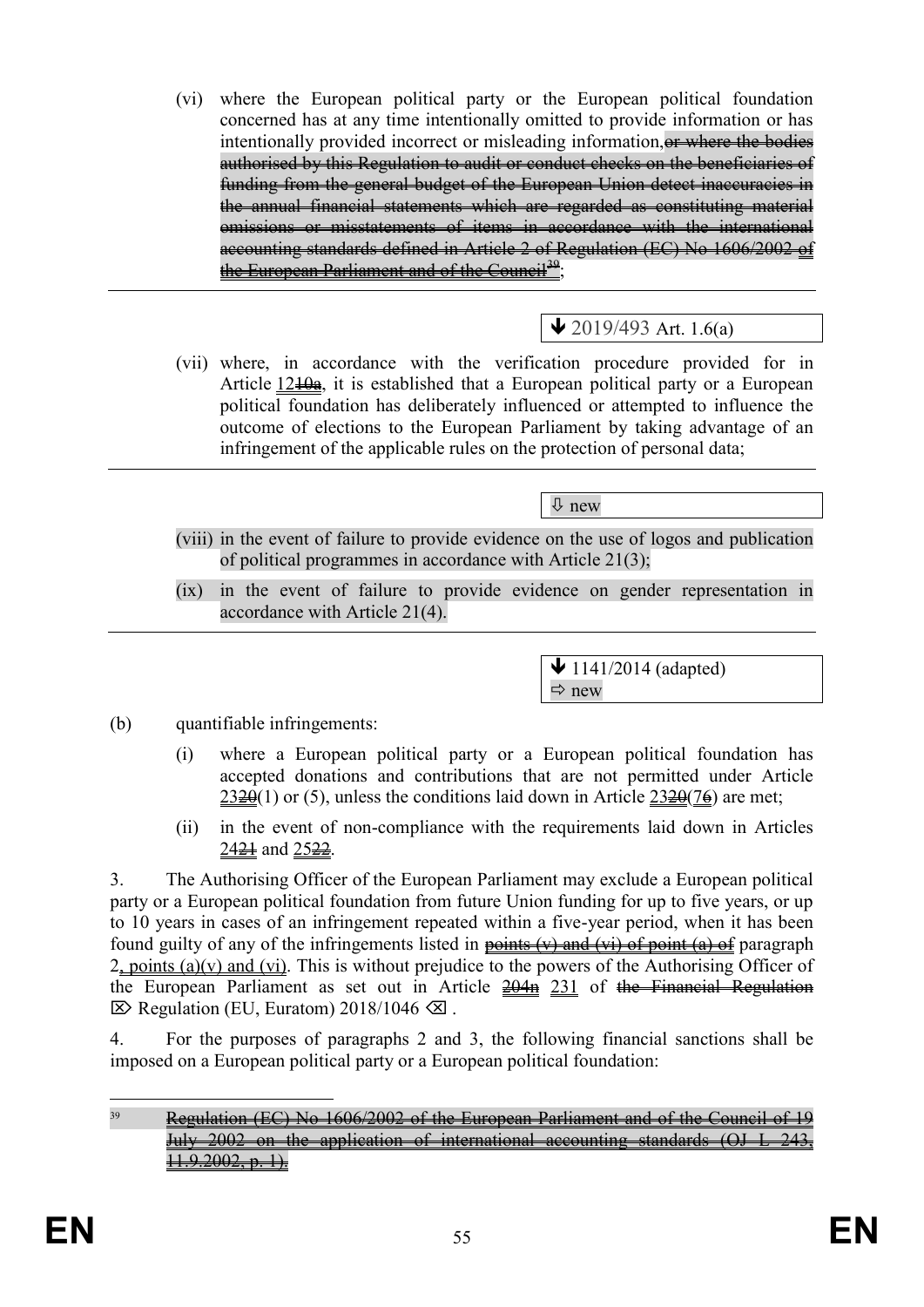(vi) where the European political party or the European political foundation concerned has at any time intentionally omitted to provide information or has intentionally provided incorrect or misleading information, ~~or where the bodies authorised by this Regulation to audit or conduct checks on the beneficiaries of funding from the general budget of the European Union detect inaccuracies in the annual financial statements which are regarded as constituting material omissions or misstatements of items in accordance with the international accounting standards defined in Article 2 of Regulation (EC) No 1606/2002 of the European Parliament and of the Council~~[39];

---

↓ 2019/493 Art. 1.6(a)

(vii) where, in accordance with the verification procedure provided for in Article 12~~10a~~, it is established that a European political party or a European political foundation has deliberately influenced or attempted to influence the outcome of elections to the European Parliament by taking advantage of an infringement of the applicable rules on the protection of personal data;

---

⇩ new

(viii) in the event of failure to provide evidence on the use of logos and publication of political programmes in accordance with Article 21(3);

(ix) in the event of failure to provide evidence on gender representation in accordance with Article 21(4).

---

↓ 1141/2014 (adapted)
⇨ new

(b) quantifiable infringements:

(i) where a European political party or a European political foundation has accepted donations and contributions that are not permitted under Article 23~~20~~(1) or (5), unless the conditions laid down in Article 23~~20~~(7~~6~~) are met;

(ii) in the event of non-compliance with the requirements laid down in Articles 24~~21~~ and 25~~22~~.

3. The Authorising Officer of the European Parliament may exclude a European political party or a European political foundation from future Union funding for up to five years, or up to 10 years in cases of an infringement repeated within a five-year period, when it has been found guilty of any of the infringements listed in ~~points (v) and (vi) of point (a) of~~ paragraph 2, points (a)(v) and (vi). This is without prejudice to the powers of the Authorising Officer of the European Parliament as set out in Article ~~204n~~ 231 of ~~the Financial Regulation~~ ⌦ Regulation (EU, Euratom) 2018/1046 ⌫ .

4. For the purposes of paragraphs 2 and 3, the following financial sanctions shall be imposed on a European political party or a European political foundation:

---

[39] ~~Regulation (EC) No 1606/2002 of the European Parliament and of the Council of 19 July 2002 on the application of international accounting standards (OJ L 243, 11.9.2002, p. 1).~~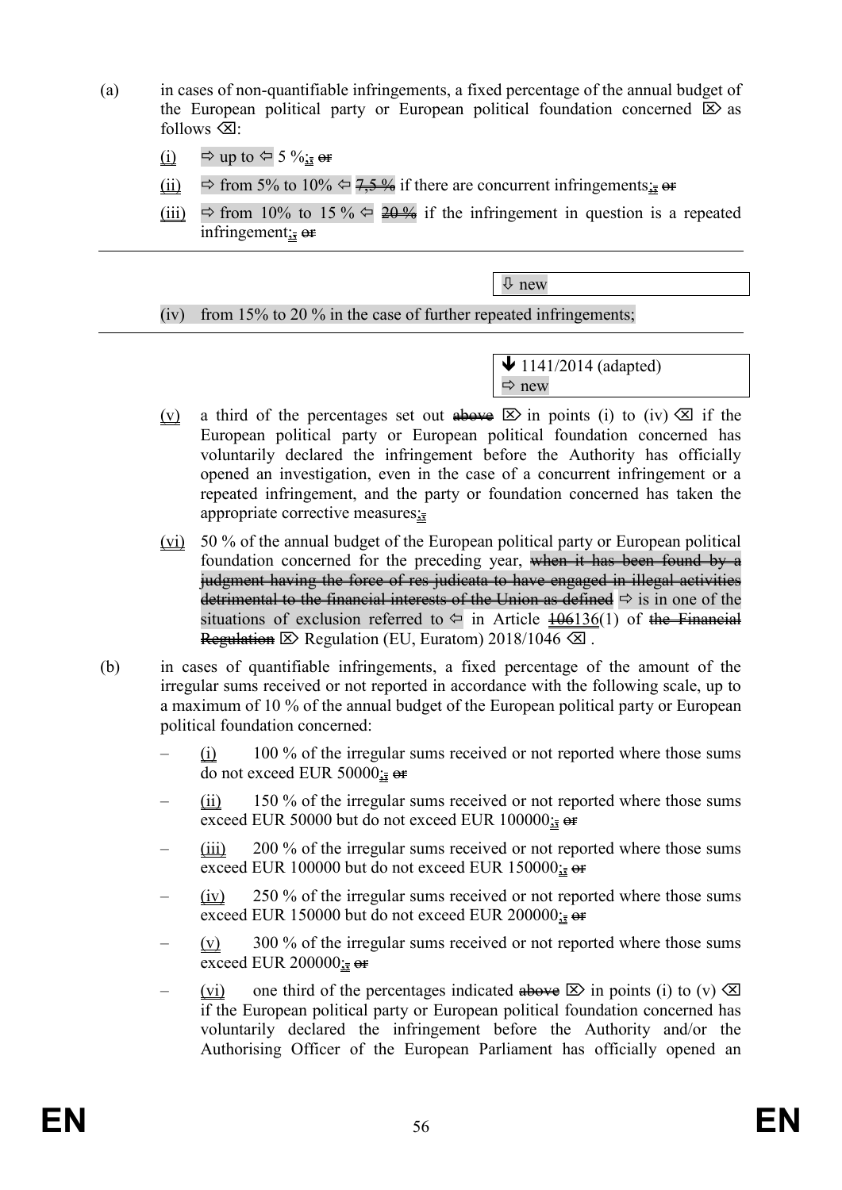(a) in cases of non-quantifiable infringements, a fixed percentage of the annual budget of the European political party or European political foundation concerned ⌦ as follows ⌫:

(i) ⇨ up to ⇦ 5 %;, ~~or~~

(ii) ⇨ from 5% to 10% ⇦ ~~7,5 %~~ if there are concurrent infringements;, ~~or~~

(iii) ⇨ from 10% to 15 % ⇦ ~~20 %~~ if the infringement in question is a repeated infringement;, ~~or~~

⇩ new

(iv) from 15% to 20 % in the case of further repeated infringements;

🡻 1141/2014 (adapted)
⇨ new

(v) a third of the percentages set out ~~above~~ ⌦ in points (i) to (iv) ⌫ if the European political party or European political foundation concerned has voluntarily declared the infringement before the Authority has officially opened an investigation, even in the case of a concurrent infringement or a repeated infringement, and the party or foundation concerned has taken the appropriate corrective measures;,

(vi) 50 % of the annual budget of the European political party or European political foundation concerned for the preceding year, ~~when it has been found by a judgment having the force of res judicata to have engaged in illegal activities detrimental to the financial interests of the Union as defined~~ ⇨ is in one of the situations of exclusion referred to ⇦ in Article ~~106~~136(1) of ~~the Financial Regulation~~ ⌦ Regulation (EU, Euratom) 2018/1046 ⌫ .

(b) in cases of quantifiable infringements, a fixed percentage of the amount of the irregular sums received or not reported in accordance with the following scale, up to a maximum of 10 % of the annual budget of the European political party or European political foundation concerned:

– (i) 100 % of the irregular sums received or not reported where those sums do not exceed EUR 50000;, ~~or~~

– (ii) 150 % of the irregular sums received or not reported where those sums exceed EUR 50000 but do not exceed EUR 100000;, ~~or~~

– (iii) 200 % of the irregular sums received or not reported where those sums exceed EUR 100000 but do not exceed EUR 150000;, ~~or~~

– (iv) 250 % of the irregular sums received or not reported where those sums exceed EUR 150000 but do not exceed EUR 200000;, ~~or~~

– (v) 300 % of the irregular sums received or not reported where those sums exceed EUR 200000;, ~~or~~

– (vi) one third of the percentages indicated ~~above~~ ⌦ in points (i) to (v) ⌫ if the European political party or European political foundation concerned has voluntarily declared the infringement before the Authority and/or the Authorising Officer of the European Parliament has officially opened an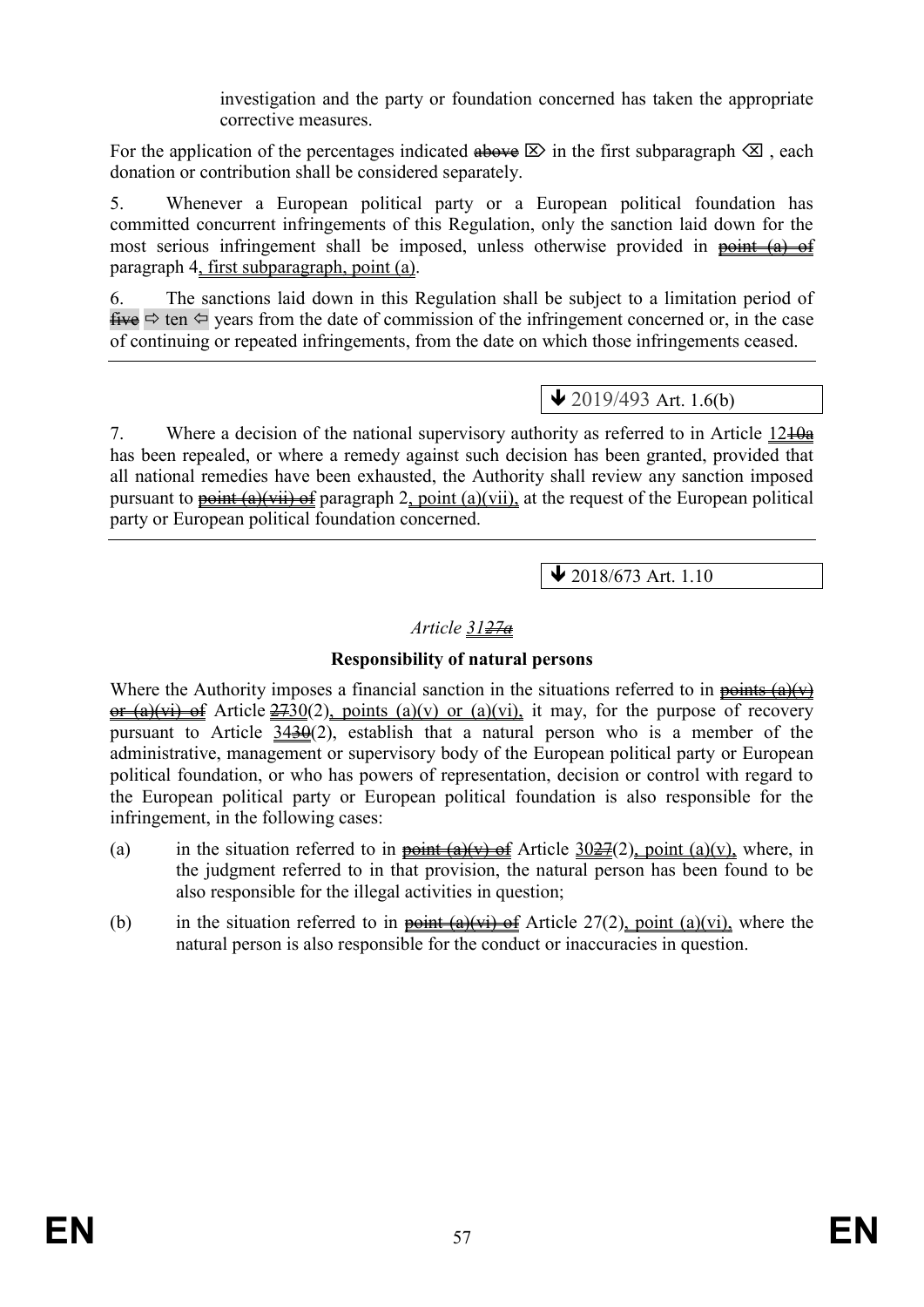investigation and the party or foundation concerned has taken the appropriate corrective measures.

For the application of the percentages indicated ~~above~~ ⌦ in the first subparagraph ⌫ , each donation or contribution shall be considered separately.

5. Whenever a European political party or a European political foundation has committed concurrent infringements of this Regulation, only the sanction laid down for the most serious infringement shall be imposed, unless otherwise provided in ~~point (a) of~~ paragraph 4, first subparagraph, point (a).

6. The sanctions laid down in this Regulation shall be subject to a limitation period of ~~five~~ ⇨ ten ⇦ years from the date of commission of the infringement concerned or, in the case of continuing or repeated infringements, from the date on which those infringements ceased.

---

↓ 2019/493 Art. 1.6(b)

7. Where a decision of the national supervisory authority as referred to in Article 12~~10a~~ has been repealed, or where a remedy against such decision has been granted, provided that all national remedies have been exhausted, the Authority shall review any sanction imposed pursuant to ~~point (a)(vii) of~~ paragraph 2, point (a)(vii), at the request of the European political party or European political foundation concerned.

---

↓ 2018/673 Art. 1.10

*Article 31~~27a~~*

**Responsibility of natural persons**

Where the Authority imposes a financial sanction in the situations referred to in ~~points (a)(v) or (a)(vi) of~~ Article ~~27~~30(2), points (a)(v) or (a)(vi), it may, for the purpose of recovery pursuant to Article 34~~30~~(2), establish that a natural person who is a member of the administrative, management or supervisory body of the European political party or European political foundation, or who has powers of representation, decision or control with regard to the European political party or European political foundation is also responsible for the infringement, in the following cases:

(a) in the situation referred to in ~~point (a)(v) of~~ Article 30~~27~~(2), point (a)(v), where, in the judgment referred to in that provision, the natural person has been found to be also responsible for the illegal activities in question;

(b) in the situation referred to in ~~point (a)(vi) of~~ Article 27(2), point (a)(vi), where the natural person is also responsible for the conduct or inaccuracies in question.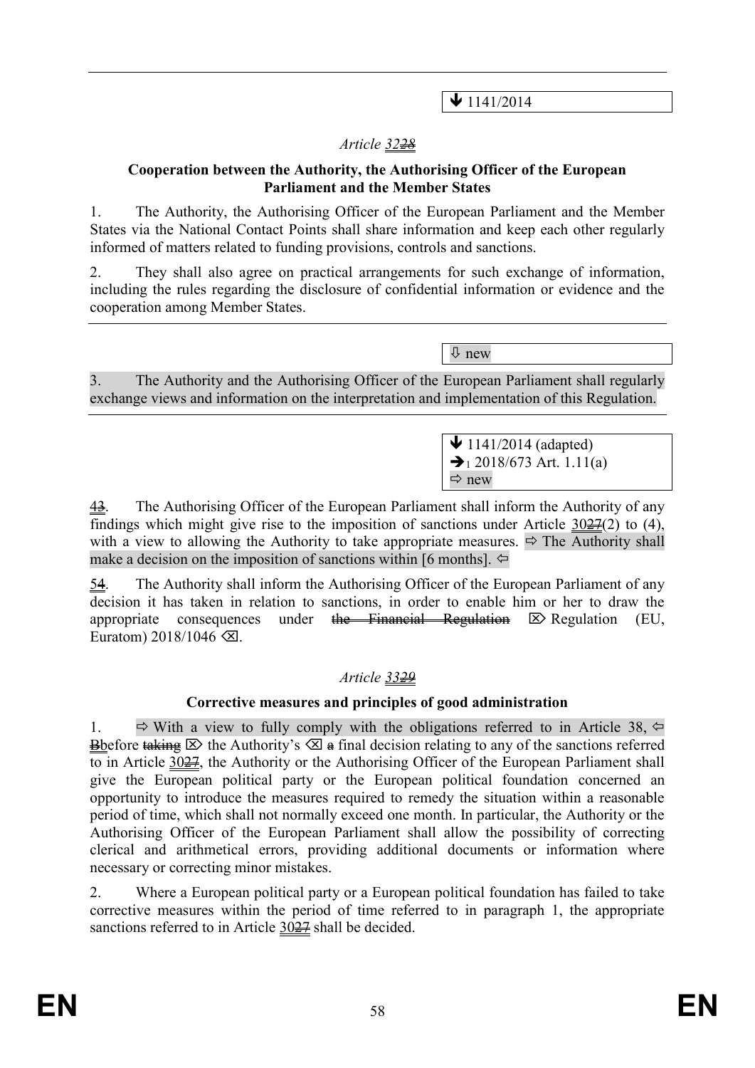⬇ 1141/2014

*Article 32~~28~~*

**Cooperation between the Authority, the Authorising Officer of the European Parliament and the Member States**

1. The Authority, the Authorising Officer of the European Parliament and the Member States via the National Contact Points shall share information and keep each other regularly informed of matters related to funding provisions, controls and sanctions.

2. They shall also agree on practical arrangements for such exchange of information, including the rules regarding the disclosure of confidential information or evidence and the cooperation among Member States.

⇩ new

3. The Authority and the Authorising Officer of the European Parliament shall regularly exchange views and information on the interpretation and implementation of this Regulation.

⬇ 1141/2014 (adapted)
➔1 2018/673 Art. 1.11(a)
⇨ new

4~~3~~. The Authorising Officer of the European Parliament shall inform the Authority of any findings which might give rise to the imposition of sanctions under Article 30~~27~~(2) to (4), with a view to allowing the Authority to take appropriate measures. ⇨ The Authority shall make a decision on the imposition of sanctions within [6 months]. ⇦

5~~4~~. The Authority shall inform the Authorising Officer of the European Parliament of any decision it has taken in relation to sanctions, in order to enable him or her to draw the appropriate consequences under ~~the Financial Regulation~~ ⌦ Regulation (EU, Euratom) 2018/1046 ⌫.

*Article 33~~29~~*

**Corrective measures and principles of good administration**

1. ⇨ With a view to fully comply with the obligations referred to in Article 38, ⇦ ~~B~~before ~~taking~~ ⌦ the Authority's ⌫ ~~a~~ final decision relating to any of the sanctions referred to in Article 30~~27~~, the Authority or the Authorising Officer of the European Parliament shall give the European political party or the European political foundation concerned an opportunity to introduce the measures required to remedy the situation within a reasonable period of time, which shall not normally exceed one month. In particular, the Authority or the Authorising Officer of the European Parliament shall allow the possibility of correcting clerical and arithmetical errors, providing additional documents or information where necessary or correcting minor mistakes.

2. Where a European political party or a European political foundation has failed to take corrective measures within the period of time referred to in paragraph 1, the appropriate sanctions referred to in Article 30~~27~~ shall be decided.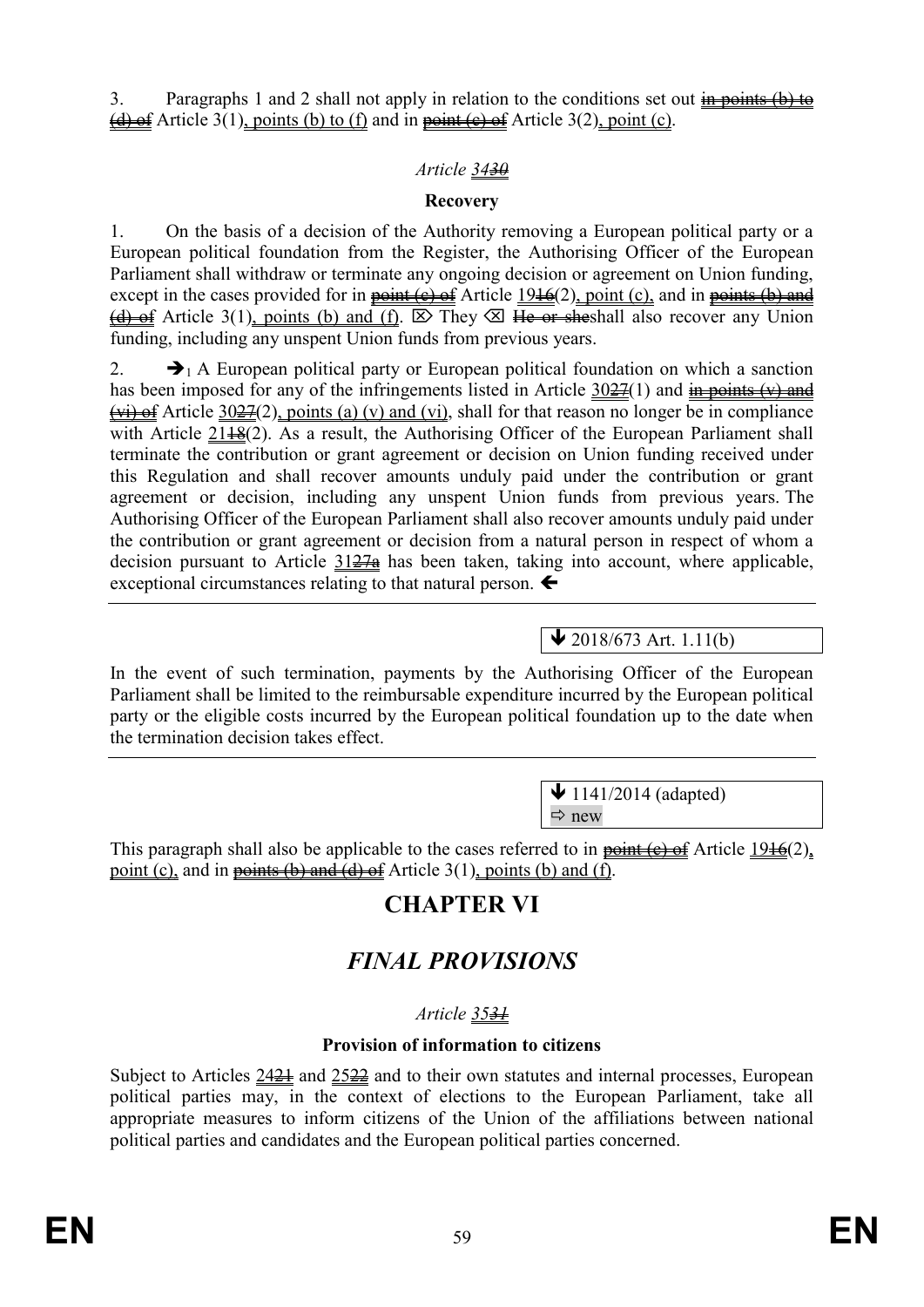3. Paragraphs 1 and 2 shall not apply in relation to the conditions set out ~~in points (b) to (d) of~~ Article 3(1), points (b) to (f) and in ~~point (c) of~~ Article 3(2), point (c).

*Article 3430*

**Recovery**

1. On the basis of a decision of the Authority removing a European political party or a European political foundation from the Register, the Authorising Officer of the European Parliament shall withdraw or terminate any ongoing decision or agreement on Union funding, except in the cases provided for in ~~point (c) of~~ Article 1916(2), point (c), and in ~~points (b) and (d) of~~ Article 3(1), points (b) and (f). ⌦ They ⌫ ~~He or she~~shall also recover any Union funding, including any unspent Union funds from previous years.

2. ➔1 A European political party or European political foundation on which a sanction has been imposed for any of the infringements listed in Article 3027(1) and ~~in points (v) and (vi) of~~ Article 3027(2), points (a) (v) and (vi), shall for that reason no longer be in compliance with Article 2118(2). As a result, the Authorising Officer of the European Parliament shall terminate the contribution or grant agreement or decision on Union funding received under this Regulation and shall recover amounts unduly paid under the contribution or grant agreement or decision, including any unspent Union funds from previous years. The Authorising Officer of the European Parliament shall also recover amounts unduly paid under the contribution or grant agreement or decision from a natural person in respect of whom a decision pursuant to Article 3127a has been taken, taking into account, where applicable, exceptional circumstances relating to that natural person. ➔

---

▼ 2018/673 Art. 1.11(b)

In the event of such termination, payments by the Authorising Officer of the European Parliament shall be limited to the reimbursable expenditure incurred by the European political party or the eligible costs incurred by the European political foundation up to the date when the termination decision takes effect.

---

▼ 1141/2014 (adapted)
⇨ new

This paragraph shall also be applicable to the cases referred to in ~~point (c) of~~ Article 1916(2), point (c), and in ~~points (b) and (d) of~~ Article 3(1), points (b) and (f).

# CHAPTER VI

# *FINAL PROVISIONS*

*Article 3531*

**Provision of information to citizens**

Subject to Articles 2421 and 2522 and to their own statutes and internal processes, European political parties may, in the context of elections to the European Parliament, take all appropriate measures to inform citizens of the Union of the affiliations between national political parties and candidates and the European political parties concerned.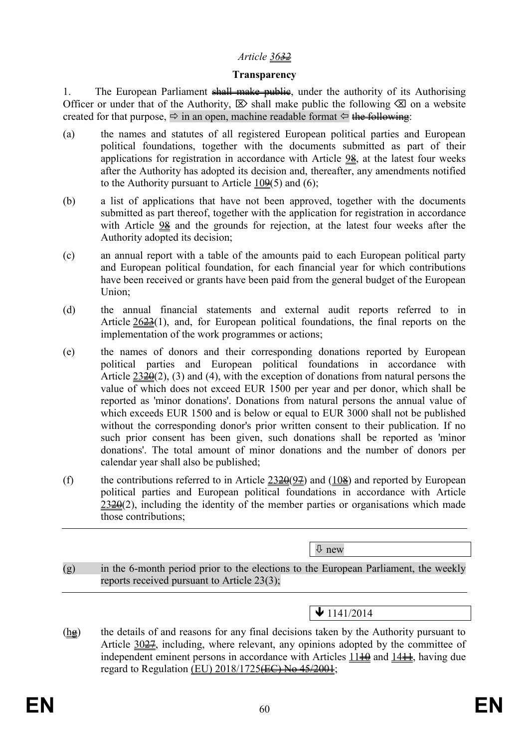*Article 3632*

**Transparency**

1. The European Parliament shall make public, under the authority of its Authorising Officer or under that of the Authority, ⌦ shall make public the following ⌫ on a website created for that purpose, ⇨ in an open, machine readable format ⇦ the following:

(a) the names and statutes of all registered European political parties and European political foundations, together with the documents submitted as part of their applications for registration in accordance with Article 98, at the latest four weeks after the Authority has adopted its decision and, thereafter, any amendments notified to the Authority pursuant to Article 109(5) and (6);

(b) a list of applications that have not been approved, together with the documents submitted as part thereof, together with the application for registration in accordance with Article 98 and the grounds for rejection, at the latest four weeks after the Authority adopted its decision;

(c) an annual report with a table of the amounts paid to each European political party and European political foundation, for each financial year for which contributions have been received or grants have been paid from the general budget of the European Union;

(d) the annual financial statements and external audit reports referred to in Article 2623(1), and, for European political foundations, the final reports on the implementation of the work programmes or actions;

(e) the names of donors and their corresponding donations reported by European political parties and European political foundations in accordance with Article 2320(2), (3) and (4), with the exception of donations from natural persons the value of which does not exceed EUR 1500 per year and per donor, which shall be reported as 'minor donations'. Donations from natural persons the annual value of which exceeds EUR 1500 and is below or equal to EUR 3000 shall not be published without the corresponding donor's prior written consent to their publication. If no such prior consent has been given, such donations shall be reported as 'minor donations'. The total amount of minor donations and the number of donors per calendar year shall also be published;

(f) the contributions referred to in Article 2320(97) and (108) and reported by European political parties and European political foundations in accordance with Article 2320(2), including the identity of the member parties or organisations which made those contributions;

⇩ new

(g) in the 6-month period prior to the elections to the European Parliament, the weekly reports received pursuant to Article 23(3);

⬇ 1141/2014

(hg) the details of and reasons for any final decisions taken by the Authority pursuant to Article 3027, including, where relevant, any opinions adopted by the committee of independent eminent persons in accordance with Articles 1110 and 1411, having due regard to Regulation (EU) 2018/1725(EC) No 45/2001;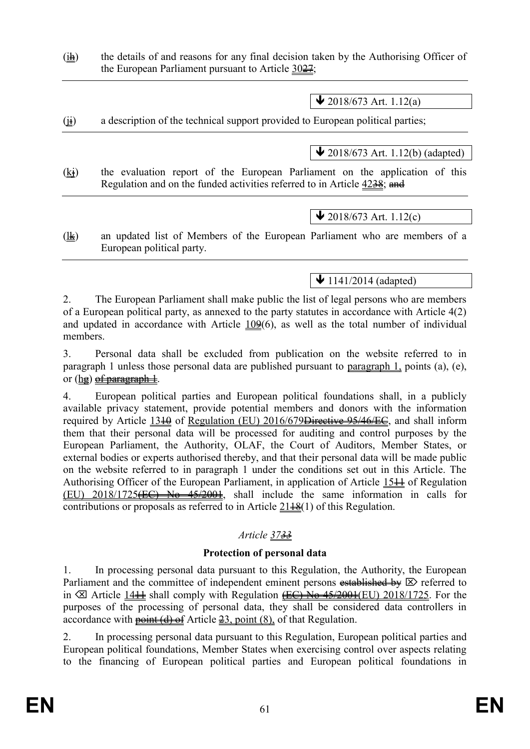(ih) the details of and reasons for any final decision taken by the Authorising Officer of the European Parliament pursuant to Article 3027;

---

↓ 2018/673 Art. 1.12(a)

(ji) a description of the technical support provided to European political parties;

---

↓ 2018/673 Art. 1.12(b) (adapted)

(kj) the evaluation report of the European Parliament on the application of this Regulation and on the funded activities referred to in Article 4238; ~~and~~

---

↓ 2018/673 Art. 1.12(c)

(lk) an updated list of Members of the European Parliament who are members of a European political party.

---

↓ 1141/2014 (adapted)

2. The European Parliament shall make public the list of legal persons who are members of a European political party, as annexed to the party statutes in accordance with Article 4(2) and updated in accordance with Article 109(6), as well as the total number of individual members.

3. Personal data shall be excluded from publication on the website referred to in paragraph 1 unless those personal data are published pursuant to paragraph 1, points (a), (e), or (hg) ~~of paragraph 1~~.

4. European political parties and European political foundations shall, in a publicly available privacy statement, provide potential members and donors with the information required by Article 1310 of Regulation (EU) 2016/679~~Directive 95/46/EC~~, and shall inform them that their personal data will be processed for auditing and control purposes by the European Parliament, the Authority, OLAF, the Court of Auditors, Member States, or external bodies or experts authorised thereby, and that their personal data will be made public on the website referred to in paragraph 1 under the conditions set out in this Article. The Authorising Officer of the European Parliament, in application of Article 1511 of Regulation (EU) 2018/1725~~(EC) No 45/2001~~, shall include the same information in calls for contributions or proposals as referred to in Article 2118(1) of this Regulation.

*Article 3733*

**Protection of personal data**

1. In processing personal data pursuant to this Regulation, the Authority, the European Parliament and the committee of independent eminent persons ~~established by~~ ⌦ referred to in ⌫ Article 1411 shall comply with Regulation ~~(EC) No 45/2001~~(EU) 2018/1725. For the purposes of the processing of personal data, they shall be considered data controllers in accordance with ~~point (d) of~~ Article 23, point (8), of that Regulation.

2. In processing personal data pursuant to this Regulation, European political parties and European political foundations, Member States when exercising control over aspects relating to the financing of European political parties and European political foundations in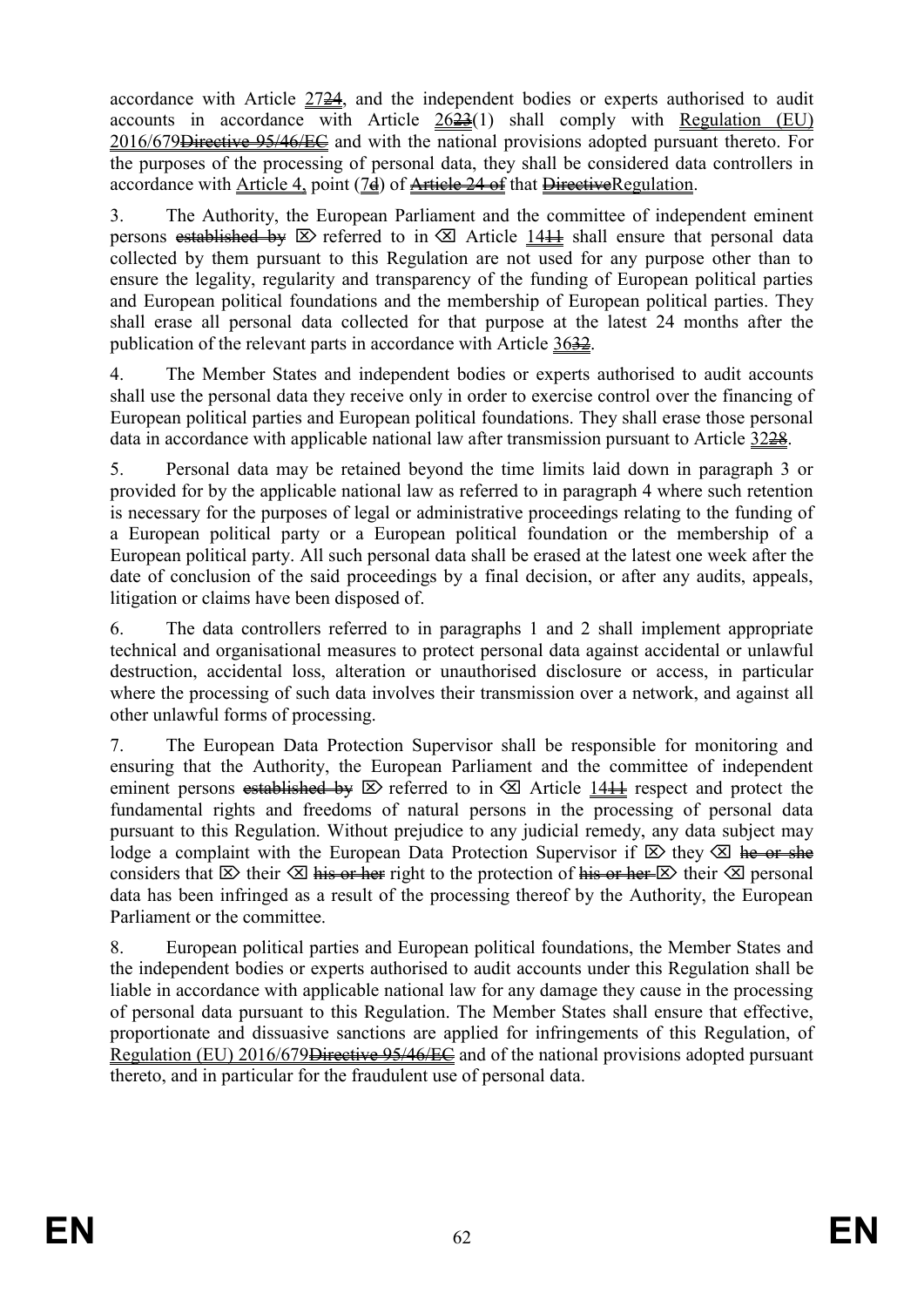accordance with Article 2724, and the independent bodies or experts authorised to audit accounts in accordance with Article 2623(1) shall comply with Regulation (EU) 2016/679~~Directive 95/46/EC~~ and with the national provisions adopted pursuant thereto. For the purposes of the processing of personal data, they shall be considered data controllers in accordance with Article 4, point (7d) of ~~Article 24 of~~ that ~~Directive~~Regulation.

3. The Authority, the European Parliament and the committee of independent eminent persons ~~established by~~ ⌦ referred to in ⌫ Article 1411 shall ensure that personal data collected by them pursuant to this Regulation are not used for any purpose other than to ensure the legality, regularity and transparency of the funding of European political parties and European political foundations and the membership of European political parties. They shall erase all personal data collected for that purpose at the latest 24 months after the publication of the relevant parts in accordance with Article 3632.

4. The Member States and independent bodies or experts authorised to audit accounts shall use the personal data they receive only in order to exercise control over the financing of European political parties and European political foundations. They shall erase those personal data in accordance with applicable national law after transmission pursuant to Article 3228.

5. Personal data may be retained beyond the time limits laid down in paragraph 3 or provided for by the applicable national law as referred to in paragraph 4 where such retention is necessary for the purposes of legal or administrative proceedings relating to the funding of a European political party or a European political foundation or the membership of a European political party. All such personal data shall be erased at the latest one week after the date of conclusion of the said proceedings by a final decision, or after any audits, appeals, litigation or claims have been disposed of.

6. The data controllers referred to in paragraphs 1 and 2 shall implement appropriate technical and organisational measures to protect personal data against accidental or unlawful destruction, accidental loss, alteration or unauthorised disclosure or access, in particular where the processing of such data involves their transmission over a network, and against all other unlawful forms of processing.

7. The European Data Protection Supervisor shall be responsible for monitoring and ensuring that the Authority, the European Parliament and the committee of independent eminent persons ~~established by~~ ⌦ referred to in ⌫ Article 1411 respect and protect the fundamental rights and freedoms of natural persons in the processing of personal data pursuant to this Regulation. Without prejudice to any judicial remedy, any data subject may lodge a complaint with the European Data Protection Supervisor if ⌦ they ⌫ ~~he or she~~ considers that ⌦ their ⌫ ~~his or her~~ right to the protection of ~~his or her~~ ⌦ their ⌫ personal data has been infringed as a result of the processing thereof by the Authority, the European Parliament or the committee.

8. European political parties and European political foundations, the Member States and the independent bodies or experts authorised to audit accounts under this Regulation shall be liable in accordance with applicable national law for any damage they cause in the processing of personal data pursuant to this Regulation. The Member States shall ensure that effective, proportionate and dissuasive sanctions are applied for infringements of this Regulation, of Regulation (EU) 2016/679~~Directive 95/46/EC~~ and of the national provisions adopted pursuant thereto, and in particular for the fraudulent use of personal data.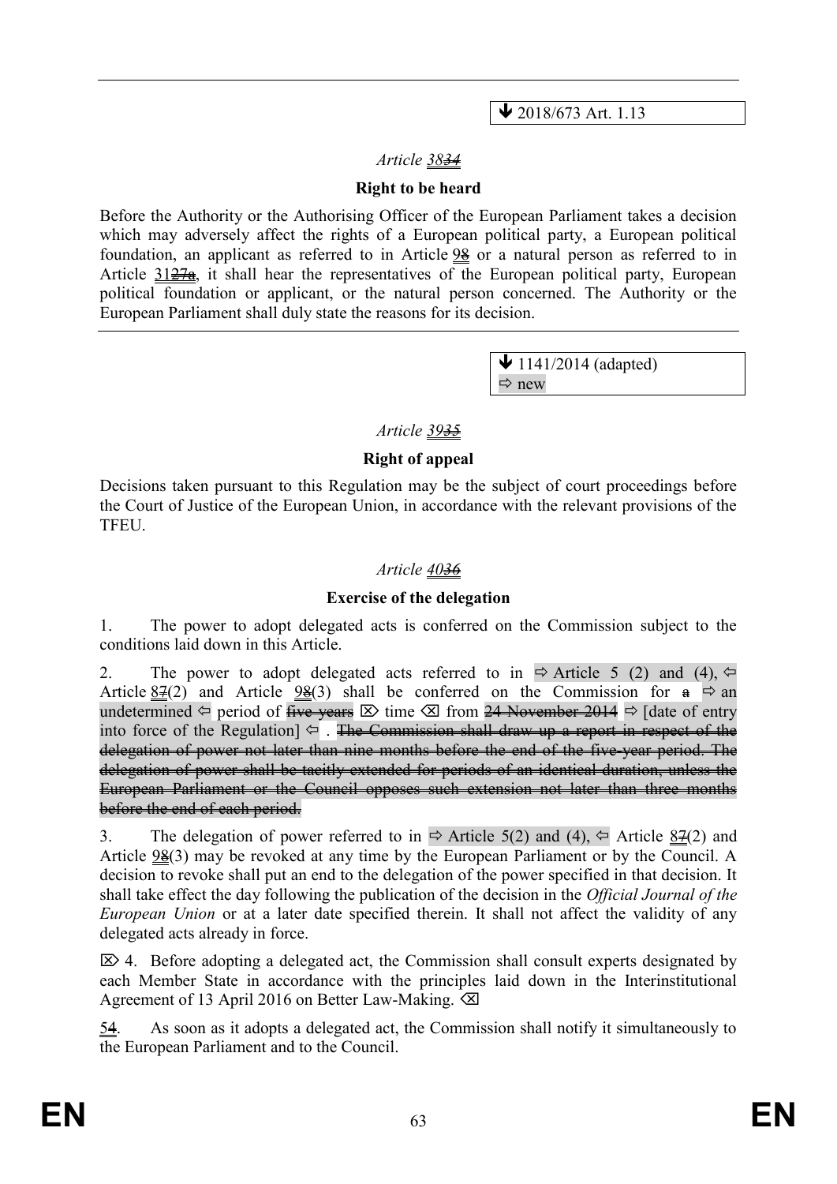↓ 2018/673 Art. 1.13

*Article 3834*

**Right to be heard**

Before the Authority or the Authorising Officer of the European Parliament takes a decision which may adversely affect the rights of a European political party, a European political foundation, an applicant as referred to in Article 98 or a natural person as referred to in Article 3127a, it shall hear the representatives of the European political party, European political foundation or applicant, or the natural person concerned. The Authority or the European Parliament shall duly state the reasons for its decision.

↓ 1141/2014 (adapted)
⇨ new

*Article 3935*

**Right of appeal**

Decisions taken pursuant to this Regulation may be the subject of court proceedings before the Court of Justice of the European Union, in accordance with the relevant provisions of the TFEU.

*Article 4036*

**Exercise of the delegation**

1. The power to adopt delegated acts is conferred on the Commission subject to the conditions laid down in this Article.

2. The power to adopt delegated acts referred to in ⇨ Article 5 (2) and (4), ⇦ Article 87(2) and Article 98(3) shall be conferred on the Commission for a ⇨ an undetermined ⇦ period of five years ⌦ time ⌫ from 24 November 2014 ⇨ [date of entry into force of the Regulation] ⇦ . The Commission shall draw up a report in respect of the delegation of power not later than nine months before the end of the five-year period. The delegation of power shall be tacitly extended for periods of an identical duration, unless the European Parliament or the Council opposes such extension not later than three months before the end of each period.

3. The delegation of power referred to in ⇨ Article 5(2) and (4), ⇦ Article 87(2) and Article 98(3) may be revoked at any time by the European Parliament or by the Council. A decision to revoke shall put an end to the delegation of the power specified in that decision. It shall take effect the day following the publication of the decision in the *Official Journal of the European Union* or at a later date specified therein. It shall not affect the validity of any delegated acts already in force.

⌦ 4. Before adopting a delegated act, the Commission shall consult experts designated by each Member State in accordance with the principles laid down in the Interinstitutional Agreement of 13 April 2016 on Better Law-Making. ⌫

54. As soon as it adopts a delegated act, the Commission shall notify it simultaneously to the European Parliament and to the Council.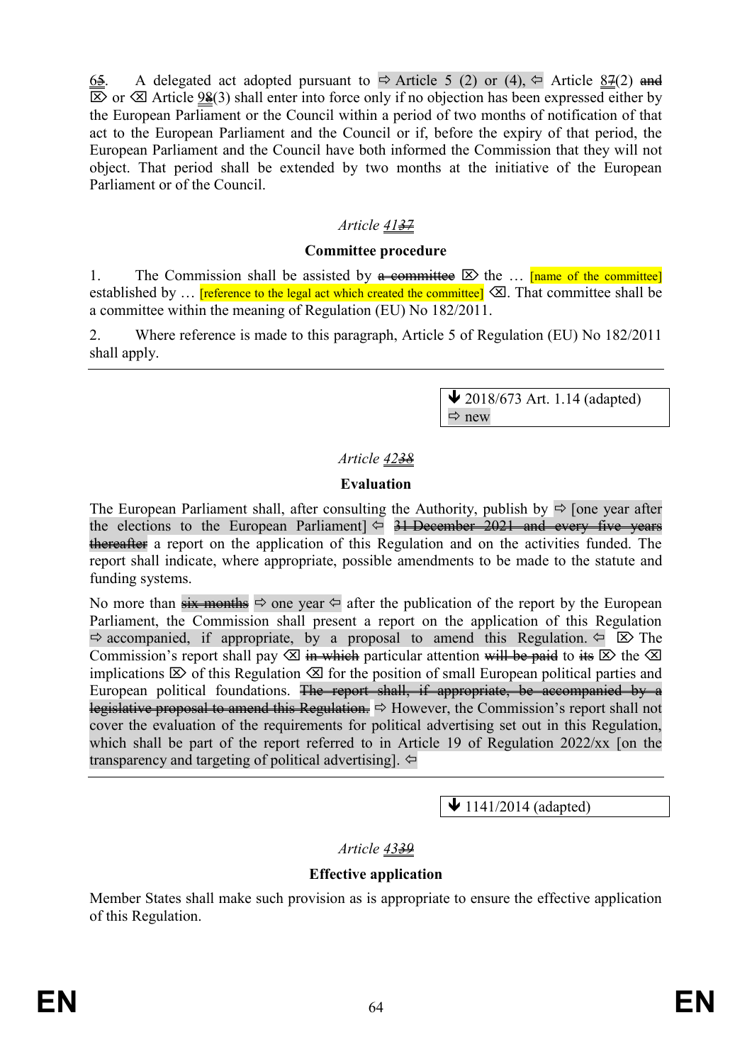65. A delegated act adopted pursuant to ⇨ Article 5 (2) or (4), ⇦ Article 87(2) and ⌦ or ⌫ Article 98(3) shall enter into force only if no objection has been expressed either by the European Parliament or the Council within a period of two months of notification of that act to the European Parliament and the Council or if, before the expiry of that period, the European Parliament and the Council have both informed the Commission that they will not object. That period shall be extended by two months at the initiative of the European Parliament or of the Council.

*Article 4137*

**Committee procedure**

1. The Commission shall be assisted by ~~a committee~~ ⌦ the … [name of the committee] established by … [reference to the legal act which created the committee] ⌫. That committee shall be a committee within the meaning of Regulation (EU) No 182/2011.

2. Where reference is made to this paragraph, Article 5 of Regulation (EU) No 182/2011 shall apply.

---

↓ 2018/673 Art. 1.14 (adapted)
⇨ new

*Article 4238*

**Evaluation**

The European Parliament shall, after consulting the Authority, publish by ⇨ [one year after the elections to the European Parliament] ⇦ ~~31 December 2021 and every five years thereafter~~ a report on the application of this Regulation and on the activities funded. The report shall indicate, where appropriate, possible amendments to be made to the statute and funding systems.

No more than ~~six months~~ ⇨ one year ⇦ after the publication of the report by the European Parliament, the Commission shall present a report on the application of this Regulation ⇨ accompanied, if appropriate, by a proposal to amend this Regulation. ⇦ ⌦ The Commission's report shall pay ⌫ ~~in which~~ particular attention ~~will be paid~~ to ~~its~~ ⌦ the ⌫ implications ⌦ of this Regulation ⌫ for the position of small European political parties and European political foundations. ~~The report shall, if appropriate, be accompanied by a legislative proposal to amend this Regulation.~~ ⇨ However, the Commission's report shall not cover the evaluation of the requirements for political advertising set out in this Regulation, which shall be part of the report referred to in Article 19 of Regulation 2022/xx [on the transparency and targeting of political advertising]. ⇦

---

↓ 1141/2014 (adapted)

*Article 4339*

**Effective application**

Member States shall make such provision as is appropriate to ensure the effective application of this Regulation.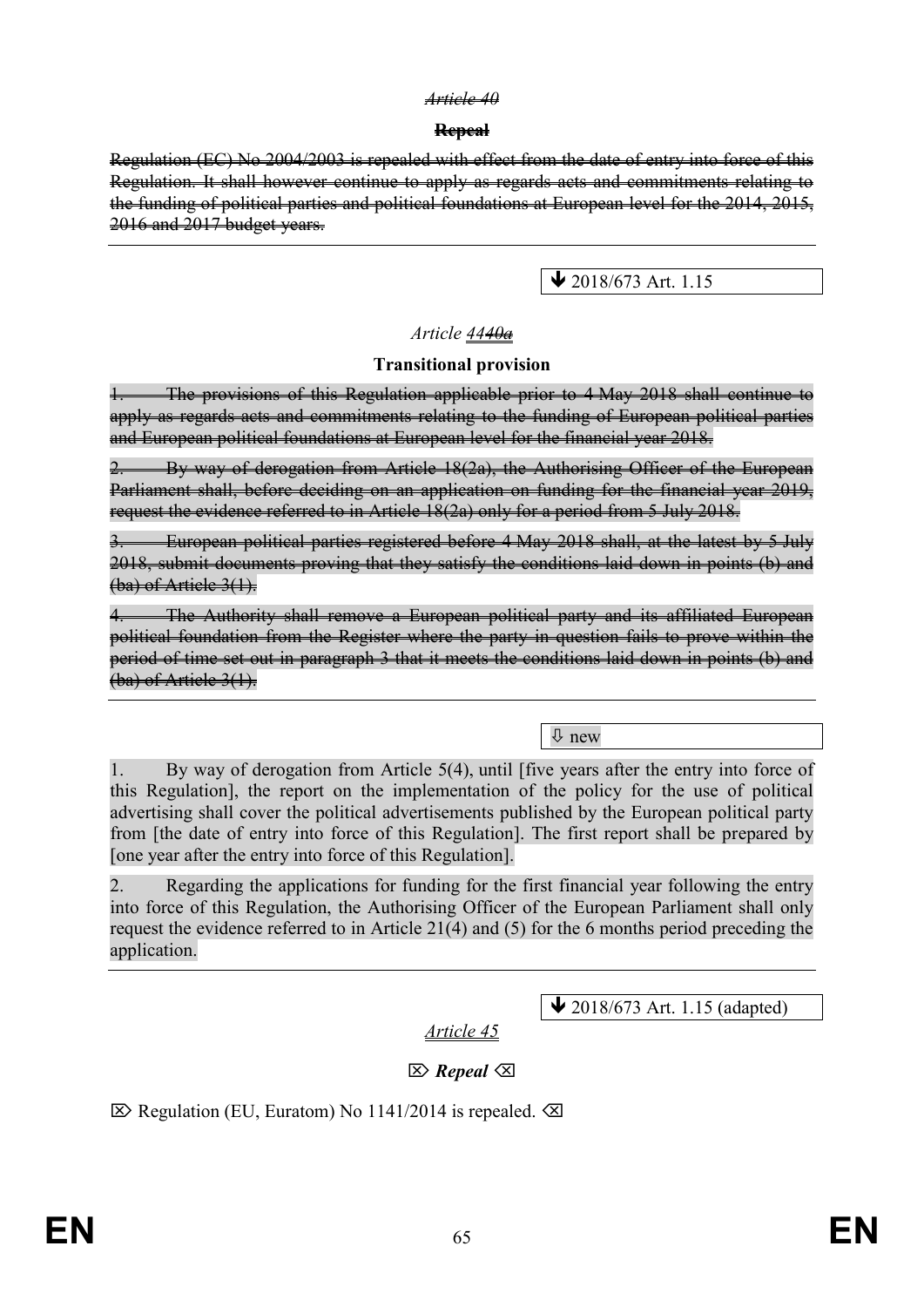*~~Article 40~~*

**~~Repeal~~**

~~Regulation (EC) No 2004/2003 is repealed with effect from the date of entry into force of this Regulation. It shall however continue to apply as regards acts and commitments relating to the funding of political parties and political foundations at European level for the 2014, 2015, 2016 and 2017 budget years.~~

---

⬇ 2018/673 Art. 1.15

*Article 44~~40a~~*

**Transitional provision**

~~1. The provisions of this Regulation applicable prior to 4 May 2018 shall continue to apply as regards acts and commitments relating to the funding of European political parties and European political foundations at European level for the financial year 2018.~~

~~2. By way of derogation from Article 18(2a), the Authorising Officer of the European Parliament shall, before deciding on an application on funding for the financial year 2019, request the evidence referred to in Article 18(2a) only for a period from 5 July 2018.~~

~~3. European political parties registered before 4 May 2018 shall, at the latest by 5 July 2018, submit documents proving that they satisfy the conditions laid down in points (b) and (ba) of Article 3(1).~~

~~4. The Authority shall remove a European political party and its affiliated European political foundation from the Register where the party in question fails to prove within the period of time set out in paragraph 3 that it meets the conditions laid down in points (b) and (ba) of Article 3(1).~~

---

⇩ new

1. By way of derogation from Article 5(4), until [five years after the entry into force of this Regulation], the report on the implementation of the policy for the use of political advertising shall cover the political advertisements published by the European political party from [the date of entry into force of this Regulation]. The first report shall be prepared by [one year after the entry into force of this Regulation].

2. Regarding the applications for funding for the first financial year following the entry into force of this Regulation, the Authorising Officer of the European Parliament shall only request the evidence referred to in Article 21(4) and (5) for the 6 months period preceding the application.

---

⬇ 2018/673 Art. 1.15 (adapted)

*Article 45*

⌦ ***Repeal*** ⌫

⌦ Regulation (EU, Euratom) No 1141/2014 is repealed. ⌫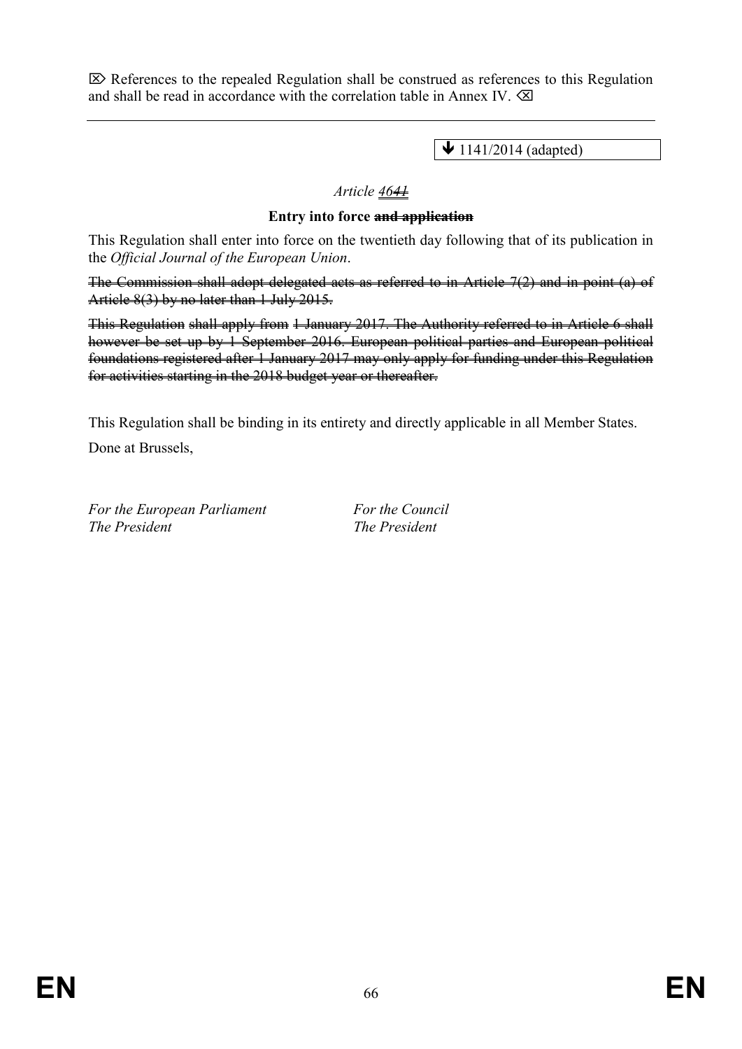⌦ References to the repealed Regulation shall be construed as references to this Regulation and shall be read in accordance with the correlation table in Annex IV. ⌫

---

🡻 1141/2014 (adapted)

*Article ~~46~~41*

**Entry into force ~~and application~~**

This Regulation shall enter into force on the twentieth day following that of its publication in the *Official Journal of the European Union*.

~~The Commission shall adopt delegated acts as referred to in Article 7(2) and in point (a) of Article 8(3) by no later than 1 July 2015.~~

~~This Regulation shall apply from 1 January 2017. The Authority referred to in Article 6 shall however be set up by 1 September 2016. European political parties and European political foundations registered after 1 January 2017 may only apply for funding under this Regulation for activities starting in the 2018 budget year or thereafter.~~

This Regulation shall be binding in its entirety and directly applicable in all Member States.

Done at Brussels,

*For the European Parliament*
*The President*

*For the Council*
*The President*